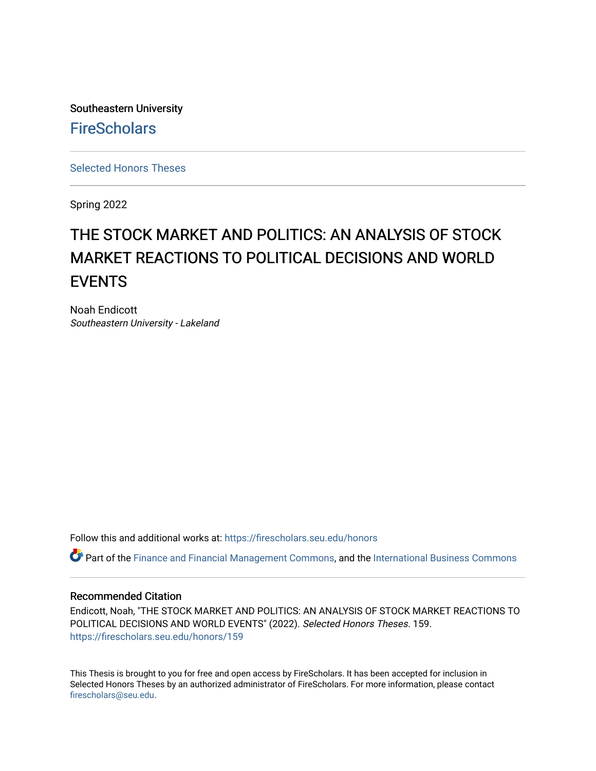Southeastern University

FireScholars

Selected Honors Theses

Spring 2022

# THE STOCK MARKET AND POLITICS: AN ANALYSIS OF STOCK MARKET REACTIONS TO POLITICAL DECISIONS AND WORLD EVENTS

Noah Endicott
*Southeastern University - Lakeland*

Follow this and additional works at: https://firescholars.seu.edu/honors

Part of the Finance and Financial Management Commons, and the International Business Commons

## Recommended Citation

Endicott, Noah, "THE STOCK MARKET AND POLITICS: AN ANALYSIS OF STOCK MARKET REACTIONS TO POLITICAL DECISIONS AND WORLD EVENTS" (2022). *Selected Honors Theses*. 159.
https://firescholars.seu.edu/honors/159

This Thesis is brought to you for free and open access by FireScholars. It has been accepted for inclusion in Selected Honors Theses by an authorized administrator of FireScholars. For more information, please contact firescholars@seu.edu.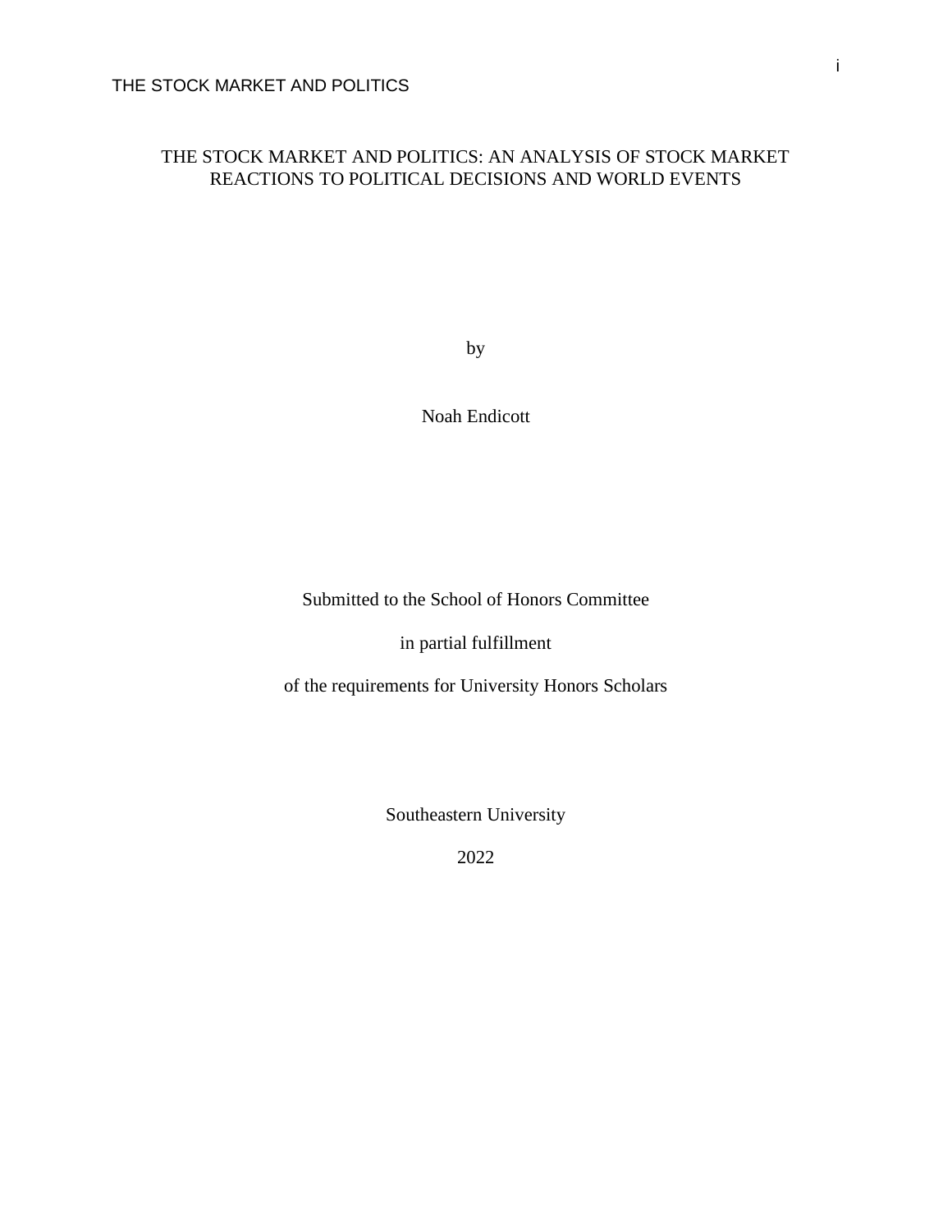# THE STOCK MARKET AND POLITICS: AN ANALYSIS OF STOCK MARKET REACTIONS TO POLITICAL DECISIONS AND WORLD EVENTS

by

Noah Endicott

Submitted to the School of Honors Committee

in partial fulfillment

of the requirements for University Honors Scholars

Southeastern University

2022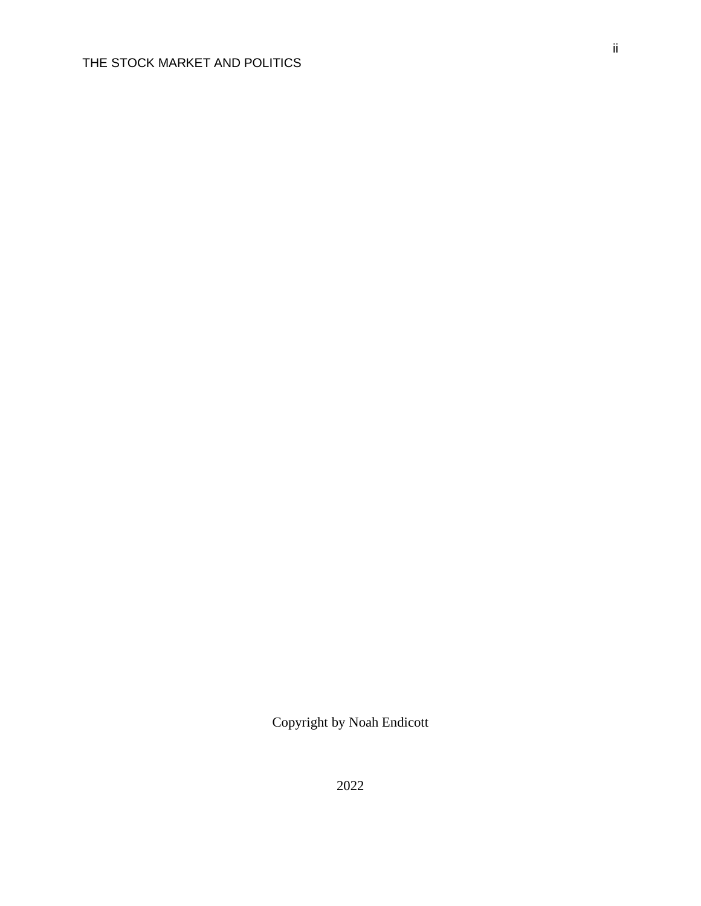Copyright by Noah Endicott

2022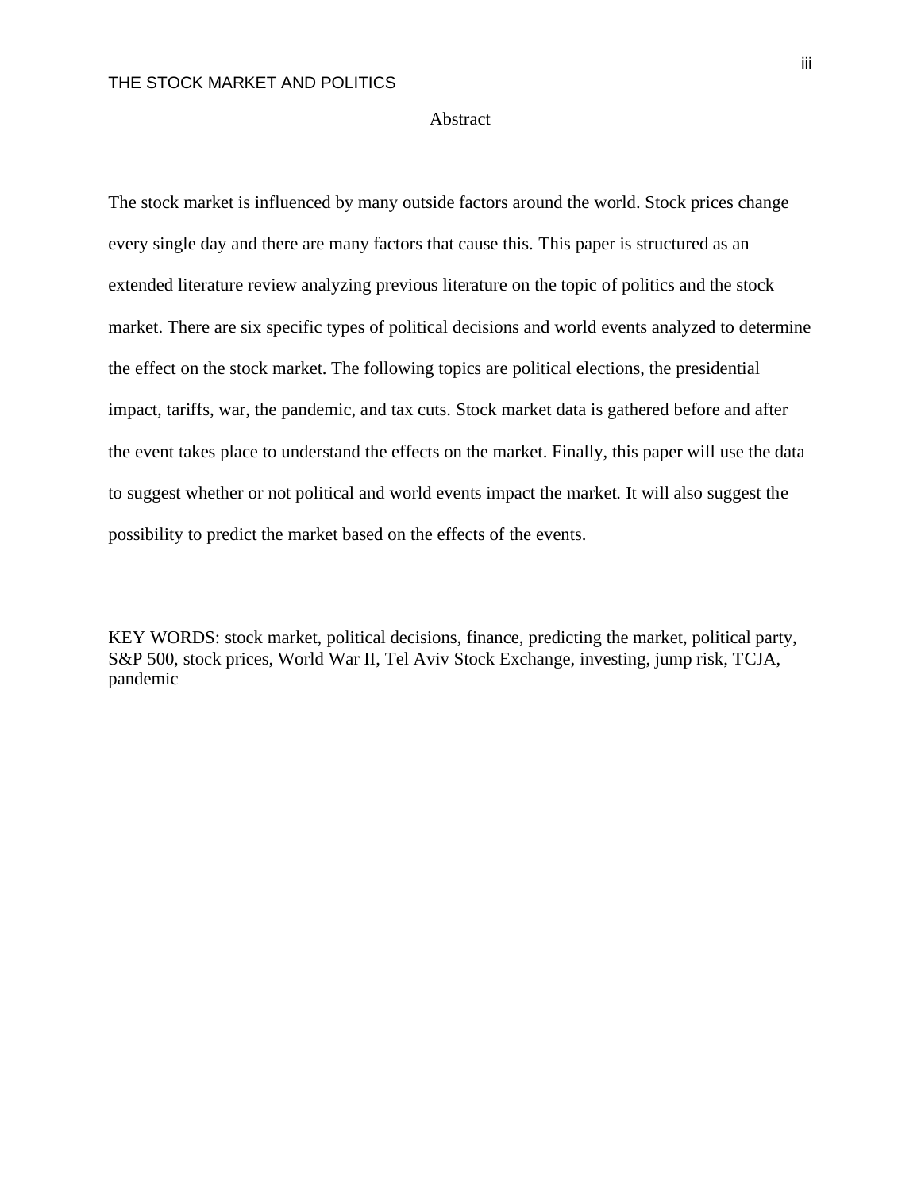# Abstract

The stock market is influenced by many outside factors around the world. Stock prices change every single day and there are many factors that cause this. This paper is structured as an extended literature review analyzing previous literature on the topic of politics and the stock market. There are six specific types of political decisions and world events analyzed to determine the effect on the stock market. The following topics are political elections, the presidential impact, tariffs, war, the pandemic, and tax cuts. Stock market data is gathered before and after the event takes place to understand the effects on the market. Finally, this paper will use the data to suggest whether or not political and world events impact the market. It will also suggest the possibility to predict the market based on the effects of the events.

KEY WORDS: stock market, political decisions, finance, predicting the market, political party, S&P 500, stock prices, World War II, Tel Aviv Stock Exchange, investing, jump risk, TCJA, pandemic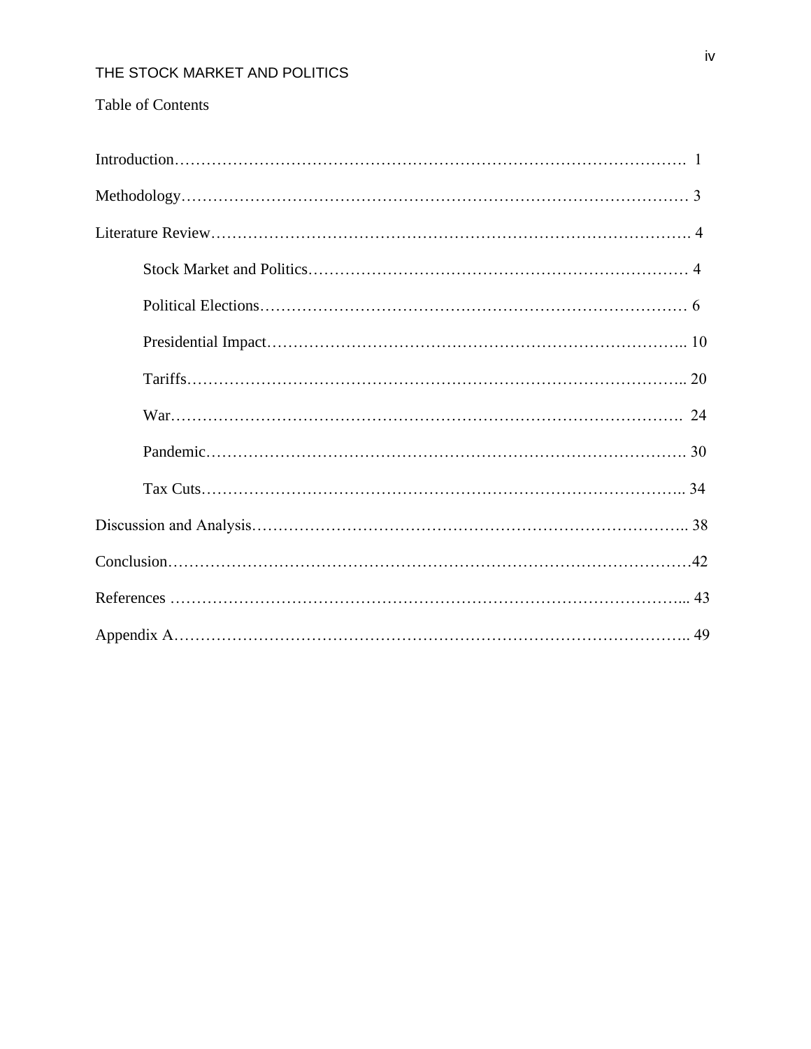Table of Contents

Introduction………………………………………………………………………………. 1

Methodology……………………………………………………………………………… 3

Literature Review………………………………………………………………………… 4

  Stock Market and Politics……………………………………………………………… 4

  Political Elections……………………………………………………………………… 6

  Presidential Impact…………………………………………………………………….. 10

  Tariffs…………………………………………………………………………………….. 20

  War……………………………………………………………………………………. 24

  Pandemic………………………………………………………………………………. 30

  Tax Cuts……………………………………………………………………………….. 34

Discussion and Analysis………………………………………………………………….. 38

Conclusion…………………………………………………………………………………42

References ………………………………………………………………………………... 43

Appendix A……………………………………………………………………………….. 49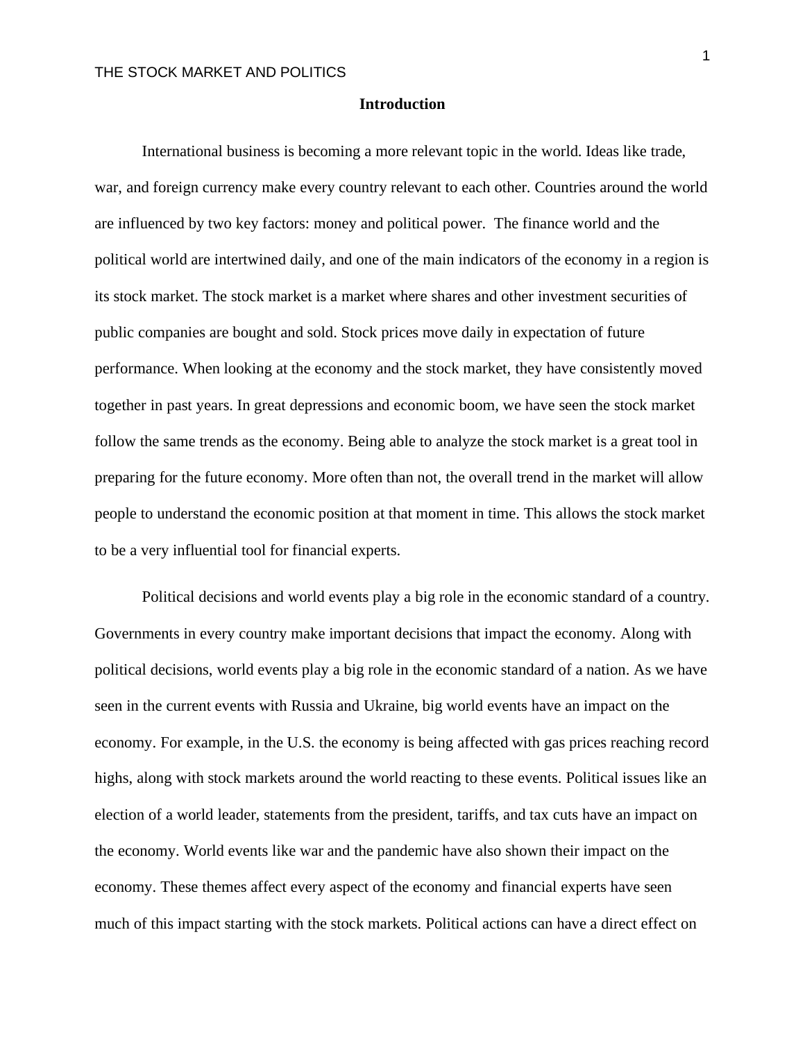## Introduction

International business is becoming a more relevant topic in the world. Ideas like trade, war, and foreign currency make every country relevant to each other. Countries around the world are influenced by two key factors: money and political power. The finance world and the political world are intertwined daily, and one of the main indicators of the economy in a region is its stock market. The stock market is a market where shares and other investment securities of public companies are bought and sold. Stock prices move daily in expectation of future performance. When looking at the economy and the stock market, they have consistently moved together in past years. In great depressions and economic boom, we have seen the stock market follow the same trends as the economy. Being able to analyze the stock market is a great tool in preparing for the future economy. More often than not, the overall trend in the market will allow people to understand the economic position at that moment in time. This allows the stock market to be a very influential tool for financial experts.

Political decisions and world events play a big role in the economic standard of a country. Governments in every country make important decisions that impact the economy. Along with political decisions, world events play a big role in the economic standard of a nation. As we have seen in the current events with Russia and Ukraine, big world events have an impact on the economy. For example, in the U.S. the economy is being affected with gas prices reaching record highs, along with stock markets around the world reacting to these events. Political issues like an election of a world leader, statements from the president, tariffs, and tax cuts have an impact on the economy. World events like war and the pandemic have also shown their impact on the economy. These themes affect every aspect of the economy and financial experts have seen much of this impact starting with the stock markets. Political actions can have a direct effect on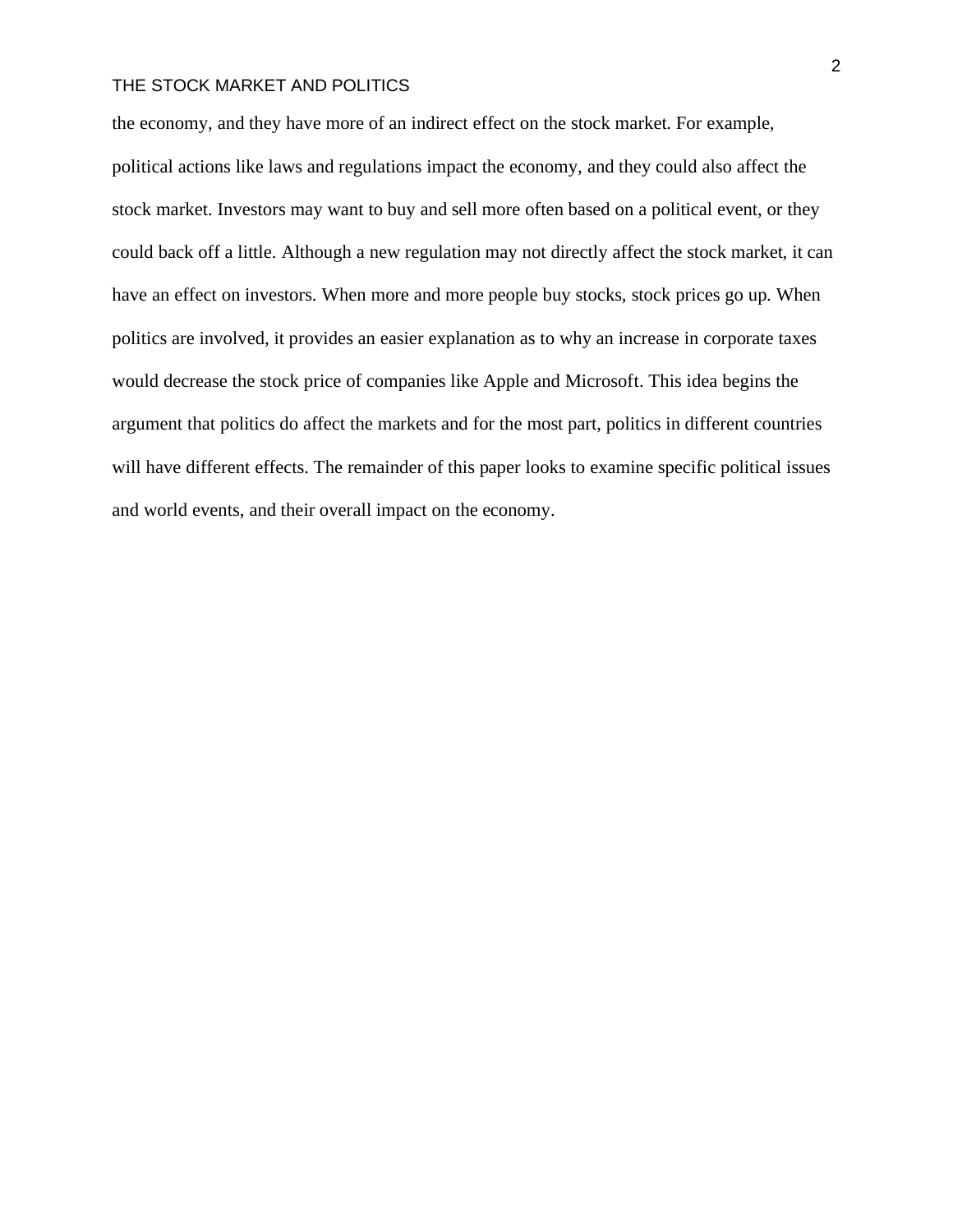the economy, and they have more of an indirect effect on the stock market. For example, political actions like laws and regulations impact the economy, and they could also affect the stock market. Investors may want to buy and sell more often based on a political event, or they could back off a little. Although a new regulation may not directly affect the stock market, it can have an effect on investors. When more and more people buy stocks, stock prices go up. When politics are involved, it provides an easier explanation as to why an increase in corporate taxes would decrease the stock price of companies like Apple and Microsoft. This idea begins the argument that politics do affect the markets and for the most part, politics in different countries will have different effects. The remainder of this paper looks to examine specific political issues and world events, and their overall impact on the economy.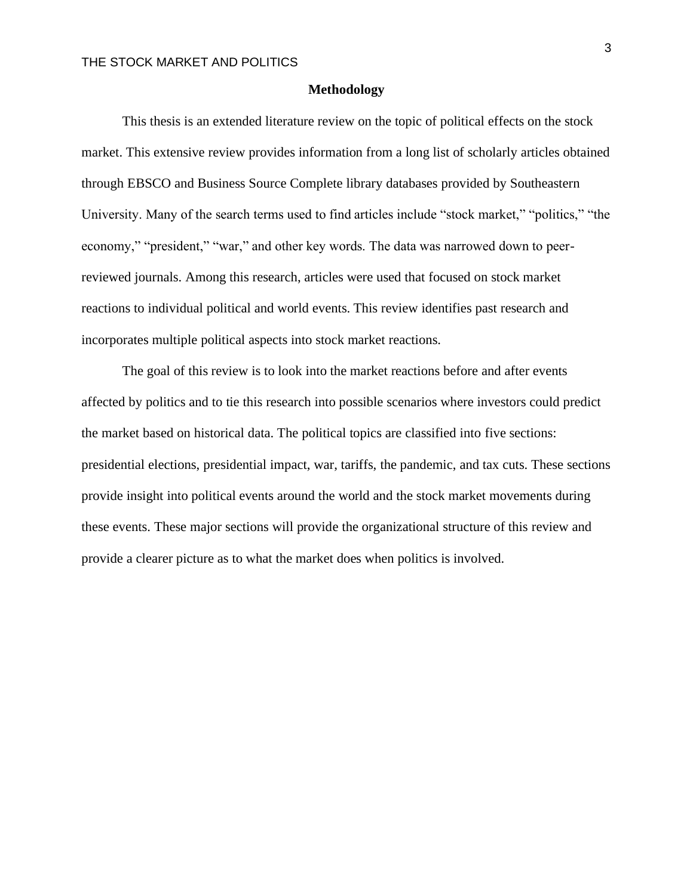## Methodology

This thesis is an extended literature review on the topic of political effects on the stock market. This extensive review provides information from a long list of scholarly articles obtained through EBSCO and Business Source Complete library databases provided by Southeastern University. Many of the search terms used to find articles include "stock market," "politics," "the economy," "president," "war," and other key words. The data was narrowed down to peer-reviewed journals. Among this research, articles were used that focused on stock market reactions to individual political and world events. This review identifies past research and incorporates multiple political aspects into stock market reactions.

The goal of this review is to look into the market reactions before and after events affected by politics and to tie this research into possible scenarios where investors could predict the market based on historical data. The political topics are classified into five sections: presidential elections, presidential impact, war, tariffs, the pandemic, and tax cuts. These sections provide insight into political events around the world and the stock market movements during these events. These major sections will provide the organizational structure of this review and provide a clearer picture as to what the market does when politics is involved.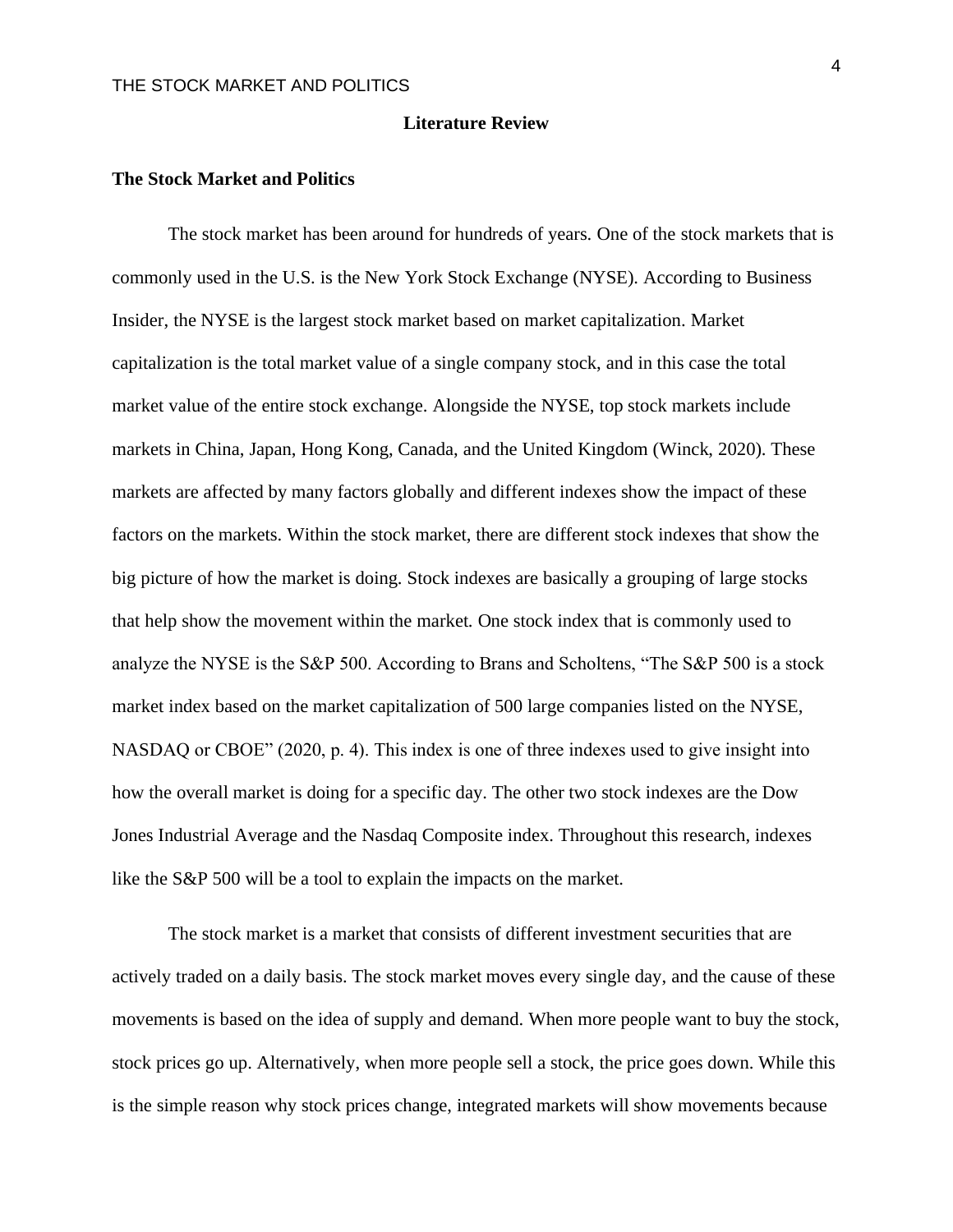## Literature Review

### The Stock Market and Politics

The stock market has been around for hundreds of years. One of the stock markets that is commonly used in the U.S. is the New York Stock Exchange (NYSE). According to Business Insider, the NYSE is the largest stock market based on market capitalization. Market capitalization is the total market value of a single company stock, and in this case the total market value of the entire stock exchange. Alongside the NYSE, top stock markets include markets in China, Japan, Hong Kong, Canada, and the United Kingdom (Winck, 2020). These markets are affected by many factors globally and different indexes show the impact of these factors on the markets. Within the stock market, there are different stock indexes that show the big picture of how the market is doing. Stock indexes are basically a grouping of large stocks that help show the movement within the market. One stock index that is commonly used to analyze the NYSE is the S&P 500. According to Brans and Scholtens, "The S&P 500 is a stock market index based on the market capitalization of 500 large companies listed on the NYSE, NASDAQ or CBOE" (2020, p. 4). This index is one of three indexes used to give insight into how the overall market is doing for a specific day. The other two stock indexes are the Dow Jones Industrial Average and the Nasdaq Composite index. Throughout this research, indexes like the S&P 500 will be a tool to explain the impacts on the market.

The stock market is a market that consists of different investment securities that are actively traded on a daily basis. The stock market moves every single day, and the cause of these movements is based on the idea of supply and demand. When more people want to buy the stock, stock prices go up. Alternatively, when more people sell a stock, the price goes down. While this is the simple reason why stock prices change, integrated markets will show movements because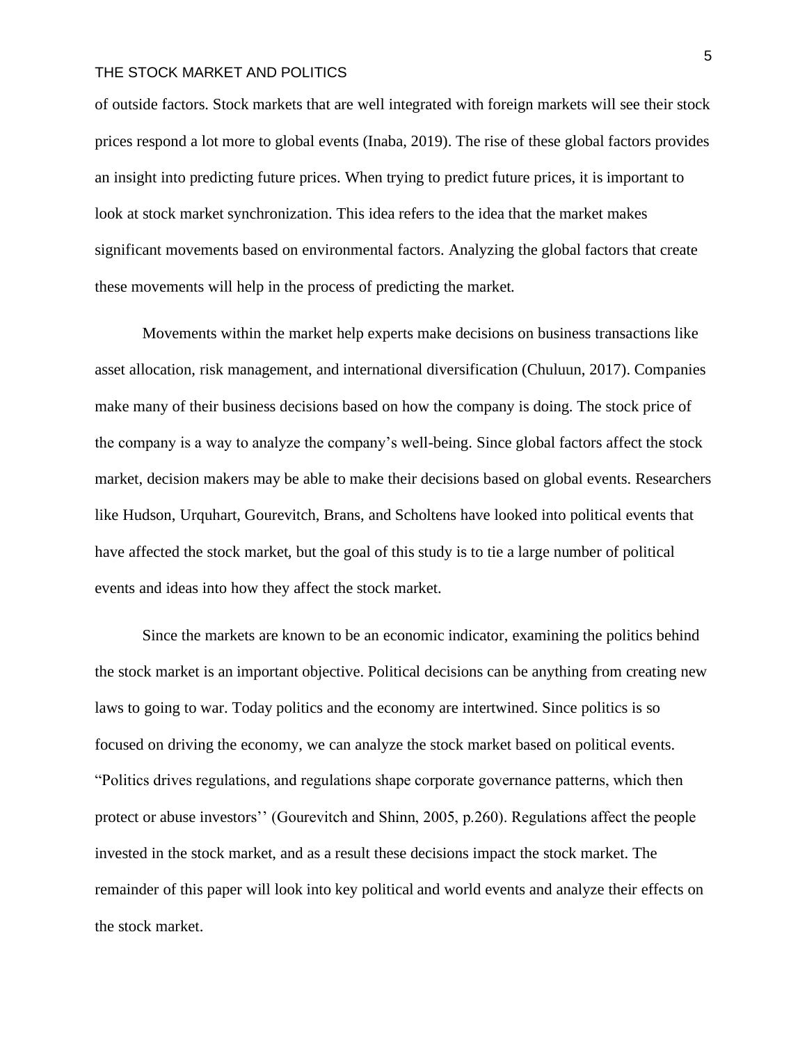of outside factors. Stock markets that are well integrated with foreign markets will see their stock prices respond a lot more to global events (Inaba, 2019). The rise of these global factors provides an insight into predicting future prices. When trying to predict future prices, it is important to look at stock market synchronization. This idea refers to the idea that the market makes significant movements based on environmental factors. Analyzing the global factors that create these movements will help in the process of predicting the market.

Movements within the market help experts make decisions on business transactions like asset allocation, risk management, and international diversification (Chuluun, 2017). Companies make many of their business decisions based on how the company is doing. The stock price of the company is a way to analyze the company's well-being. Since global factors affect the stock market, decision makers may be able to make their decisions based on global events. Researchers like Hudson, Urquhart, Gourevitch, Brans, and Scholtens have looked into political events that have affected the stock market, but the goal of this study is to tie a large number of political events and ideas into how they affect the stock market.

Since the markets are known to be an economic indicator, examining the politics behind the stock market is an important objective. Political decisions can be anything from creating new laws to going to war. Today politics and the economy are intertwined. Since politics is so focused on driving the economy, we can analyze the stock market based on political events. "Politics drives regulations, and regulations shape corporate governance patterns, which then protect or abuse investors'' (Gourevitch and Shinn, 2005, p.260). Regulations affect the people invested in the stock market, and as a result these decisions impact the stock market. The remainder of this paper will look into key political and world events and analyze their effects on the stock market.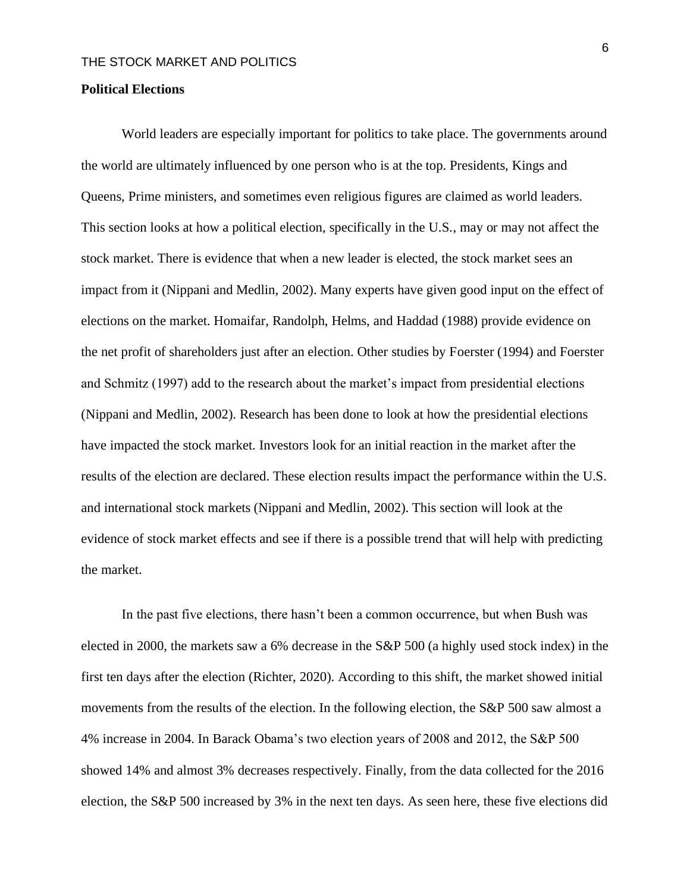**Political Elections**

World leaders are especially important for politics to take place. The governments around the world are ultimately influenced by one person who is at the top. Presidents, Kings and Queens, Prime ministers, and sometimes even religious figures are claimed as world leaders. This section looks at how a political election, specifically in the U.S., may or may not affect the stock market. There is evidence that when a new leader is elected, the stock market sees an impact from it (Nippani and Medlin, 2002). Many experts have given good input on the effect of elections on the market. Homaifar, Randolph, Helms, and Haddad (1988) provide evidence on the net profit of shareholders just after an election. Other studies by Foerster (1994) and Foerster and Schmitz (1997) add to the research about the market's impact from presidential elections (Nippani and Medlin, 2002). Research has been done to look at how the presidential elections have impacted the stock market. Investors look for an initial reaction in the market after the results of the election are declared. These election results impact the performance within the U.S. and international stock markets (Nippani and Medlin, 2002). This section will look at the evidence of stock market effects and see if there is a possible trend that will help with predicting the market.

In the past five elections, there hasn't been a common occurrence, but when Bush was elected in 2000, the markets saw a 6% decrease in the S&P 500 (a highly used stock index) in the first ten days after the election (Richter, 2020). According to this shift, the market showed initial movements from the results of the election. In the following election, the S&P 500 saw almost a 4% increase in 2004. In Barack Obama's two election years of 2008 and 2012, the S&P 500 showed 14% and almost 3% decreases respectively. Finally, from the data collected for the 2016 election, the S&P 500 increased by 3% in the next ten days. As seen here, these five elections did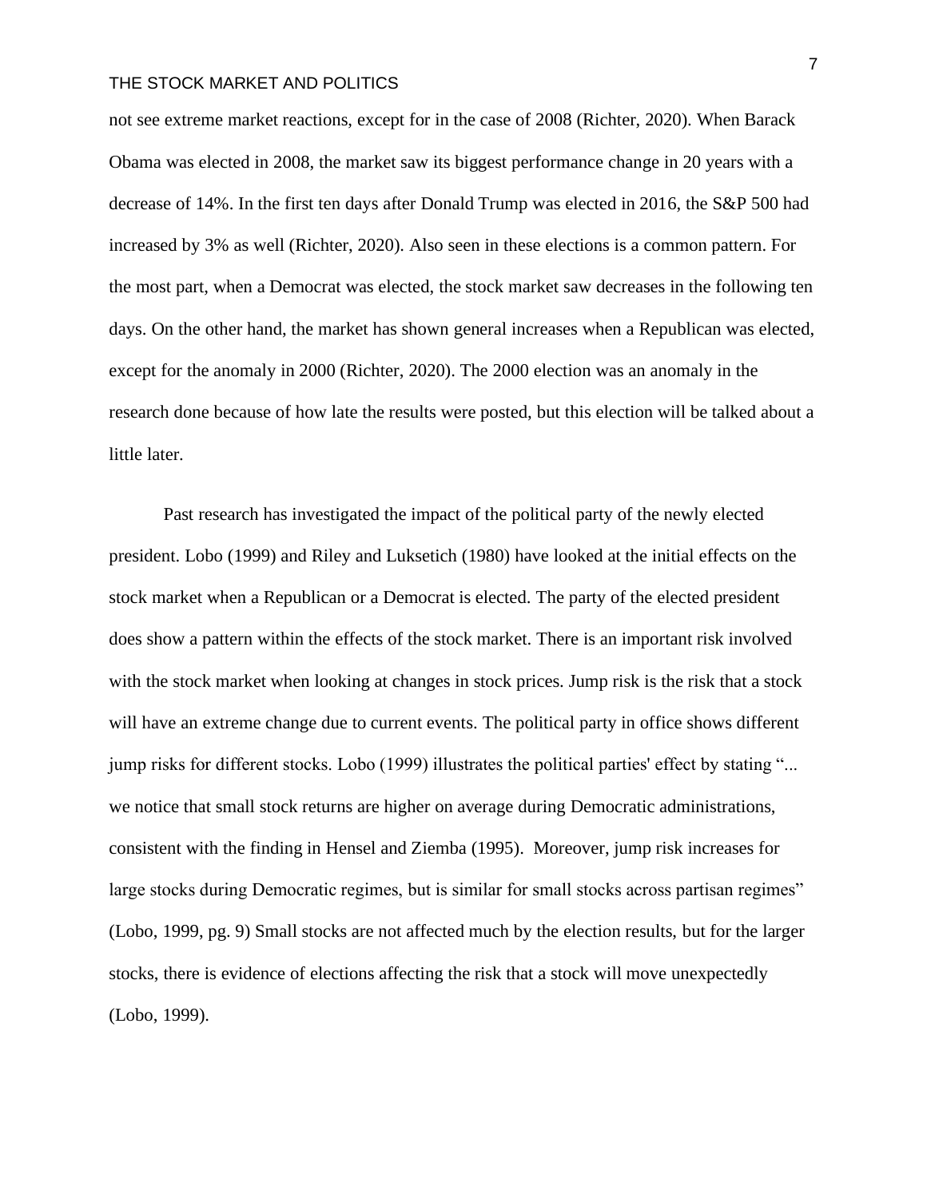not see extreme market reactions, except for in the case of 2008 (Richter, 2020). When Barack Obama was elected in 2008, the market saw its biggest performance change in 20 years with a decrease of 14%. In the first ten days after Donald Trump was elected in 2016, the S&P 500 had increased by 3% as well (Richter, 2020). Also seen in these elections is a common pattern. For the most part, when a Democrat was elected, the stock market saw decreases in the following ten days. On the other hand, the market has shown general increases when a Republican was elected, except for the anomaly in 2000 (Richter, 2020). The 2000 election was an anomaly in the research done because of how late the results were posted, but this election will be talked about a little later.

Past research has investigated the impact of the political party of the newly elected president. Lobo (1999) and Riley and Luksetich (1980) have looked at the initial effects on the stock market when a Republican or a Democrat is elected. The party of the elected president does show a pattern within the effects of the stock market. There is an important risk involved with the stock market when looking at changes in stock prices. Jump risk is the risk that a stock will have an extreme change due to current events. The political party in office shows different jump risks for different stocks. Lobo (1999) illustrates the political parties' effect by stating "... we notice that small stock returns are higher on average during Democratic administrations, consistent with the finding in Hensel and Ziemba (1995). Moreover, jump risk increases for large stocks during Democratic regimes, but is similar for small stocks across partisan regimes" (Lobo, 1999, pg. 9) Small stocks are not affected much by the election results, but for the larger stocks, there is evidence of elections affecting the risk that a stock will move unexpectedly (Lobo, 1999).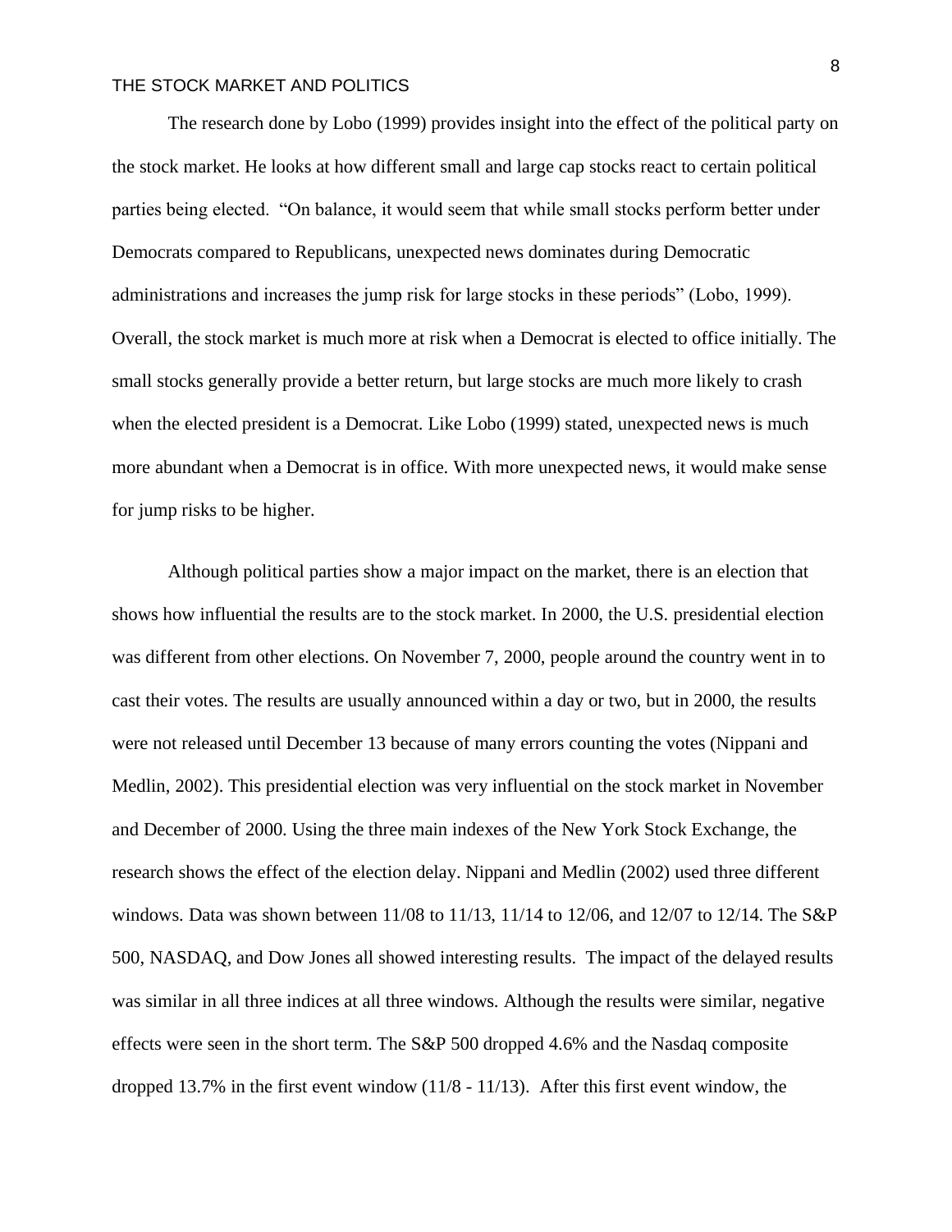The research done by Lobo (1999) provides insight into the effect of the political party on the stock market. He looks at how different small and large cap stocks react to certain political parties being elected. "On balance, it would seem that while small stocks perform better under Democrats compared to Republicans, unexpected news dominates during Democratic administrations and increases the jump risk for large stocks in these periods" (Lobo, 1999). Overall, the stock market is much more at risk when a Democrat is elected to office initially. The small stocks generally provide a better return, but large stocks are much more likely to crash when the elected president is a Democrat. Like Lobo (1999) stated, unexpected news is much more abundant when a Democrat is in office. With more unexpected news, it would make sense for jump risks to be higher.

Although political parties show a major impact on the market, there is an election that shows how influential the results are to the stock market. In 2000, the U.S. presidential election was different from other elections. On November 7, 2000, people around the country went in to cast their votes. The results are usually announced within a day or two, but in 2000, the results were not released until December 13 because of many errors counting the votes (Nippani and Medlin, 2002). This presidential election was very influential on the stock market in November and December of 2000. Using the three main indexes of the New York Stock Exchange, the research shows the effect of the election delay. Nippani and Medlin (2002) used three different windows. Data was shown between 11/08 to 11/13, 11/14 to 12/06, and 12/07 to 12/14. The S&P 500, NASDAQ, and Dow Jones all showed interesting results. The impact of the delayed results was similar in all three indices at all three windows. Although the results were similar, negative effects were seen in the short term. The S&P 500 dropped 4.6% and the Nasdaq composite dropped 13.7% in the first event window (11/8 - 11/13). After this first event window, the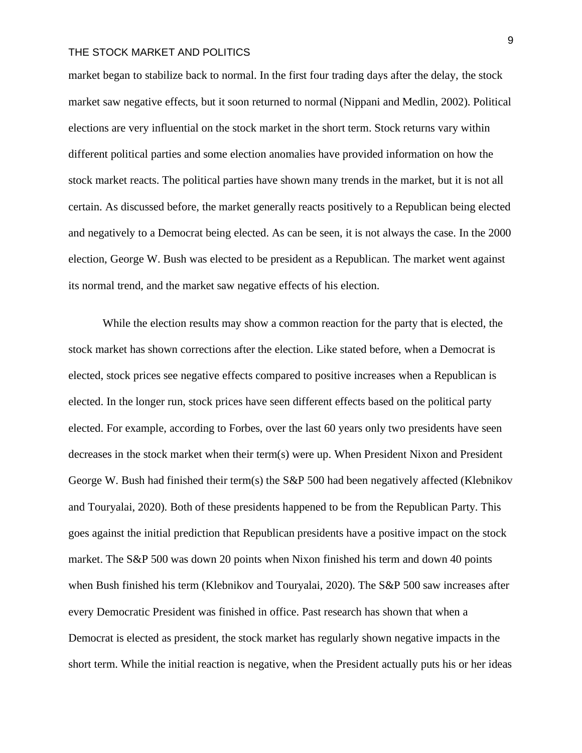market began to stabilize back to normal. In the first four trading days after the delay, the stock market saw negative effects, but it soon returned to normal (Nippani and Medlin, 2002). Political elections are very influential on the stock market in the short term. Stock returns vary within different political parties and some election anomalies have provided information on how the stock market reacts. The political parties have shown many trends in the market, but it is not all certain. As discussed before, the market generally reacts positively to a Republican being elected and negatively to a Democrat being elected. As can be seen, it is not always the case. In the 2000 election, George W. Bush was elected to be president as a Republican. The market went against its normal trend, and the market saw negative effects of his election.

While the election results may show a common reaction for the party that is elected, the stock market has shown corrections after the election. Like stated before, when a Democrat is elected, stock prices see negative effects compared to positive increases when a Republican is elected. In the longer run, stock prices have seen different effects based on the political party elected. For example, according to Forbes, over the last 60 years only two presidents have seen decreases in the stock market when their term(s) were up. When President Nixon and President George W. Bush had finished their term(s) the S&P 500 had been negatively affected (Klebnikov and Touryalai, 2020). Both of these presidents happened to be from the Republican Party. This goes against the initial prediction that Republican presidents have a positive impact on the stock market. The S&P 500 was down 20 points when Nixon finished his term and down 40 points when Bush finished his term (Klebnikov and Touryalai, 2020). The S&P 500 saw increases after every Democratic President was finished in office. Past research has shown that when a Democrat is elected as president, the stock market has regularly shown negative impacts in the short term. While the initial reaction is negative, when the President actually puts his or her ideas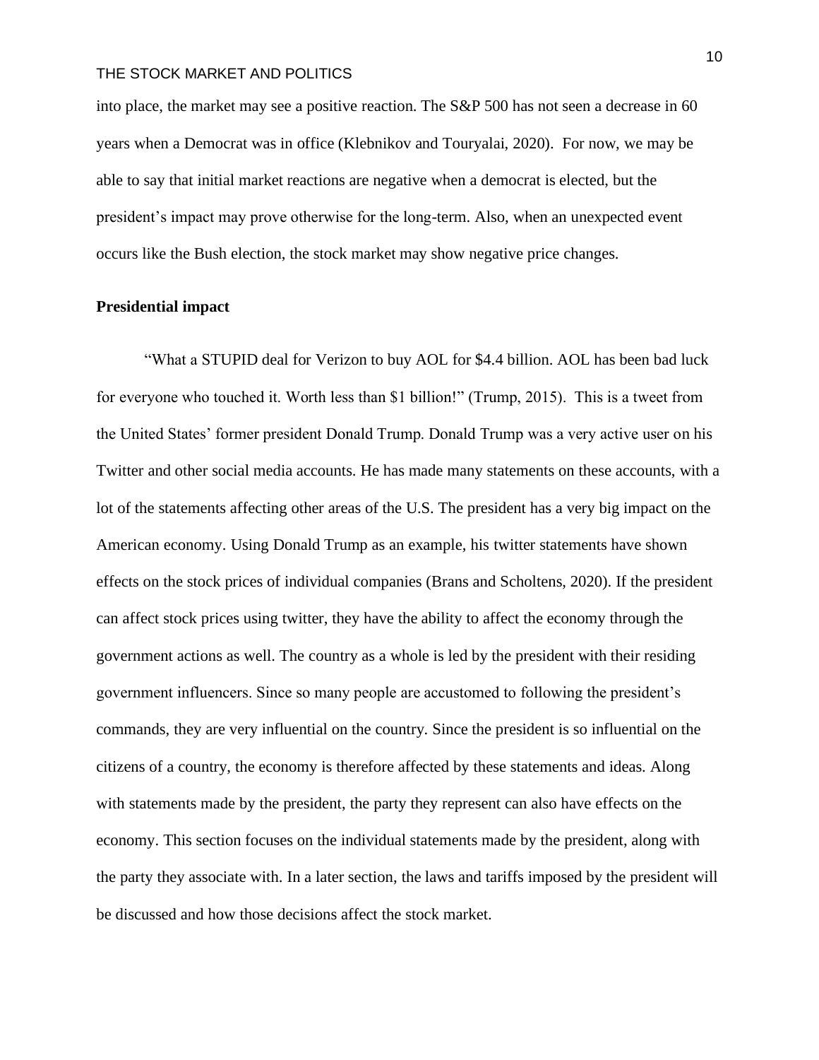into place, the market may see a positive reaction. The S&P 500 has not seen a decrease in 60 years when a Democrat was in office (Klebnikov and Touryalai, 2020). For now, we may be able to say that initial market reactions are negative when a democrat is elected, but the president's impact may prove otherwise for the long-term. Also, when an unexpected event occurs like the Bush election, the stock market may show negative price changes.

**Presidential impact**

"What a STUPID deal for Verizon to buy AOL for $4.4 billion. AOL has been bad luck for everyone who touched it. Worth less than $1 billion!" (Trump, 2015). This is a tweet from the United States' former president Donald Trump. Donald Trump was a very active user on his Twitter and other social media accounts. He has made many statements on these accounts, with a lot of the statements affecting other areas of the U.S. The president has a very big impact on the American economy. Using Donald Trump as an example, his twitter statements have shown effects on the stock prices of individual companies (Brans and Scholtens, 2020). If the president can affect stock prices using twitter, they have the ability to affect the economy through the government actions as well. The country as a whole is led by the president with their residing government influencers. Since so many people are accustomed to following the president's commands, they are very influential on the country. Since the president is so influential on the citizens of a country, the economy is therefore affected by these statements and ideas. Along with statements made by the president, the party they represent can also have effects on the economy. This section focuses on the individual statements made by the president, along with the party they associate with. In a later section, the laws and tariffs imposed by the president will be discussed and how those decisions affect the stock market.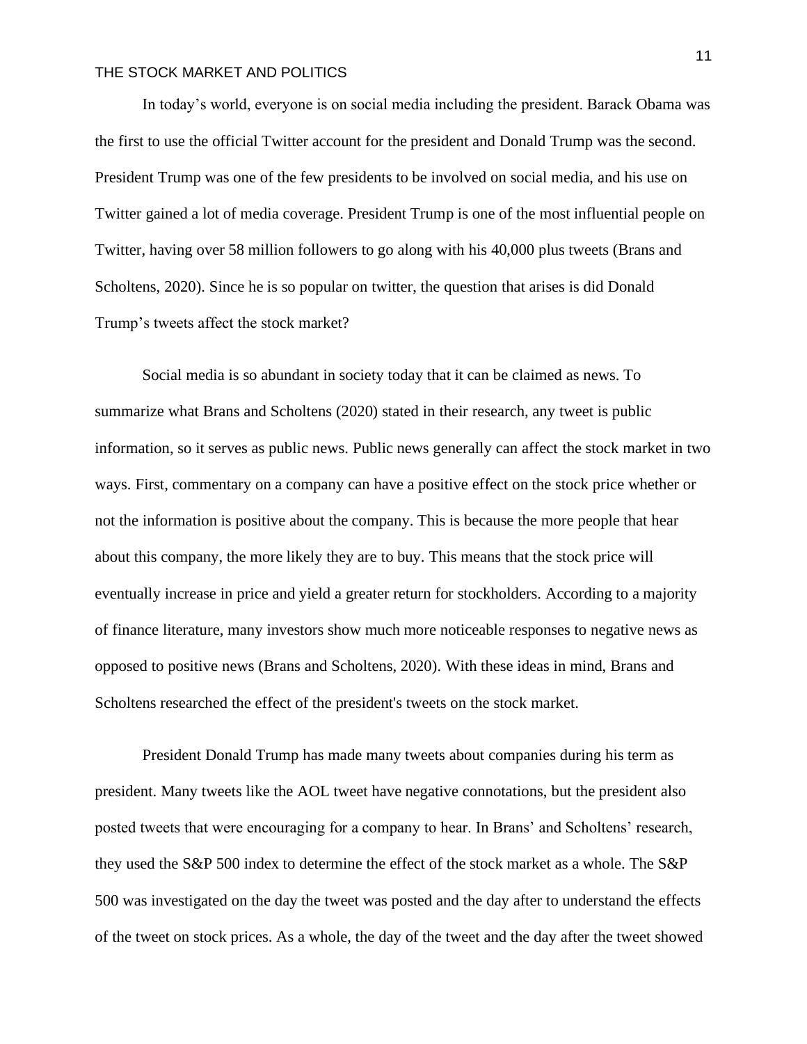In today's world, everyone is on social media including the president. Barack Obama was the first to use the official Twitter account for the president and Donald Trump was the second. President Trump was one of the few presidents to be involved on social media, and his use on Twitter gained a lot of media coverage. President Trump is one of the most influential people on Twitter, having over 58 million followers to go along with his 40,000 plus tweets (Brans and Scholtens, 2020). Since he is so popular on twitter, the question that arises is did Donald Trump's tweets affect the stock market?

Social media is so abundant in society today that it can be claimed as news. To summarize what Brans and Scholtens (2020) stated in their research, any tweet is public information, so it serves as public news. Public news generally can affect the stock market in two ways. First, commentary on a company can have a positive effect on the stock price whether or not the information is positive about the company. This is because the more people that hear about this company, the more likely they are to buy. This means that the stock price will eventually increase in price and yield a greater return for stockholders. According to a majority of finance literature, many investors show much more noticeable responses to negative news as opposed to positive news (Brans and Scholtens, 2020). With these ideas in mind, Brans and Scholtens researched the effect of the president's tweets on the stock market.

President Donald Trump has made many tweets about companies during his term as president. Many tweets like the AOL tweet have negative connotations, but the president also posted tweets that were encouraging for a company to hear. In Brans' and Scholtens' research, they used the S&P 500 index to determine the effect of the stock market as a whole. The S&P 500 was investigated on the day the tweet was posted and the day after to understand the effects of the tweet on stock prices. As a whole, the day of the tweet and the day after the tweet showed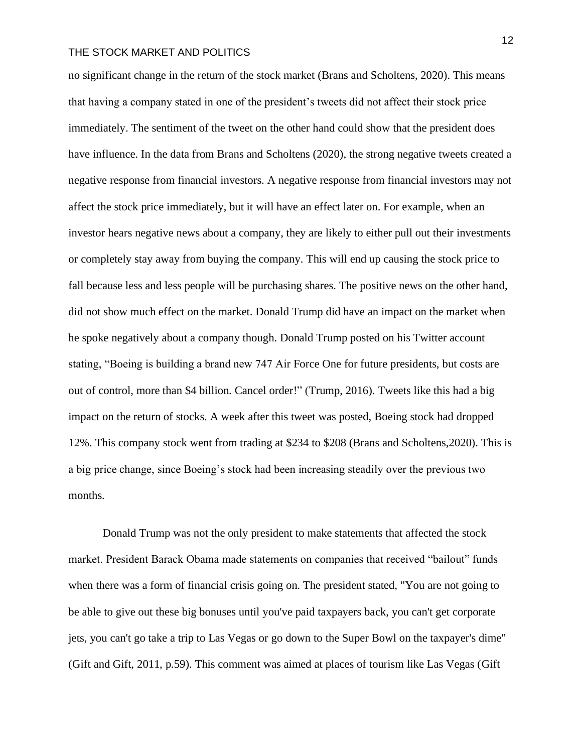no significant change in the return of the stock market (Brans and Scholtens, 2020). This means that having a company stated in one of the president's tweets did not affect their stock price immediately. The sentiment of the tweet on the other hand could show that the president does have influence. In the data from Brans and Scholtens (2020), the strong negative tweets created a negative response from financial investors. A negative response from financial investors may not affect the stock price immediately, but it will have an effect later on. For example, when an investor hears negative news about a company, they are likely to either pull out their investments or completely stay away from buying the company. This will end up causing the stock price to fall because less and less people will be purchasing shares. The positive news on the other hand, did not show much effect on the market. Donald Trump did have an impact on the market when he spoke negatively about a company though. Donald Trump posted on his Twitter account stating, "Boeing is building a brand new 747 Air Force One for future presidents, but costs are out of control, more than $4 billion. Cancel order!" (Trump, 2016). Tweets like this had a big impact on the return of stocks. A week after this tweet was posted, Boeing stock had dropped 12%. This company stock went from trading at $234 to $208 (Brans and Scholtens,2020). This is a big price change, since Boeing's stock had been increasing steadily over the previous two months.

Donald Trump was not the only president to make statements that affected the stock market. President Barack Obama made statements on companies that received "bailout" funds when there was a form of financial crisis going on. The president stated, "You are not going to be able to give out these big bonuses until you've paid taxpayers back, you can't get corporate jets, you can't go take a trip to Las Vegas or go down to the Super Bowl on the taxpayer's dime" (Gift and Gift, 2011, p.59). This comment was aimed at places of tourism like Las Vegas (Gift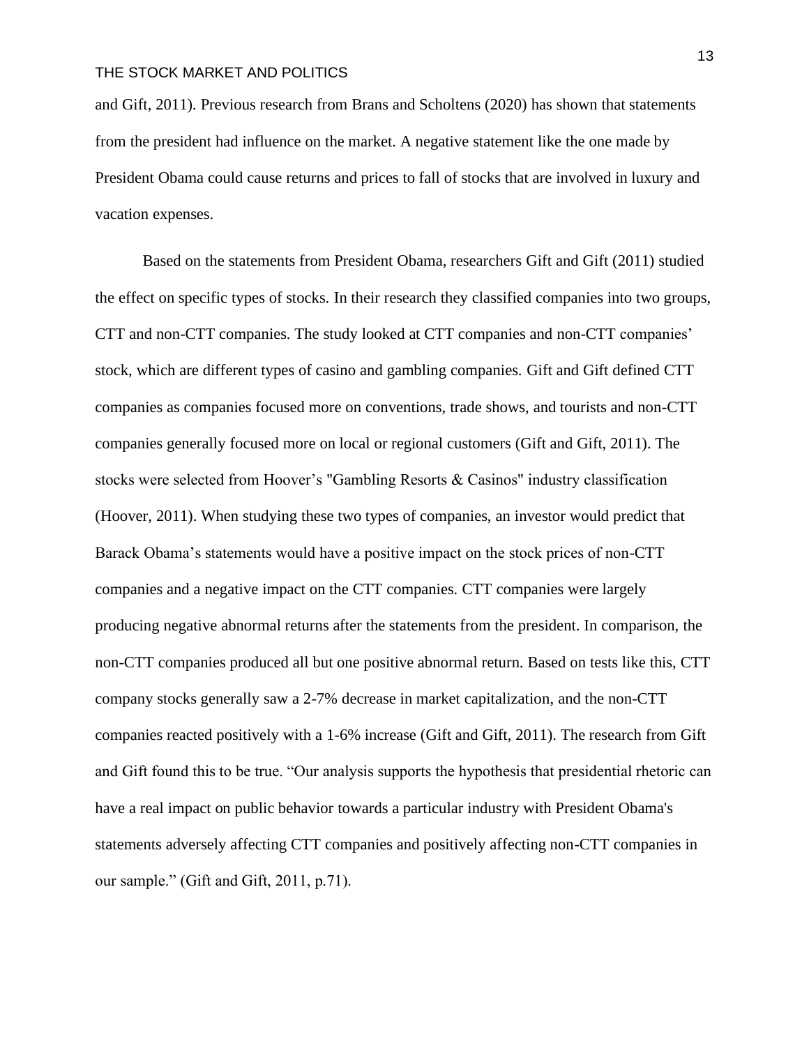and Gift, 2011). Previous research from Brans and Scholtens (2020) has shown that statements from the president had influence on the market. A negative statement like the one made by President Obama could cause returns and prices to fall of stocks that are involved in luxury and vacation expenses.

Based on the statements from President Obama, researchers Gift and Gift (2011) studied the effect on specific types of stocks. In their research they classified companies into two groups, CTT and non-CTT companies. The study looked at CTT companies and non-CTT companies' stock, which are different types of casino and gambling companies. Gift and Gift defined CTT companies as companies focused more on conventions, trade shows, and tourists and non-CTT companies generally focused more on local or regional customers (Gift and Gift, 2011). The stocks were selected from Hoover's "Gambling Resorts & Casinos" industry classification (Hoover, 2011). When studying these two types of companies, an investor would predict that Barack Obama's statements would have a positive impact on the stock prices of non-CTT companies and a negative impact on the CTT companies. CTT companies were largely producing negative abnormal returns after the statements from the president. In comparison, the non-CTT companies produced all but one positive abnormal return. Based on tests like this, CTT company stocks generally saw a 2-7% decrease in market capitalization, and the non-CTT companies reacted positively with a 1-6% increase (Gift and Gift, 2011). The research from Gift and Gift found this to be true. "Our analysis supports the hypothesis that presidential rhetoric can have a real impact on public behavior towards a particular industry with President Obama's statements adversely affecting CTT companies and positively affecting non-CTT companies in our sample." (Gift and Gift, 2011, p.71).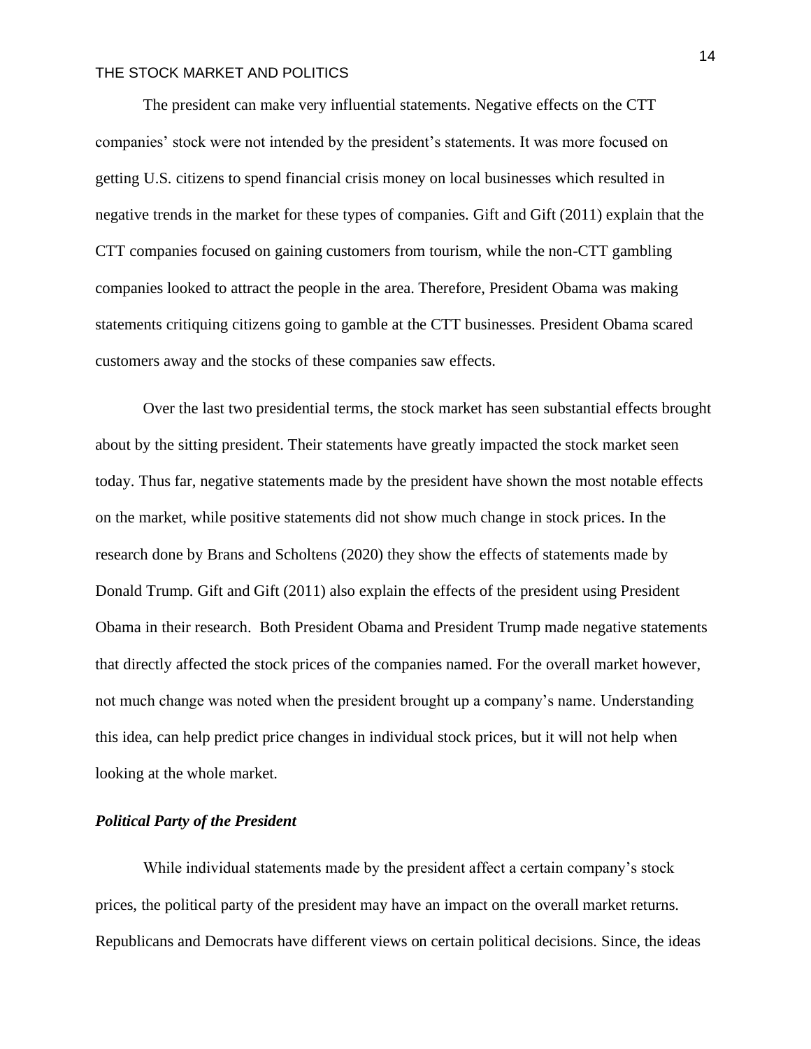The president can make very influential statements. Negative effects on the CTT companies' stock were not intended by the president's statements. It was more focused on getting U.S. citizens to spend financial crisis money on local businesses which resulted in negative trends in the market for these types of companies. Gift and Gift (2011) explain that the CTT companies focused on gaining customers from tourism, while the non-CTT gambling companies looked to attract the people in the area. Therefore, President Obama was making statements critiquing citizens going to gamble at the CTT businesses. President Obama scared customers away and the stocks of these companies saw effects.

Over the last two presidential terms, the stock market has seen substantial effects brought about by the sitting president. Their statements have greatly impacted the stock market seen today. Thus far, negative statements made by the president have shown the most notable effects on the market, while positive statements did not show much change in stock prices. In the research done by Brans and Scholtens (2020) they show the effects of statements made by Donald Trump. Gift and Gift (2011) also explain the effects of the president using President Obama in their research. Both President Obama and President Trump made negative statements that directly affected the stock prices of the companies named. For the overall market however, not much change was noted when the president brought up a company's name. Understanding this idea, can help predict price changes in individual stock prices, but it will not help when looking at the whole market.

### ***Political Party of the President***

While individual statements made by the president affect a certain company's stock prices, the political party of the president may have an impact on the overall market returns. Republicans and Democrats have different views on certain political decisions. Since, the ideas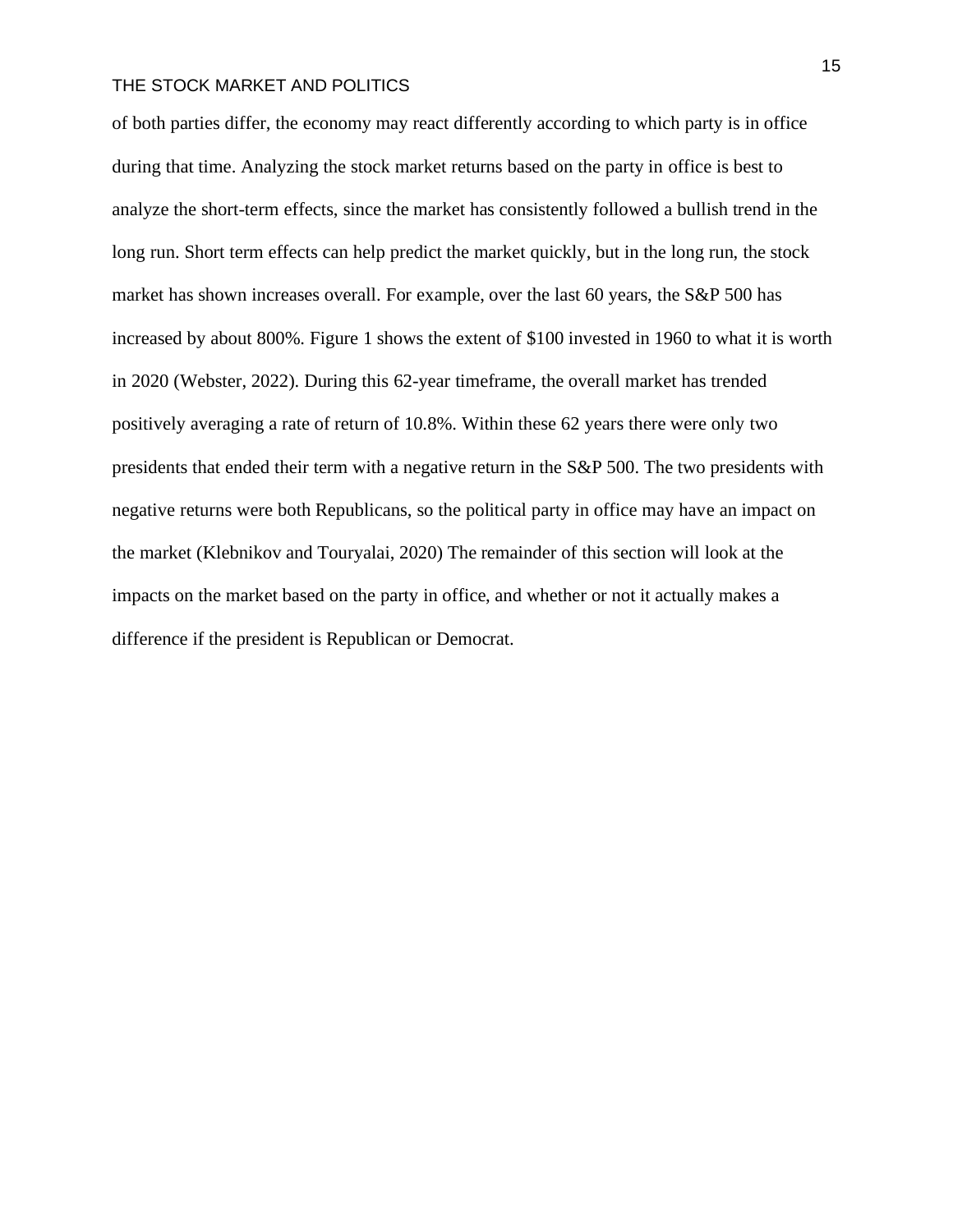of both parties differ, the economy may react differently according to which party is in office during that time. Analyzing the stock market returns based on the party in office is best to analyze the short-term effects, since the market has consistently followed a bullish trend in the long run. Short term effects can help predict the market quickly, but in the long run, the stock market has shown increases overall. For example, over the last 60 years, the S&P 500 has increased by about 800%. Figure 1 shows the extent of $100 invested in 1960 to what it is worth in 2020 (Webster, 2022). During this 62-year timeframe, the overall market has trended positively averaging a rate of return of 10.8%. Within these 62 years there were only two presidents that ended their term with a negative return in the S&P 500. The two presidents with negative returns were both Republicans, so the political party in office may have an impact on the market (Klebnikov and Touryalai, 2020) The remainder of this section will look at the impacts on the market based on the party in office, and whether or not it actually makes a difference if the president is Republican or Democrat.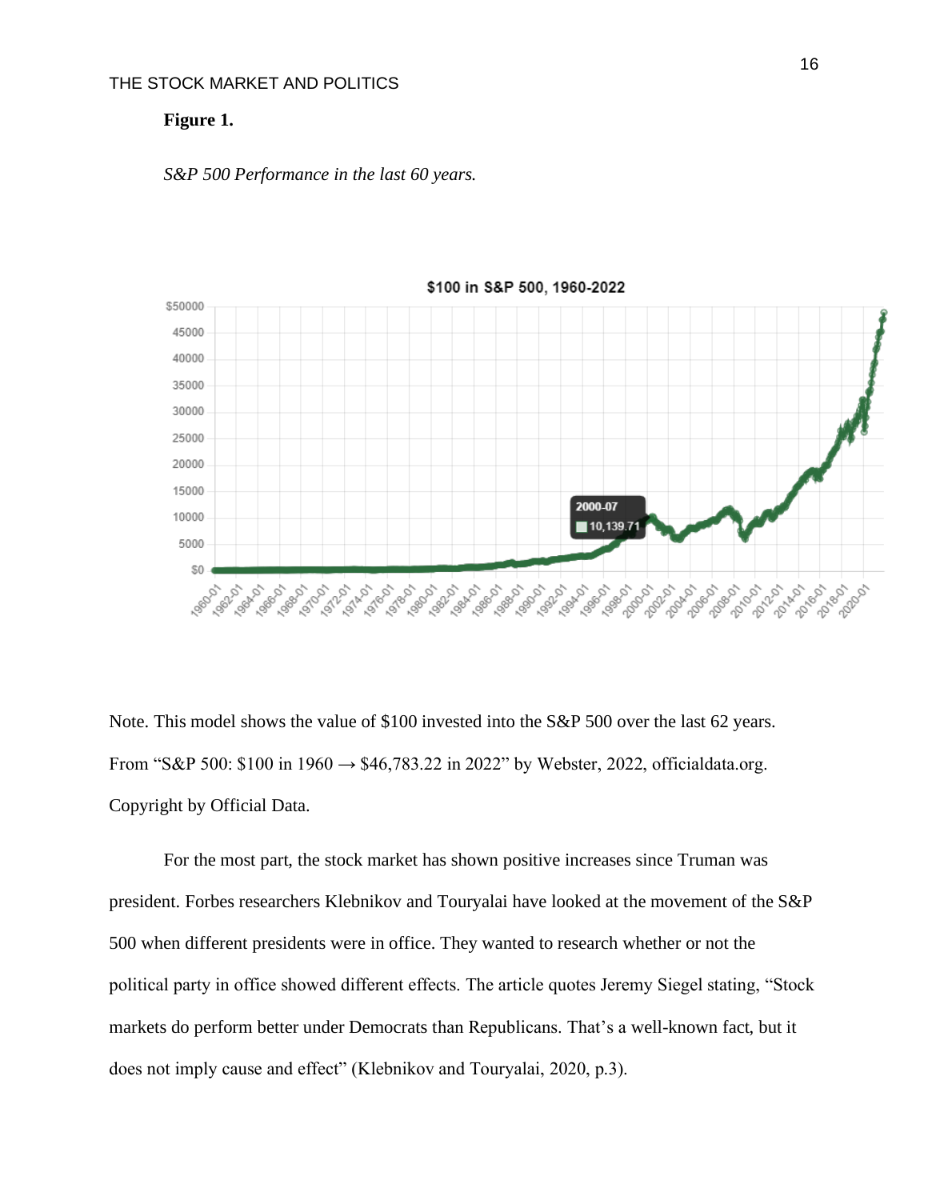**Figure 1.**

*S&P 500 Performance in the last 60 years.*

Note. This model shows the value of $100 invested into the S&P 500 over the last 62 years. From "S&P 500: $100 in 1960 → $46,783.22 in 2022" by Webster, 2022, officialdata.org. Copyright by Official Data.

For the most part, the stock market has shown positive increases since Truman was president. Forbes researchers Klebnikov and Touryalai have looked at the movement of the S&P 500 when different presidents were in office. They wanted to research whether or not the political party in office showed different effects. The article quotes Jeremy Siegel stating, "Stock markets do perform better under Democrats than Republicans. That's a well-known fact, but it does not imply cause and effect" (Klebnikov and Touryalai, 2020, p.3).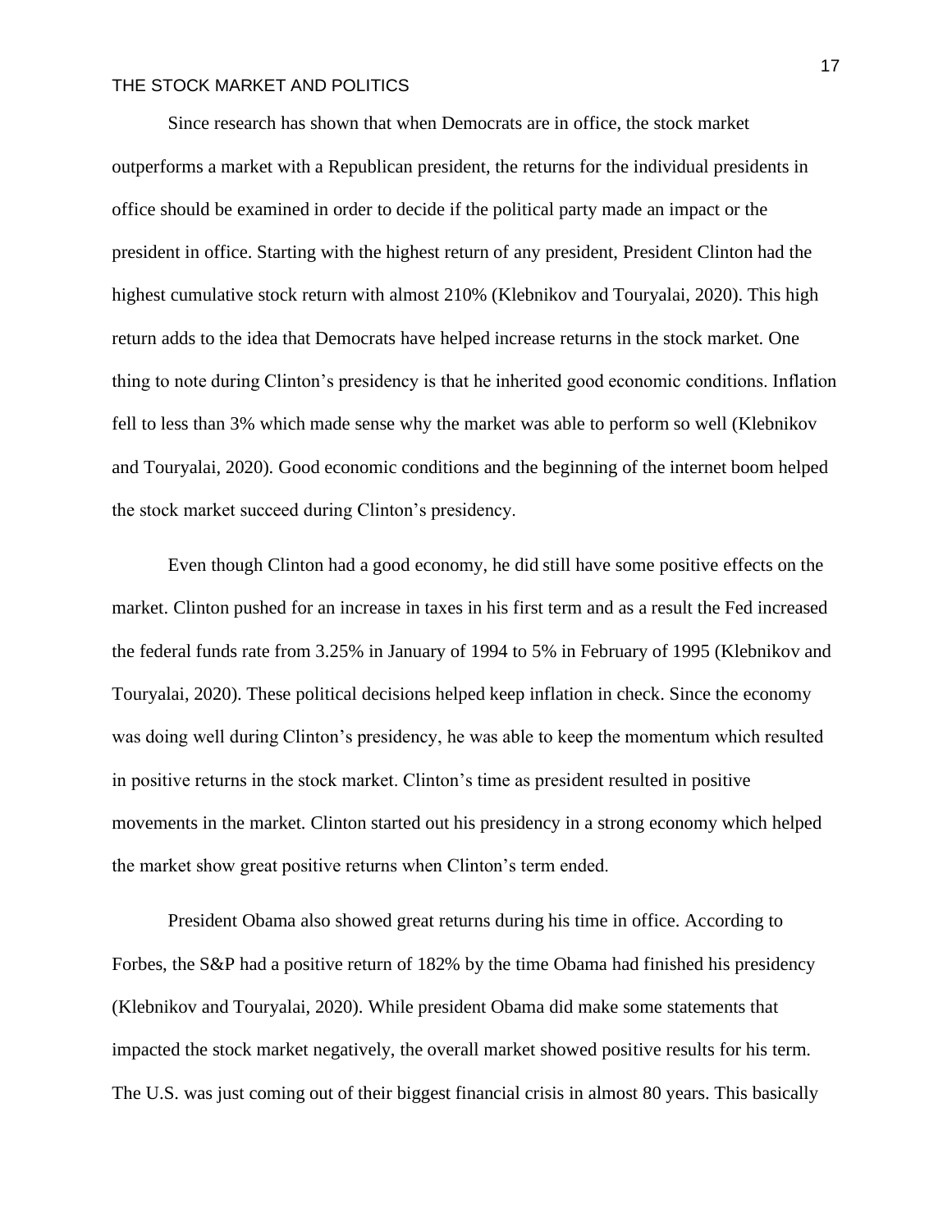Since research has shown that when Democrats are in office, the stock market outperforms a market with a Republican president, the returns for the individual presidents in office should be examined in order to decide if the political party made an impact or the president in office. Starting with the highest return of any president, President Clinton had the highest cumulative stock return with almost 210% (Klebnikov and Touryalai, 2020). This high return adds to the idea that Democrats have helped increase returns in the stock market. One thing to note during Clinton's presidency is that he inherited good economic conditions. Inflation fell to less than 3% which made sense why the market was able to perform so well (Klebnikov and Touryalai, 2020). Good economic conditions and the beginning of the internet boom helped the stock market succeed during Clinton's presidency.

Even though Clinton had a good economy, he did still have some positive effects on the market. Clinton pushed for an increase in taxes in his first term and as a result the Fed increased the federal funds rate from 3.25% in January of 1994 to 5% in February of 1995 (Klebnikov and Touryalai, 2020). These political decisions helped keep inflation in check. Since the economy was doing well during Clinton's presidency, he was able to keep the momentum which resulted in positive returns in the stock market. Clinton's time as president resulted in positive movements in the market. Clinton started out his presidency in a strong economy which helped the market show great positive returns when Clinton's term ended.

President Obama also showed great returns during his time in office. According to Forbes, the S&P had a positive return of 182% by the time Obama had finished his presidency (Klebnikov and Touryalai, 2020). While president Obama did make some statements that impacted the stock market negatively, the overall market showed positive results for his term. The U.S. was just coming out of their biggest financial crisis in almost 80 years. This basically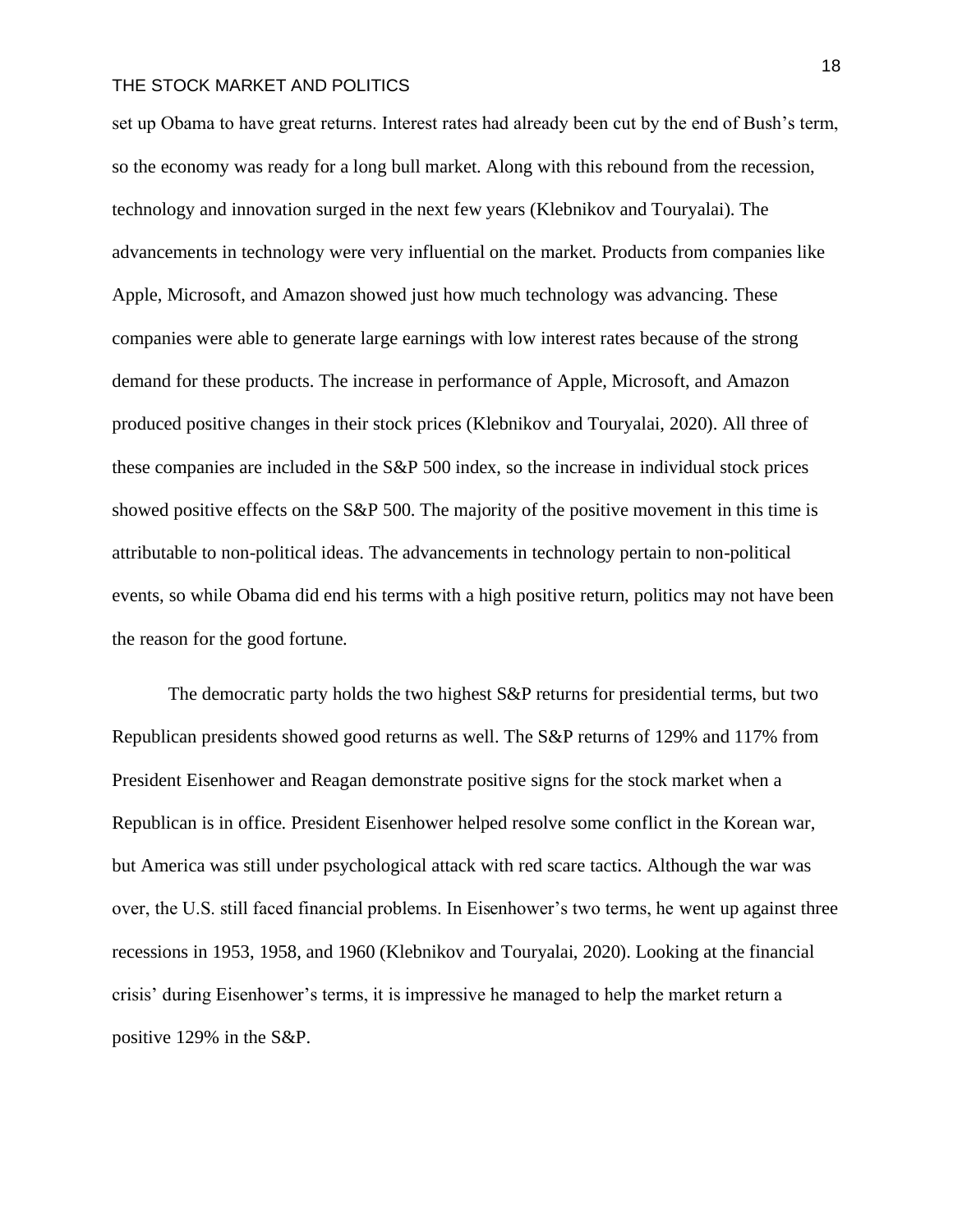set up Obama to have great returns. Interest rates had already been cut by the end of Bush's term, so the economy was ready for a long bull market. Along with this rebound from the recession, technology and innovation surged in the next few years (Klebnikov and Touryalai). The advancements in technology were very influential on the market. Products from companies like Apple, Microsoft, and Amazon showed just how much technology was advancing. These companies were able to generate large earnings with low interest rates because of the strong demand for these products. The increase in performance of Apple, Microsoft, and Amazon produced positive changes in their stock prices (Klebnikov and Touryalai, 2020). All three of these companies are included in the S&P 500 index, so the increase in individual stock prices showed positive effects on the S&P 500. The majority of the positive movement in this time is attributable to non-political ideas. The advancements in technology pertain to non-political events, so while Obama did end his terms with a high positive return, politics may not have been the reason for the good fortune.

The democratic party holds the two highest S&P returns for presidential terms, but two Republican presidents showed good returns as well. The S&P returns of 129% and 117% from President Eisenhower and Reagan demonstrate positive signs for the stock market when a Republican is in office. President Eisenhower helped resolve some conflict in the Korean war, but America was still under psychological attack with red scare tactics. Although the war was over, the U.S. still faced financial problems. In Eisenhower's two terms, he went up against three recessions in 1953, 1958, and 1960 (Klebnikov and Touryalai, 2020). Looking at the financial crisis' during Eisenhower's terms, it is impressive he managed to help the market return a positive 129% in the S&P.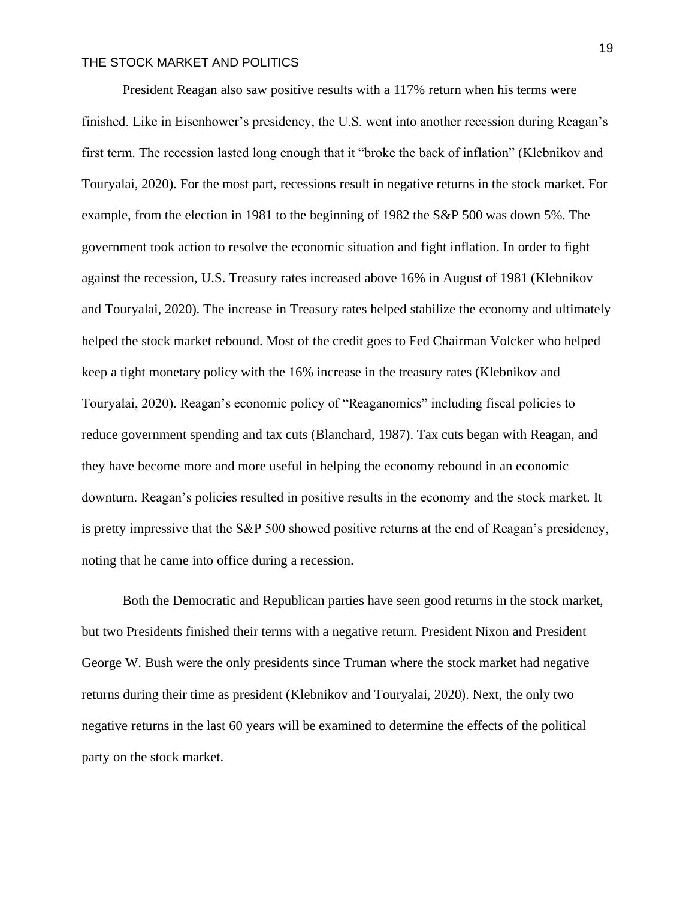President Reagan also saw positive results with a 117% return when his terms were finished. Like in Eisenhower's presidency, the U.S. went into another recession during Reagan's first term. The recession lasted long enough that it "broke the back of inflation" (Klebnikov and Touryalai, 2020). For the most part, recessions result in negative returns in the stock market. For example, from the election in 1981 to the beginning of 1982 the S&P 500 was down 5%. The government took action to resolve the economic situation and fight inflation. In order to fight against the recession, U.S. Treasury rates increased above 16% in August of 1981 (Klebnikov and Touryalai, 2020). The increase in Treasury rates helped stabilize the economy and ultimately helped the stock market rebound. Most of the credit goes to Fed Chairman Volcker who helped keep a tight monetary policy with the 16% increase in the treasury rates (Klebnikov and Touryalai, 2020). Reagan's economic policy of "Reaganomics" including fiscal policies to reduce government spending and tax cuts (Blanchard, 1987). Tax cuts began with Reagan, and they have become more and more useful in helping the economy rebound in an economic downturn. Reagan's policies resulted in positive results in the economy and the stock market. It is pretty impressive that the S&P 500 showed positive returns at the end of Reagan's presidency, noting that he came into office during a recession.

Both the Democratic and Republican parties have seen good returns in the stock market, but two Presidents finished their terms with a negative return. President Nixon and President George W. Bush were the only presidents since Truman where the stock market had negative returns during their time as president (Klebnikov and Touryalai, 2020). Next, the only two negative returns in the last 60 years will be examined to determine the effects of the political party on the stock market.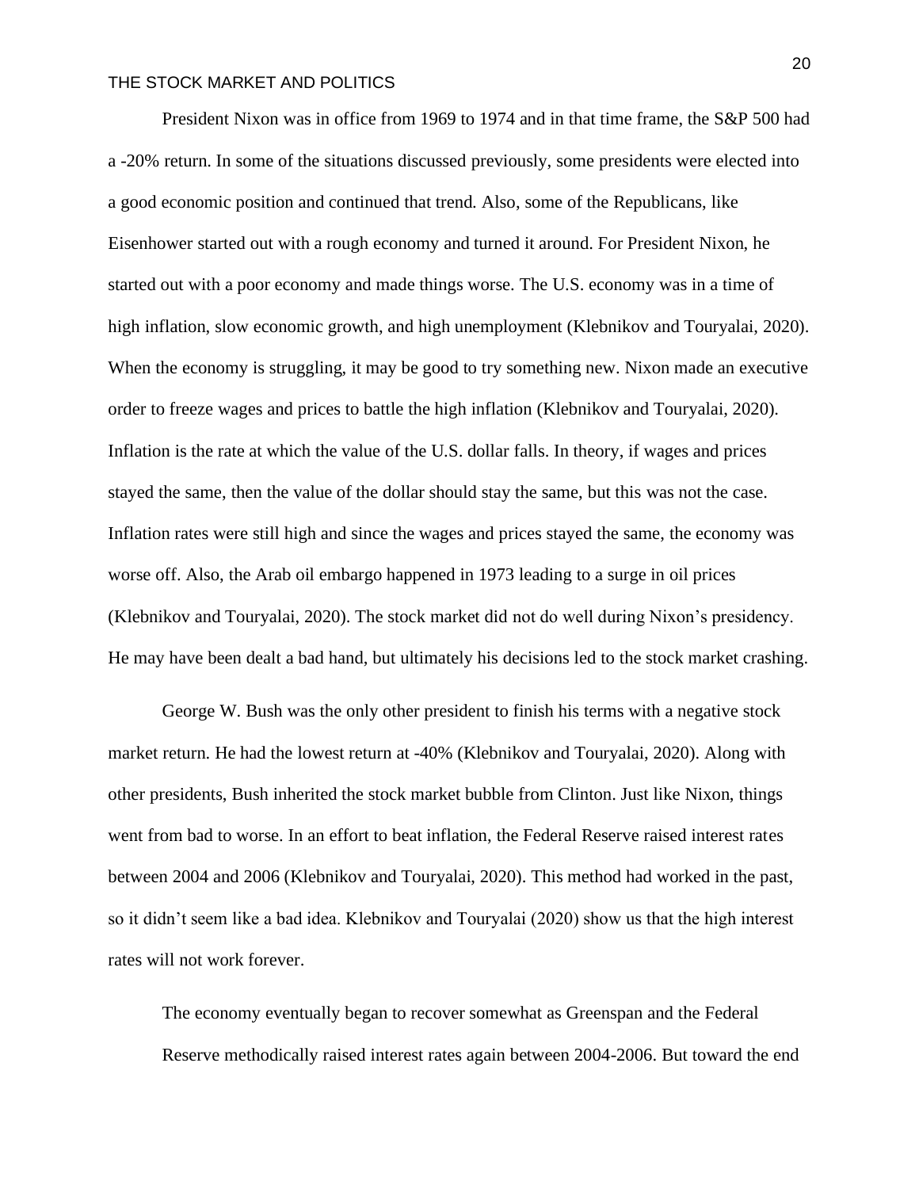President Nixon was in office from 1969 to 1974 and in that time frame, the S&P 500 had a -20% return. In some of the situations discussed previously, some presidents were elected into a good economic position and continued that trend. Also, some of the Republicans, like Eisenhower started out with a rough economy and turned it around. For President Nixon, he started out with a poor economy and made things worse. The U.S. economy was in a time of high inflation, slow economic growth, and high unemployment (Klebnikov and Touryalai, 2020). When the economy is struggling, it may be good to try something new. Nixon made an executive order to freeze wages and prices to battle the high inflation (Klebnikov and Touryalai, 2020). Inflation is the rate at which the value of the U.S. dollar falls. In theory, if wages and prices stayed the same, then the value of the dollar should stay the same, but this was not the case. Inflation rates were still high and since the wages and prices stayed the same, the economy was worse off. Also, the Arab oil embargo happened in 1973 leading to a surge in oil prices (Klebnikov and Touryalai, 2020). The stock market did not do well during Nixon's presidency. He may have been dealt a bad hand, but ultimately his decisions led to the stock market crashing.

George W. Bush was the only other president to finish his terms with a negative stock market return. He had the lowest return at -40% (Klebnikov and Touryalai, 2020). Along with other presidents, Bush inherited the stock market bubble from Clinton. Just like Nixon, things went from bad to worse. In an effort to beat inflation, the Federal Reserve raised interest rates between 2004 and 2006 (Klebnikov and Touryalai, 2020). This method had worked in the past, so it didn't seem like a bad idea. Klebnikov and Touryalai (2020) show us that the high interest rates will not work forever.

> The economy eventually began to recover somewhat as Greenspan and the Federal Reserve methodically raised interest rates again between 2004-2006. But toward the end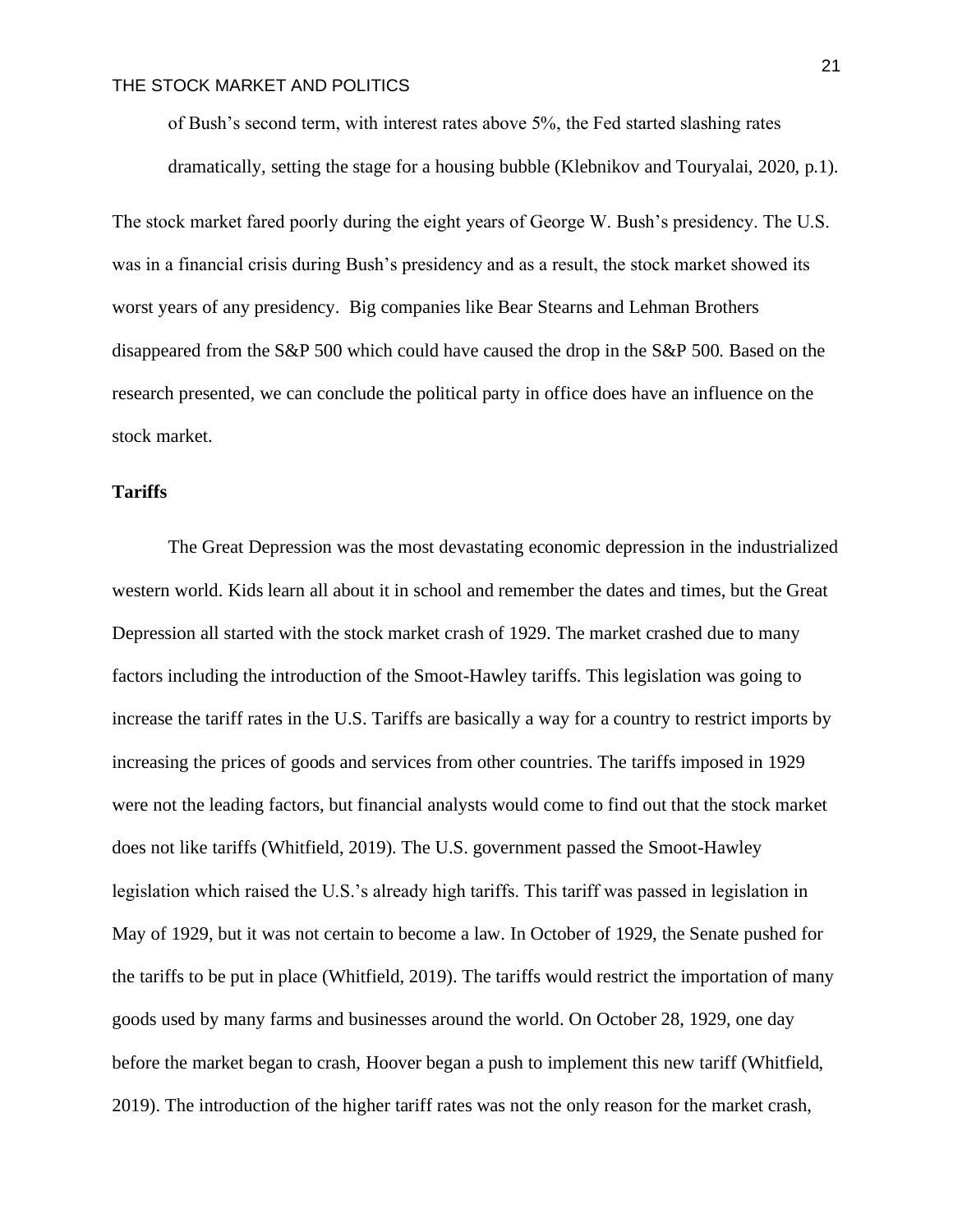of Bush's second term, with interest rates above 5%, the Fed started slashing rates dramatically, setting the stage for a housing bubble (Klebnikov and Touryalai, 2020, p.1).

The stock market fared poorly during the eight years of George W. Bush's presidency. The U.S. was in a financial crisis during Bush's presidency and as a result, the stock market showed its worst years of any presidency. Big companies like Bear Stearns and Lehman Brothers disappeared from the S&P 500 which could have caused the drop in the S&P 500. Based on the research presented, we can conclude the political party in office does have an influence on the stock market.

**Tariffs**

The Great Depression was the most devastating economic depression in the industrialized western world. Kids learn all about it in school and remember the dates and times, but the Great Depression all started with the stock market crash of 1929. The market crashed due to many factors including the introduction of the Smoot-Hawley tariffs. This legislation was going to increase the tariff rates in the U.S. Tariffs are basically a way for a country to restrict imports by increasing the prices of goods and services from other countries. The tariffs imposed in 1929 were not the leading factors, but financial analysts would come to find out that the stock market does not like tariffs (Whitfield, 2019). The U.S. government passed the Smoot-Hawley legislation which raised the U.S.'s already high tariffs. This tariff was passed in legislation in May of 1929, but it was not certain to become a law. In October of 1929, the Senate pushed for the tariffs to be put in place (Whitfield, 2019). The tariffs would restrict the importation of many goods used by many farms and businesses around the world. On October 28, 1929, one day before the market began to crash, Hoover began a push to implement this new tariff (Whitfield, 2019). The introduction of the higher tariff rates was not the only reason for the market crash,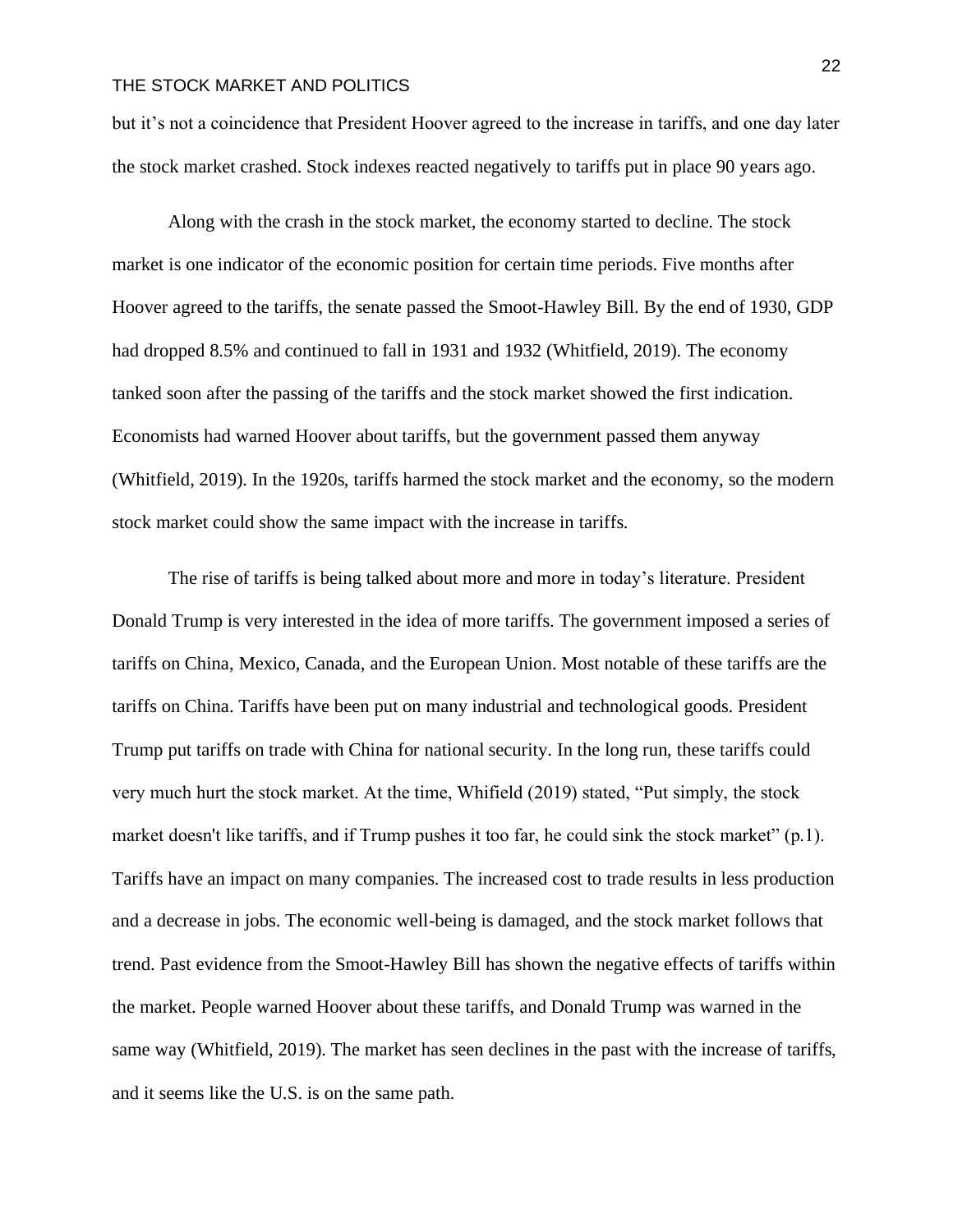but it's not a coincidence that President Hoover agreed to the increase in tariffs, and one day later the stock market crashed. Stock indexes reacted negatively to tariffs put in place 90 years ago.

Along with the crash in the stock market, the economy started to decline. The stock market is one indicator of the economic position for certain time periods. Five months after Hoover agreed to the tariffs, the senate passed the Smoot-Hawley Bill. By the end of 1930, GDP had dropped 8.5% and continued to fall in 1931 and 1932 (Whitfield, 2019). The economy tanked soon after the passing of the tariffs and the stock market showed the first indication. Economists had warned Hoover about tariffs, but the government passed them anyway (Whitfield, 2019). In the 1920s, tariffs harmed the stock market and the economy, so the modern stock market could show the same impact with the increase in tariffs.

The rise of tariffs is being talked about more and more in today's literature. President Donald Trump is very interested in the idea of more tariffs. The government imposed a series of tariffs on China, Mexico, Canada, and the European Union. Most notable of these tariffs are the tariffs on China. Tariffs have been put on many industrial and technological goods. President Trump put tariffs on trade with China for national security. In the long run, these tariffs could very much hurt the stock market. At the time, Whifield (2019) stated, "Put simply, the stock market doesn't like tariffs, and if Trump pushes it too far, he could sink the stock market" (p.1). Tariffs have an impact on many companies. The increased cost to trade results in less production and a decrease in jobs. The economic well-being is damaged, and the stock market follows that trend. Past evidence from the Smoot-Hawley Bill has shown the negative effects of tariffs within the market. People warned Hoover about these tariffs, and Donald Trump was warned in the same way (Whitfield, 2019). The market has seen declines in the past with the increase of tariffs, and it seems like the U.S. is on the same path.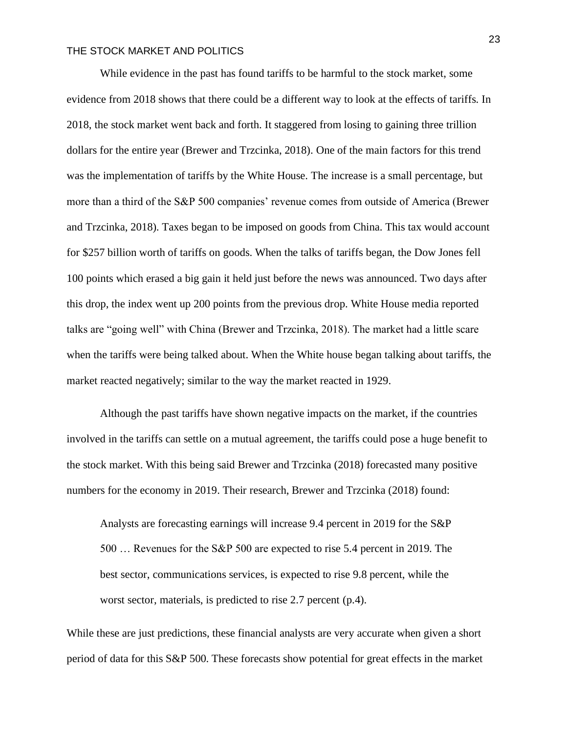While evidence in the past has found tariffs to be harmful to the stock market, some evidence from 2018 shows that there could be a different way to look at the effects of tariffs. In 2018, the stock market went back and forth. It staggered from losing to gaining three trillion dollars for the entire year (Brewer and Trzcinka, 2018). One of the main factors for this trend was the implementation of tariffs by the White House. The increase is a small percentage, but more than a third of the S&P 500 companies' revenue comes from outside of America (Brewer and Trzcinka, 2018). Taxes began to be imposed on goods from China. This tax would account for $257 billion worth of tariffs on goods. When the talks of tariffs began, the Dow Jones fell 100 points which erased a big gain it held just before the news was announced. Two days after this drop, the index went up 200 points from the previous drop. White House media reported talks are "going well" with China (Brewer and Trzcinka, 2018). The market had a little scare when the tariffs were being talked about. When the White house began talking about tariffs, the market reacted negatively; similar to the way the market reacted in 1929.

Although the past tariffs have shown negative impacts on the market, if the countries involved in the tariffs can settle on a mutual agreement, the tariffs could pose a huge benefit to the stock market. With this being said Brewer and Trzcinka (2018) forecasted many positive numbers for the economy in 2019. Their research, Brewer and Trzcinka (2018) found:

> Analysts are forecasting earnings will increase 9.4 percent in 2019 for the S&P 500 … Revenues for the S&P 500 are expected to rise 5.4 percent in 2019. The best sector, communications services, is expected to rise 9.8 percent, while the worst sector, materials, is predicted to rise 2.7 percent (p.4).

While these are just predictions, these financial analysts are very accurate when given a short period of data for this S&P 500. These forecasts show potential for great effects in the market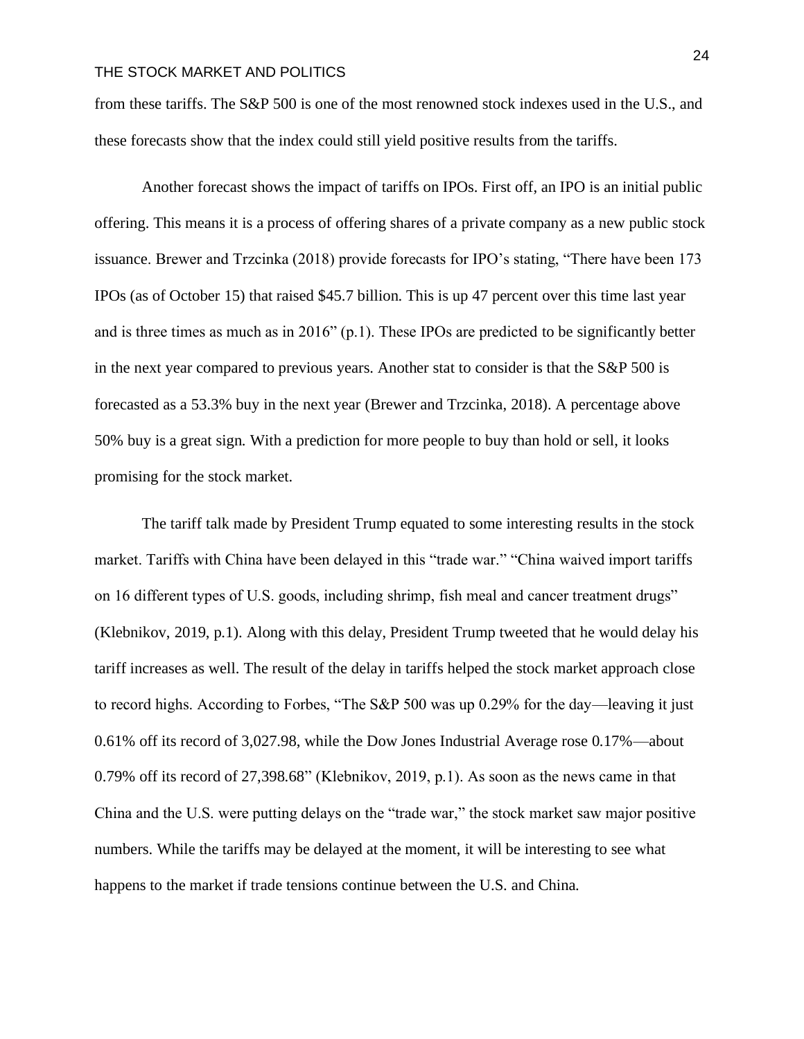from these tariffs. The S&P 500 is one of the most renowned stock indexes used in the U.S., and these forecasts show that the index could still yield positive results from the tariffs.

Another forecast shows the impact of tariffs on IPOs. First off, an IPO is an initial public offering. This means it is a process of offering shares of a private company as a new public stock issuance. Brewer and Trzcinka (2018) provide forecasts for IPO's stating, "There have been 173 IPOs (as of October 15) that raised $45.7 billion. This is up 47 percent over this time last year and is three times as much as in 2016" (p.1). These IPOs are predicted to be significantly better in the next year compared to previous years. Another stat to consider is that the S&P 500 is forecasted as a 53.3% buy in the next year (Brewer and Trzcinka, 2018). A percentage above 50% buy is a great sign. With a prediction for more people to buy than hold or sell, it looks promising for the stock market.

The tariff talk made by President Trump equated to some interesting results in the stock market. Tariffs with China have been delayed in this "trade war." "China waived import tariffs on 16 different types of U.S. goods, including shrimp, fish meal and cancer treatment drugs" (Klebnikov, 2019, p.1). Along with this delay, President Trump tweeted that he would delay his tariff increases as well. The result of the delay in tariffs helped the stock market approach close to record highs. According to Forbes, "The S&P 500 was up 0.29% for the day—leaving it just 0.61% off its record of 3,027.98, while the Dow Jones Industrial Average rose 0.17%—about 0.79% off its record of 27,398.68" (Klebnikov, 2019, p.1). As soon as the news came in that China and the U.S. were putting delays on the "trade war," the stock market saw major positive numbers. While the tariffs may be delayed at the moment, it will be interesting to see what happens to the market if trade tensions continue between the U.S. and China.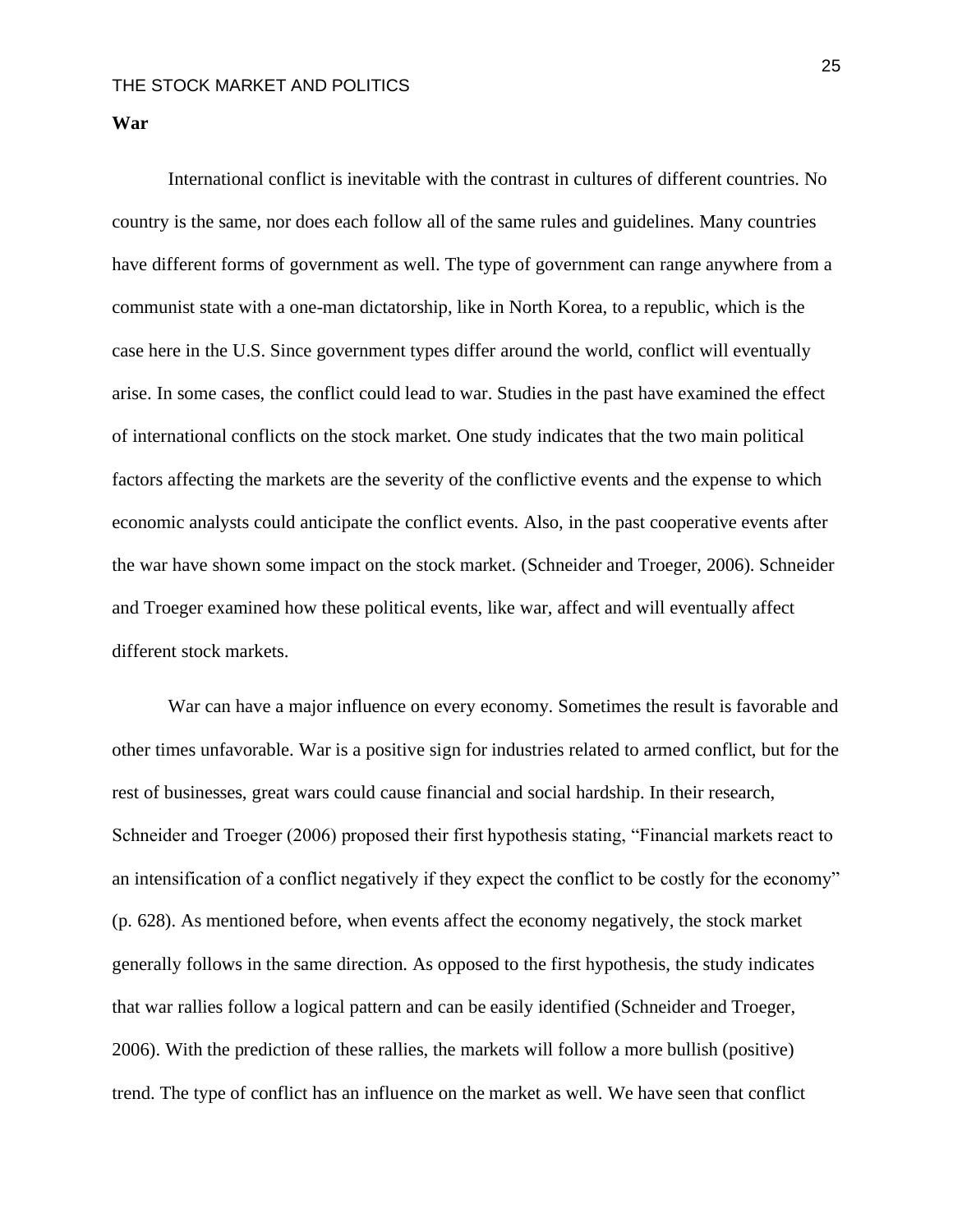**War**

International conflict is inevitable with the contrast in cultures of different countries. No country is the same, nor does each follow all of the same rules and guidelines. Many countries have different forms of government as well. The type of government can range anywhere from a communist state with a one-man dictatorship, like in North Korea, to a republic, which is the case here in the U.S. Since government types differ around the world, conflict will eventually arise. In some cases, the conflict could lead to war. Studies in the past have examined the effect of international conflicts on the stock market. One study indicates that the two main political factors affecting the markets are the severity of the conflictive events and the expense to which economic analysts could anticipate the conflict events. Also, in the past cooperative events after the war have shown some impact on the stock market. (Schneider and Troeger, 2006). Schneider and Troeger examined how these political events, like war, affect and will eventually affect different stock markets.

War can have a major influence on every economy. Sometimes the result is favorable and other times unfavorable. War is a positive sign for industries related to armed conflict, but for the rest of businesses, great wars could cause financial and social hardship. In their research, Schneider and Troeger (2006) proposed their first hypothesis stating, "Financial markets react to an intensification of a conflict negatively if they expect the conflict to be costly for the economy" (p. 628). As mentioned before, when events affect the economy negatively, the stock market generally follows in the same direction. As opposed to the first hypothesis, the study indicates that war rallies follow a logical pattern and can be easily identified (Schneider and Troeger, 2006). With the prediction of these rallies, the markets will follow a more bullish (positive) trend. The type of conflict has an influence on the market as well. We have seen that conflict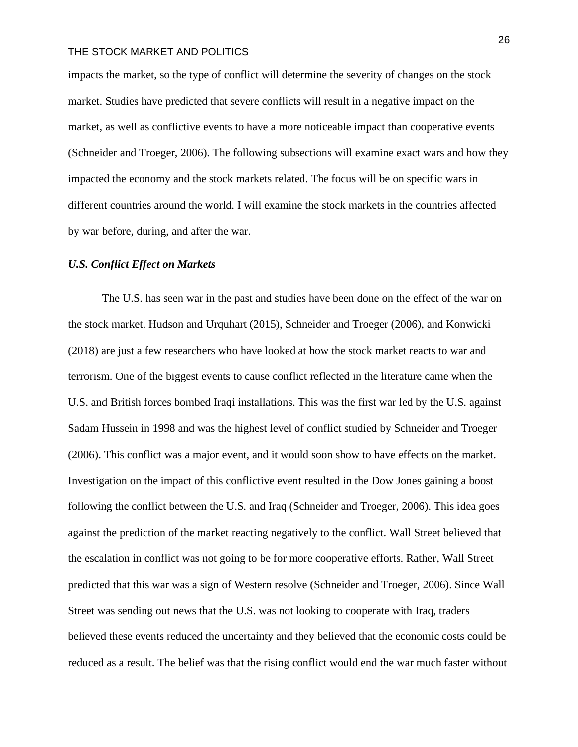impacts the market, so the type of conflict will determine the severity of changes on the stock market. Studies have predicted that severe conflicts will result in a negative impact on the market, as well as conflictive events to have a more noticeable impact than cooperative events (Schneider and Troeger, 2006). The following subsections will examine exact wars and how they impacted the economy and the stock markets related. The focus will be on specific wars in different countries around the world. I will examine the stock markets in the countries affected by war before, during, and after the war.

### *U.S. Conflict Effect on Markets*

The U.S. has seen war in the past and studies have been done on the effect of the war on the stock market. Hudson and Urquhart (2015), Schneider and Troeger (2006), and Konwicki (2018) are just a few researchers who have looked at how the stock market reacts to war and terrorism. One of the biggest events to cause conflict reflected in the literature came when the U.S. and British forces bombed Iraqi installations. This was the first war led by the U.S. against Sadam Hussein in 1998 and was the highest level of conflict studied by Schneider and Troeger (2006). This conflict was a major event, and it would soon show to have effects on the market. Investigation on the impact of this conflictive event resulted in the Dow Jones gaining a boost following the conflict between the U.S. and Iraq (Schneider and Troeger, 2006). This idea goes against the prediction of the market reacting negatively to the conflict. Wall Street believed that the escalation in conflict was not going to be for more cooperative efforts. Rather, Wall Street predicted that this war was a sign of Western resolve (Schneider and Troeger, 2006). Since Wall Street was sending out news that the U.S. was not looking to cooperate with Iraq, traders believed these events reduced the uncertainty and they believed that the economic costs could be reduced as a result. The belief was that the rising conflict would end the war much faster without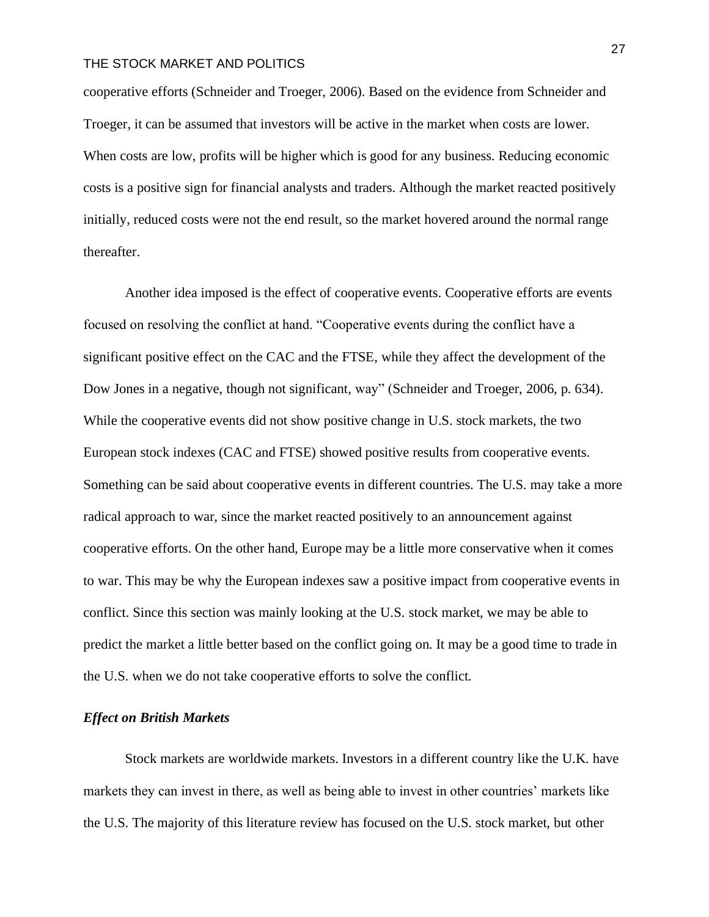cooperative efforts (Schneider and Troeger, 2006). Based on the evidence from Schneider and Troeger, it can be assumed that investors will be active in the market when costs are lower. When costs are low, profits will be higher which is good for any business. Reducing economic costs is a positive sign for financial analysts and traders. Although the market reacted positively initially, reduced costs were not the end result, so the market hovered around the normal range thereafter.

Another idea imposed is the effect of cooperative events. Cooperative efforts are events focused on resolving the conflict at hand. "Cooperative events during the conflict have a significant positive effect on the CAC and the FTSE, while they affect the development of the Dow Jones in a negative, though not significant, way" (Schneider and Troeger, 2006, p. 634). While the cooperative events did not show positive change in U.S. stock markets, the two European stock indexes (CAC and FTSE) showed positive results from cooperative events. Something can be said about cooperative events in different countries. The U.S. may take a more radical approach to war, since the market reacted positively to an announcement against cooperative efforts. On the other hand, Europe may be a little more conservative when it comes to war. This may be why the European indexes saw a positive impact from cooperative events in conflict. Since this section was mainly looking at the U.S. stock market, we may be able to predict the market a little better based on the conflict going on. It may be a good time to trade in the U.S. when we do not take cooperative efforts to solve the conflict.

### *Effect on British Markets*

Stock markets are worldwide markets. Investors in a different country like the U.K. have markets they can invest in there, as well as being able to invest in other countries' markets like the U.S. The majority of this literature review has focused on the U.S. stock market, but other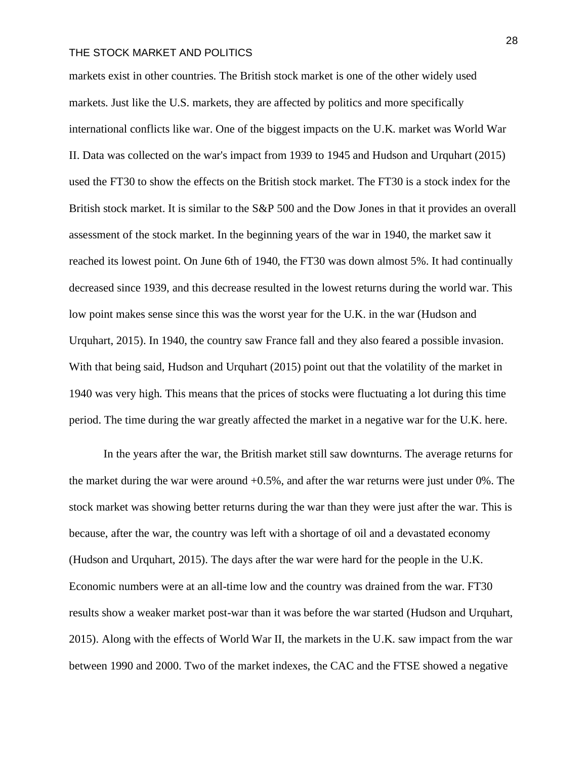markets exist in other countries. The British stock market is one of the other widely used markets. Just like the U.S. markets, they are affected by politics and more specifically international conflicts like war. One of the biggest impacts on the U.K. market was World War II. Data was collected on the war's impact from 1939 to 1945 and Hudson and Urquhart (2015) used the FT30 to show the effects on the British stock market. The FT30 is a stock index for the British stock market. It is similar to the S&P 500 and the Dow Jones in that it provides an overall assessment of the stock market. In the beginning years of the war in 1940, the market saw it reached its lowest point. On June 6th of 1940, the FT30 was down almost 5%. It had continually decreased since 1939, and this decrease resulted in the lowest returns during the world war. This low point makes sense since this was the worst year for the U.K. in the war (Hudson and Urquhart, 2015). In 1940, the country saw France fall and they also feared a possible invasion. With that being said, Hudson and Urquhart (2015) point out that the volatility of the market in 1940 was very high. This means that the prices of stocks were fluctuating a lot during this time period. The time during the war greatly affected the market in a negative war for the U.K. here.

In the years after the war, the British market still saw downturns. The average returns for the market during the war were around +0.5%, and after the war returns were just under 0%. The stock market was showing better returns during the war than they were just after the war. This is because, after the war, the country was left with a shortage of oil and a devastated economy (Hudson and Urquhart, 2015). The days after the war were hard for the people in the U.K. Economic numbers were at an all-time low and the country was drained from the war. FT30 results show a weaker market post-war than it was before the war started (Hudson and Urquhart, 2015). Along with the effects of World War II, the markets in the U.K. saw impact from the war between 1990 and 2000. Two of the market indexes, the CAC and the FTSE showed a negative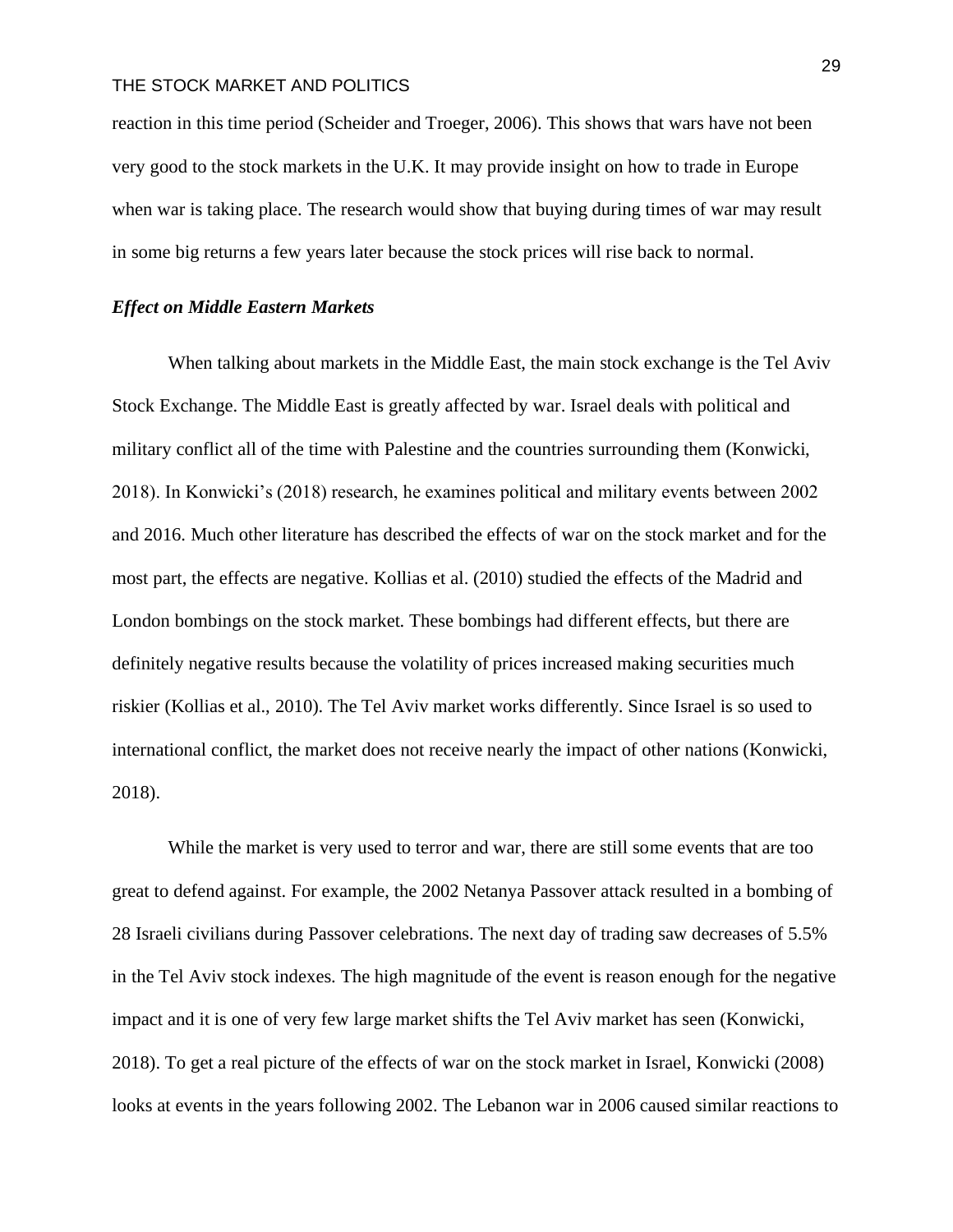reaction in this time period (Scheider and Troeger, 2006). This shows that wars have not been very good to the stock markets in the U.K. It may provide insight on how to trade in Europe when war is taking place. The research would show that buying during times of war may result in some big returns a few years later because the stock prices will rise back to normal.

### *Effect on Middle Eastern Markets*

When talking about markets in the Middle East, the main stock exchange is the Tel Aviv Stock Exchange. The Middle East is greatly affected by war. Israel deals with political and military conflict all of the time with Palestine and the countries surrounding them (Konwicki, 2018). In Konwicki's (2018) research, he examines political and military events between 2002 and 2016. Much other literature has described the effects of war on the stock market and for the most part, the effects are negative. Kollias et al. (2010) studied the effects of the Madrid and London bombings on the stock market. These bombings had different effects, but there are definitely negative results because the volatility of prices increased making securities much riskier (Kollias et al., 2010). The Tel Aviv market works differently. Since Israel is so used to international conflict, the market does not receive nearly the impact of other nations (Konwicki, 2018).

While the market is very used to terror and war, there are still some events that are too great to defend against. For example, the 2002 Netanya Passover attack resulted in a bombing of 28 Israeli civilians during Passover celebrations. The next day of trading saw decreases of 5.5% in the Tel Aviv stock indexes. The high magnitude of the event is reason enough for the negative impact and it is one of very few large market shifts the Tel Aviv market has seen (Konwicki, 2018). To get a real picture of the effects of war on the stock market in Israel, Konwicki (2008) looks at events in the years following 2002. The Lebanon war in 2006 caused similar reactions to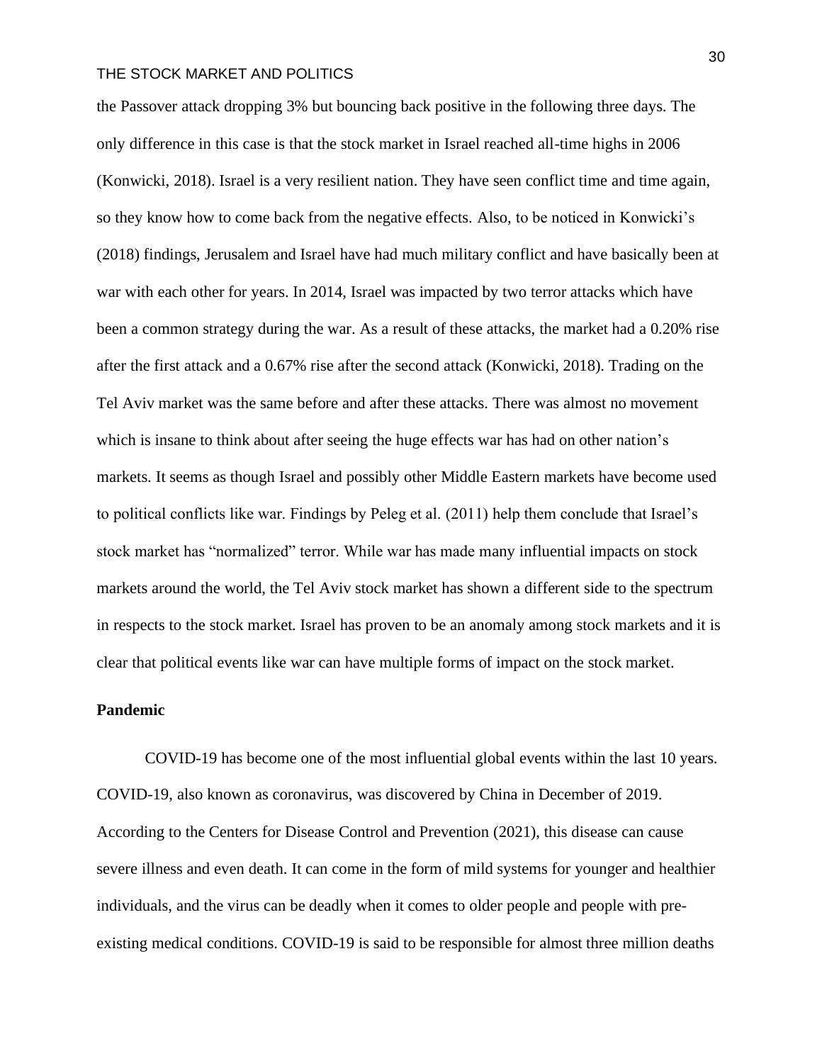the Passover attack dropping 3% but bouncing back positive in the following three days. The only difference in this case is that the stock market in Israel reached all-time highs in 2006 (Konwicki, 2018). Israel is a very resilient nation. They have seen conflict time and time again, so they know how to come back from the negative effects. Also, to be noticed in Konwicki's (2018) findings, Jerusalem and Israel have had much military conflict and have basically been at war with each other for years. In 2014, Israel was impacted by two terror attacks which have been a common strategy during the war. As a result of these attacks, the market had a 0.20% rise after the first attack and a 0.67% rise after the second attack (Konwicki, 2018). Trading on the Tel Aviv market was the same before and after these attacks. There was almost no movement which is insane to think about after seeing the huge effects war has had on other nation's markets. It seems as though Israel and possibly other Middle Eastern markets have become used to political conflicts like war. Findings by Peleg et al. (2011) help them conclude that Israel's stock market has "normalized" terror. While war has made many influential impacts on stock markets around the world, the Tel Aviv stock market has shown a different side to the spectrum in respects to the stock market. Israel has proven to be an anomaly among stock markets and it is clear that political events like war can have multiple forms of impact on the stock market.

**Pandemic**

COVID-19 has become one of the most influential global events within the last 10 years. COVID-19, also known as coronavirus, was discovered by China in December of 2019. According to the Centers for Disease Control and Prevention (2021), this disease can cause severe illness and even death. It can come in the form of mild systems for younger and healthier individuals, and the virus can be deadly when it comes to older people and people with pre-existing medical conditions. COVID-19 is said to be responsible for almost three million deaths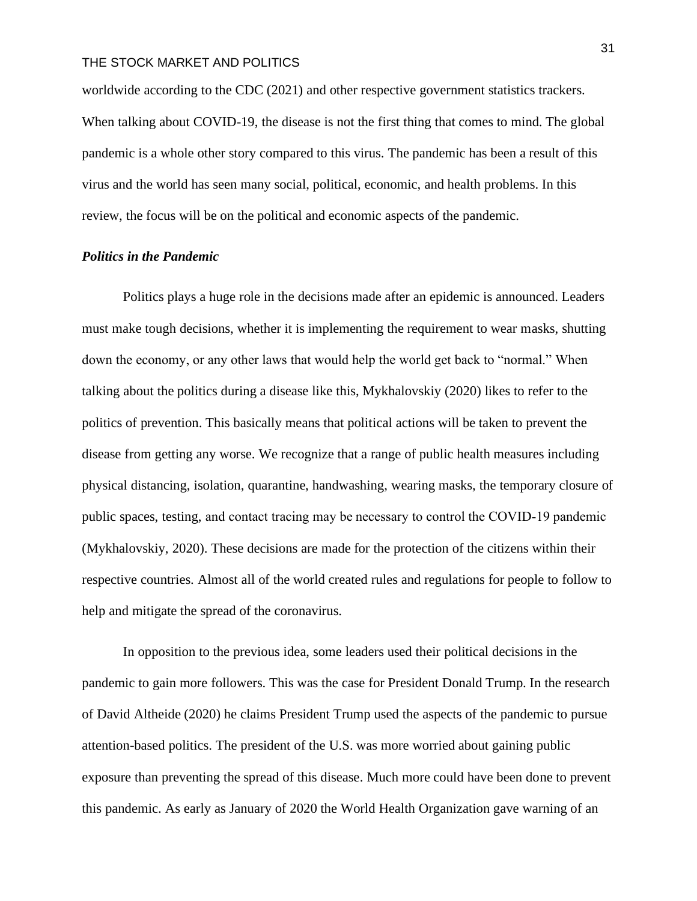worldwide according to the CDC (2021) and other respective government statistics trackers. When talking about COVID-19, the disease is not the first thing that comes to mind. The global pandemic is a whole other story compared to this virus. The pandemic has been a result of this virus and the world has seen many social, political, economic, and health problems. In this review, the focus will be on the political and economic aspects of the pandemic.

### *Politics in the Pandemic*

Politics plays a huge role in the decisions made after an epidemic is announced. Leaders must make tough decisions, whether it is implementing the requirement to wear masks, shutting down the economy, or any other laws that would help the world get back to "normal." When talking about the politics during a disease like this, Mykhalovskiy (2020) likes to refer to the politics of prevention. This basically means that political actions will be taken to prevent the disease from getting any worse. We recognize that a range of public health measures including physical distancing, isolation, quarantine, handwashing, wearing masks, the temporary closure of public spaces, testing, and contact tracing may be necessary to control the COVID-19 pandemic (Mykhalovskiy, 2020). These decisions are made for the protection of the citizens within their respective countries. Almost all of the world created rules and regulations for people to follow to help and mitigate the spread of the coronavirus.

In opposition to the previous idea, some leaders used their political decisions in the pandemic to gain more followers. This was the case for President Donald Trump. In the research of David Altheide (2020) he claims President Trump used the aspects of the pandemic to pursue attention-based politics. The president of the U.S. was more worried about gaining public exposure than preventing the spread of this disease. Much more could have been done to prevent this pandemic. As early as January of 2020 the World Health Organization gave warning of an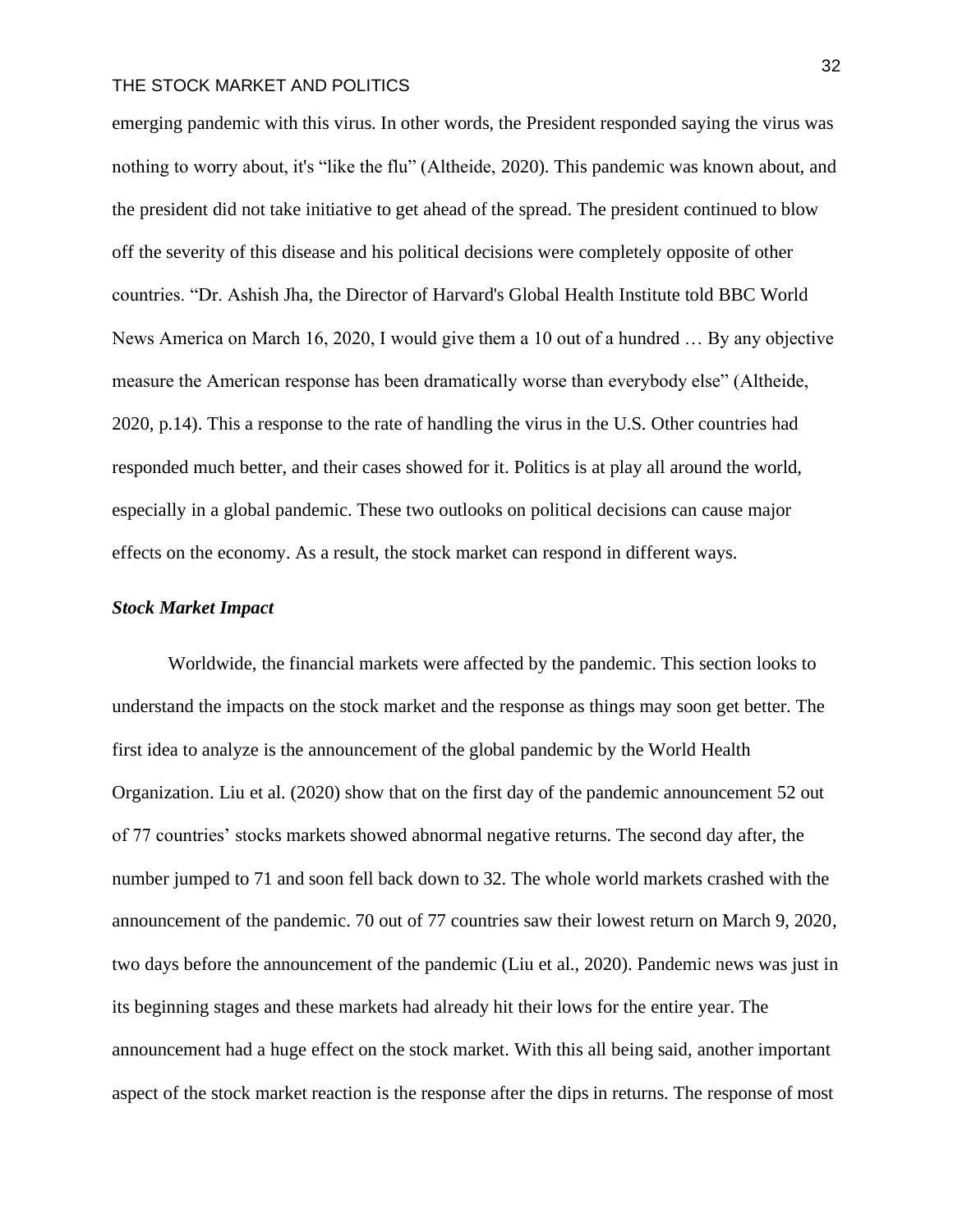emerging pandemic with this virus. In other words, the President responded saying the virus was nothing to worry about, it's "like the flu" (Altheide, 2020). This pandemic was known about, and the president did not take initiative to get ahead of the spread. The president continued to blow off the severity of this disease and his political decisions were completely opposite of other countries. "Dr. Ashish Jha, the Director of Harvard's Global Health Institute told BBC World News America on March 16, 2020, I would give them a 10 out of a hundred … By any objective measure the American response has been dramatically worse than everybody else" (Altheide, 2020, p.14). This a response to the rate of handling the virus in the U.S. Other countries had responded much better, and their cases showed for it. Politics is at play all around the world, especially in a global pandemic. These two outlooks on political decisions can cause major effects on the economy. As a result, the stock market can respond in different ways.

### ***Stock Market Impact***

Worldwide, the financial markets were affected by the pandemic. This section looks to understand the impacts on the stock market and the response as things may soon get better. The first idea to analyze is the announcement of the global pandemic by the World Health Organization. Liu et al. (2020) show that on the first day of the pandemic announcement 52 out of 77 countries' stocks markets showed abnormal negative returns. The second day after, the number jumped to 71 and soon fell back down to 32. The whole world markets crashed with the announcement of the pandemic. 70 out of 77 countries saw their lowest return on March 9, 2020, two days before the announcement of the pandemic (Liu et al., 2020). Pandemic news was just in its beginning stages and these markets had already hit their lows for the entire year. The announcement had a huge effect on the stock market. With this all being said, another important aspect of the stock market reaction is the response after the dips in returns. The response of most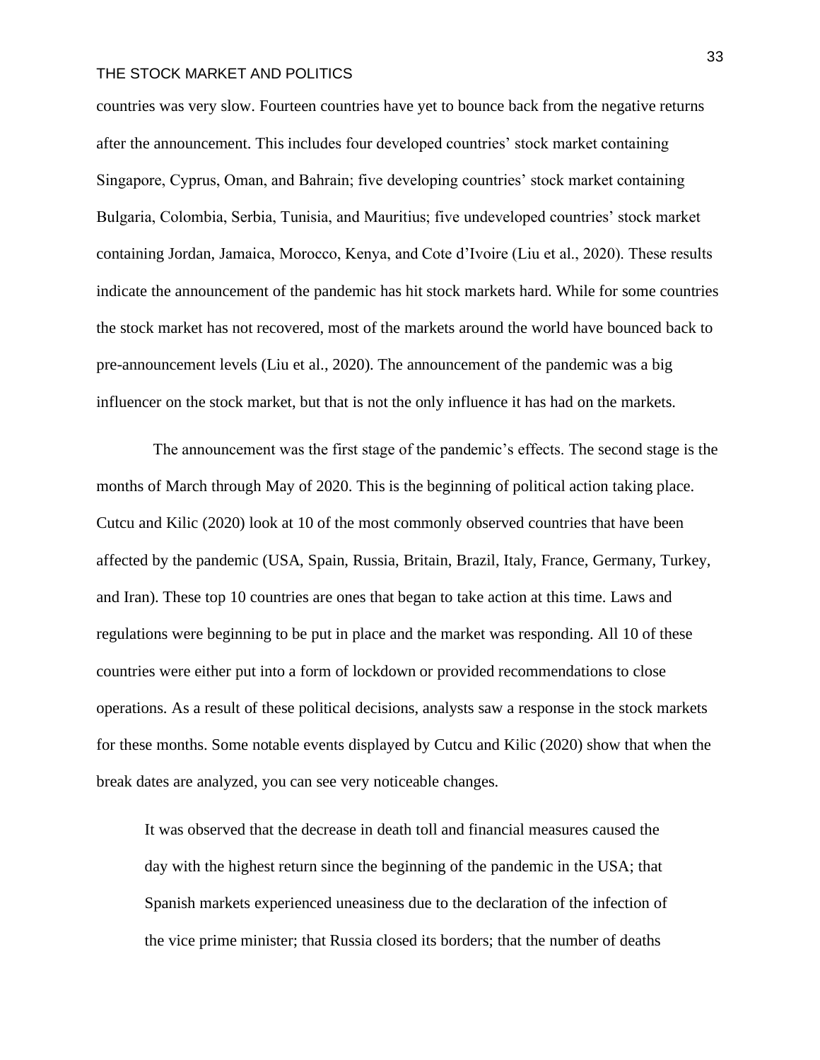countries was very slow. Fourteen countries have yet to bounce back from the negative returns after the announcement. This includes four developed countries' stock market containing Singapore, Cyprus, Oman, and Bahrain; five developing countries' stock market containing Bulgaria, Colombia, Serbia, Tunisia, and Mauritius; five undeveloped countries' stock market containing Jordan, Jamaica, Morocco, Kenya, and Cote d'Ivoire (Liu et al., 2020). These results indicate the announcement of the pandemic has hit stock markets hard. While for some countries the stock market has not recovered, most of the markets around the world have bounced back to pre-announcement levels (Liu et al., 2020). The announcement of the pandemic was a big influencer on the stock market, but that is not the only influence it has had on the markets.

The announcement was the first stage of the pandemic's effects. The second stage is the months of March through May of 2020. This is the beginning of political action taking place. Cutcu and Kilic (2020) look at 10 of the most commonly observed countries that have been affected by the pandemic (USA, Spain, Russia, Britain, Brazil, Italy, France, Germany, Turkey, and Iran). These top 10 countries are ones that began to take action at this time. Laws and regulations were beginning to be put in place and the market was responding. All 10 of these countries were either put into a form of lockdown or provided recommendations to close operations. As a result of these political decisions, analysts saw a response in the stock markets for these months. Some notable events displayed by Cutcu and Kilic (2020) show that when the break dates are analyzed, you can see very noticeable changes.

> It was observed that the decrease in death toll and financial measures caused the day with the highest return since the beginning of the pandemic in the USA; that Spanish markets experienced uneasiness due to the declaration of the infection of the vice prime minister; that Russia closed its borders; that the number of deaths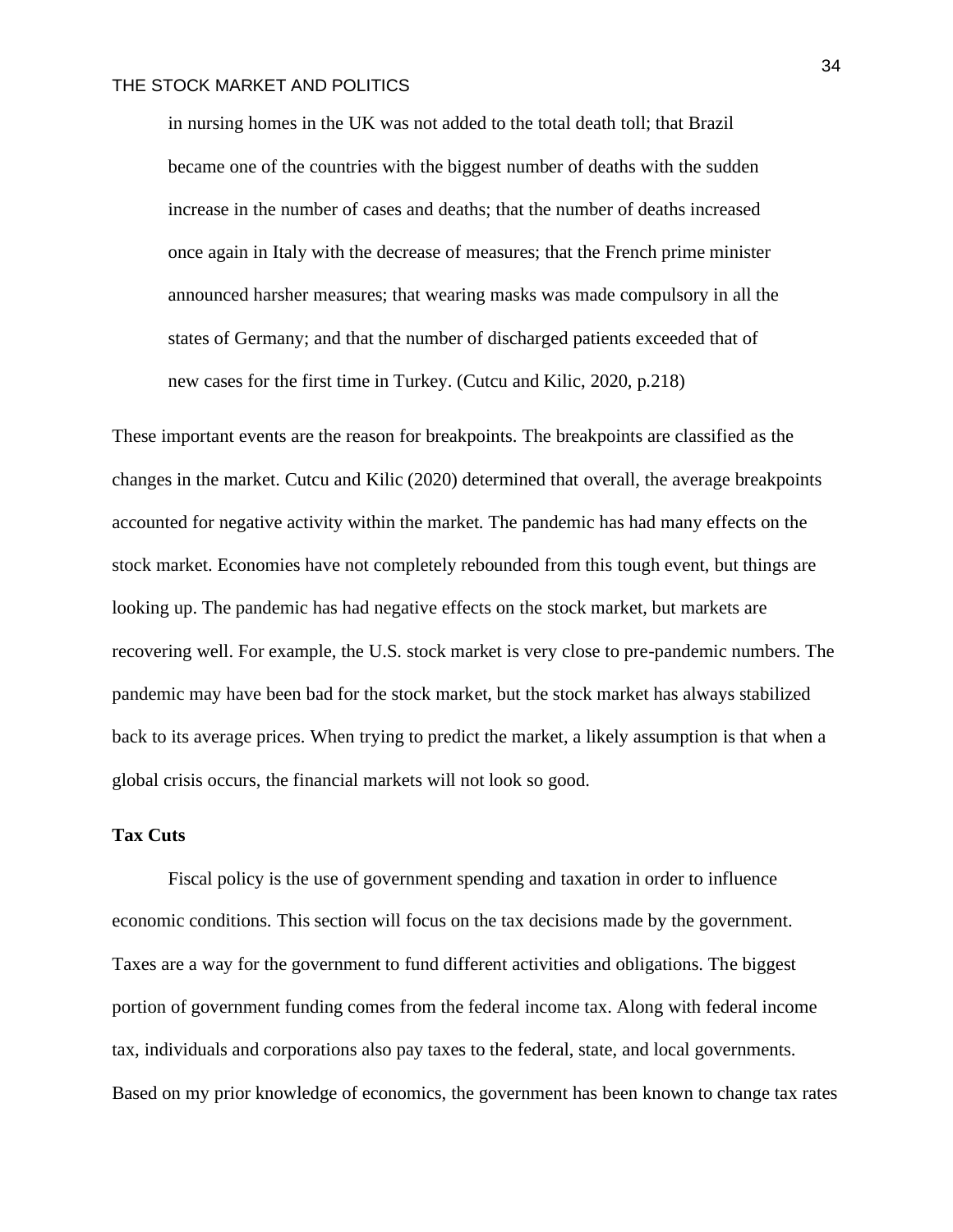> in nursing homes in the UK was not added to the total death toll; that Brazil became one of the countries with the biggest number of deaths with the sudden increase in the number of cases and deaths; that the number of deaths increased once again in Italy with the decrease of measures; that the French prime minister announced harsher measures; that wearing masks was made compulsory in all the states of Germany; and that the number of discharged patients exceeded that of new cases for the first time in Turkey. (Cutcu and Kilic, 2020, p.218)

These important events are the reason for breakpoints. The breakpoints are classified as the changes in the market. Cutcu and Kilic (2020) determined that overall, the average breakpoints accounted for negative activity within the market. The pandemic has had many effects on the stock market. Economies have not completely rebounded from this tough event, but things are looking up. The pandemic has had negative effects on the stock market, but markets are recovering well. For example, the U.S. stock market is very close to pre-pandemic numbers. The pandemic may have been bad for the stock market, but the stock market has always stabilized back to its average prices. When trying to predict the market, a likely assumption is that when a global crisis occurs, the financial markets will not look so good.

**Tax Cuts**

Fiscal policy is the use of government spending and taxation in order to influence economic conditions. This section will focus on the tax decisions made by the government. Taxes are a way for the government to fund different activities and obligations. The biggest portion of government funding comes from the federal income tax. Along with federal income tax, individuals and corporations also pay taxes to the federal, state, and local governments. Based on my prior knowledge of economics, the government has been known to change tax rates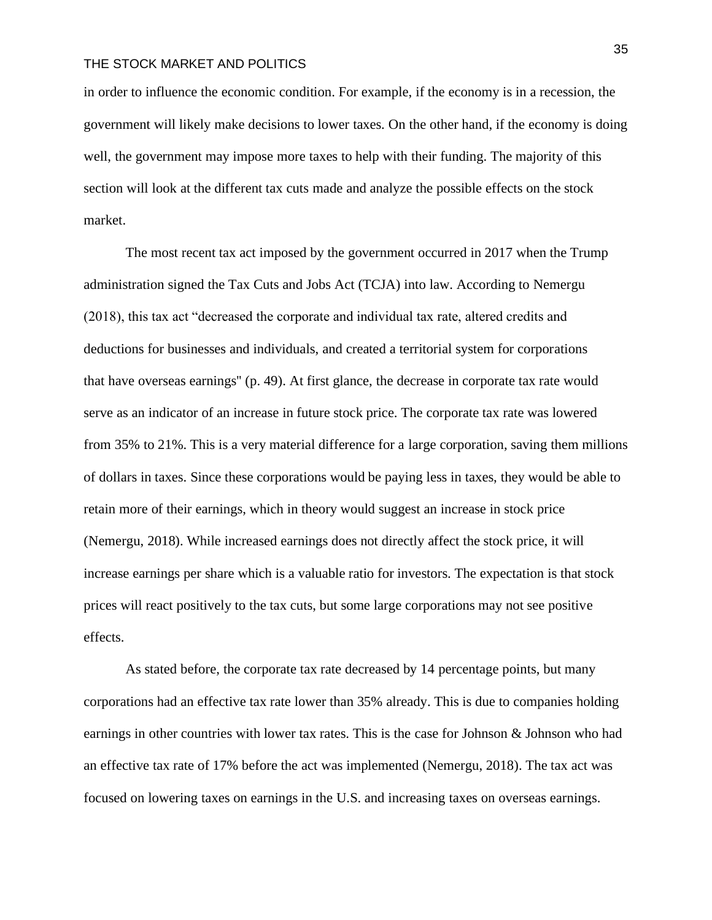in order to influence the economic condition. For example, if the economy is in a recession, the government will likely make decisions to lower taxes. On the other hand, if the economy is doing well, the government may impose more taxes to help with their funding. The majority of this section will look at the different tax cuts made and analyze the possible effects on the stock market.

The most recent tax act imposed by the government occurred in 2017 when the Trump administration signed the Tax Cuts and Jobs Act (TCJA) into law. According to Nemergu (2018), this tax act "decreased the corporate and individual tax rate, altered credits and deductions for businesses and individuals, and created a territorial system for corporations that have overseas earnings" (p. 49). At first glance, the decrease in corporate tax rate would serve as an indicator of an increase in future stock price. The corporate tax rate was lowered from 35% to 21%. This is a very material difference for a large corporation, saving them millions of dollars in taxes. Since these corporations would be paying less in taxes, they would be able to retain more of their earnings, which in theory would suggest an increase in stock price (Nemergu, 2018). While increased earnings does not directly affect the stock price, it will increase earnings per share which is a valuable ratio for investors. The expectation is that stock prices will react positively to the tax cuts, but some large corporations may not see positive effects.

As stated before, the corporate tax rate decreased by 14 percentage points, but many corporations had an effective tax rate lower than 35% already. This is due to companies holding earnings in other countries with lower tax rates. This is the case for Johnson & Johnson who had an effective tax rate of 17% before the act was implemented (Nemergu, 2018). The tax act was focused on lowering taxes on earnings in the U.S. and increasing taxes on overseas earnings.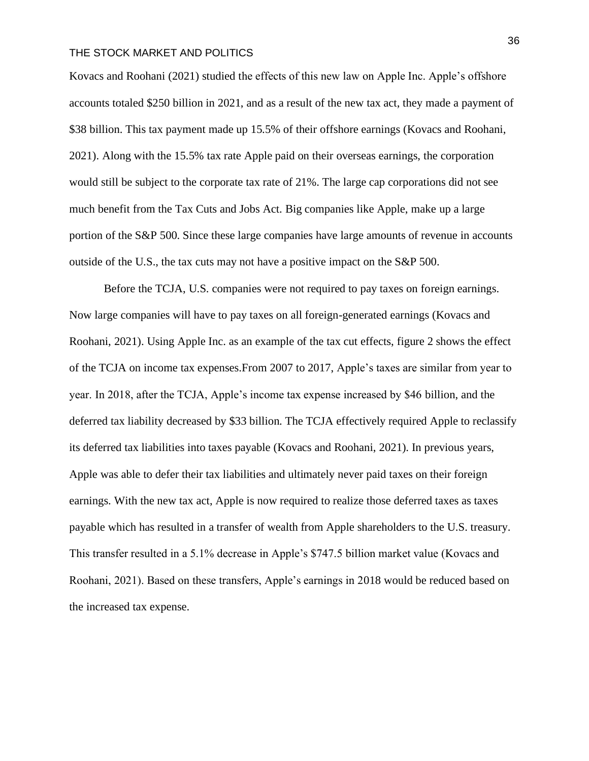Kovacs and Roohani (2021) studied the effects of this new law on Apple Inc. Apple's offshore accounts totaled $250 billion in 2021, and as a result of the new tax act, they made a payment of $38 billion. This tax payment made up 15.5% of their offshore earnings (Kovacs and Roohani, 2021). Along with the 15.5% tax rate Apple paid on their overseas earnings, the corporation would still be subject to the corporate tax rate of 21%. The large cap corporations did not see much benefit from the Tax Cuts and Jobs Act. Big companies like Apple, make up a large portion of the S&P 500. Since these large companies have large amounts of revenue in accounts outside of the U.S., the tax cuts may not have a positive impact on the S&P 500.

Before the TCJA, U.S. companies were not required to pay taxes on foreign earnings. Now large companies will have to pay taxes on all foreign-generated earnings (Kovacs and Roohani, 2021). Using Apple Inc. as an example of the tax cut effects, figure 2 shows the effect of the TCJA on income tax expenses.From 2007 to 2017, Apple's taxes are similar from year to year. In 2018, after the TCJA, Apple's income tax expense increased by $46 billion, and the deferred tax liability decreased by $33 billion. The TCJA effectively required Apple to reclassify its deferred tax liabilities into taxes payable (Kovacs and Roohani, 2021). In previous years, Apple was able to defer their tax liabilities and ultimately never paid taxes on their foreign earnings. With the new tax act, Apple is now required to realize those deferred taxes as taxes payable which has resulted in a transfer of wealth from Apple shareholders to the U.S. treasury. This transfer resulted in a 5.1% decrease in Apple's $747.5 billion market value (Kovacs and Roohani, 2021). Based on these transfers, Apple's earnings in 2018 would be reduced based on the increased tax expense.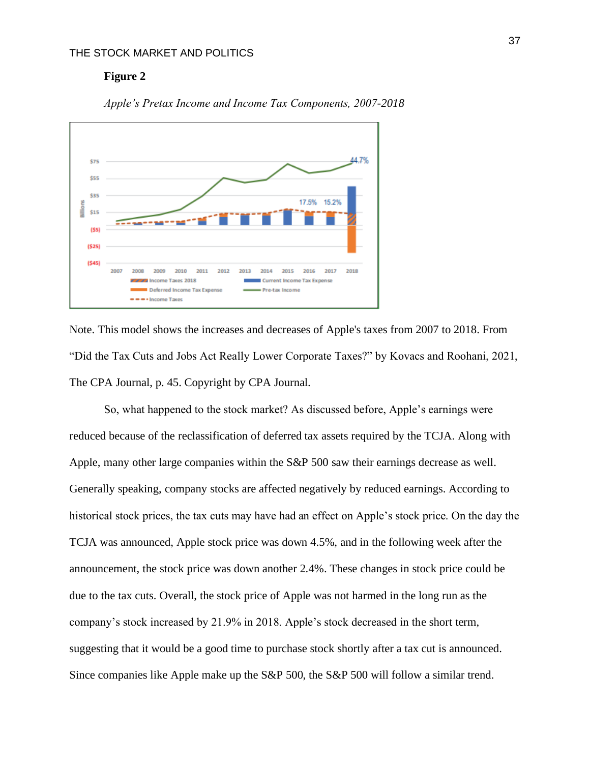**Figure 2**

*Apple's Pretax Income and Income Tax Components, 2007-2018*

Note. This model shows the increases and decreases of Apple's taxes from 2007 to 2018. From "Did the Tax Cuts and Jobs Act Really Lower Corporate Taxes?" by Kovacs and Roohani, 2021, The CPA Journal, p. 45. Copyright by CPA Journal.

So, what happened to the stock market? As discussed before, Apple's earnings were reduced because of the reclassification of deferred tax assets required by the TCJA. Along with Apple, many other large companies within the S&P 500 saw their earnings decrease as well. Generally speaking, company stocks are affected negatively by reduced earnings. According to historical stock prices, the tax cuts may have had an effect on Apple's stock price. On the day the TCJA was announced, Apple stock price was down 4.5%, and in the following week after the announcement, the stock price was down another 2.4%. These changes in stock price could be due to the tax cuts. Overall, the stock price of Apple was not harmed in the long run as the company's stock increased by 21.9% in 2018. Apple's stock decreased in the short term, suggesting that it would be a good time to purchase stock shortly after a tax cut is announced. Since companies like Apple make up the S&P 500, the S&P 500 will follow a similar trend.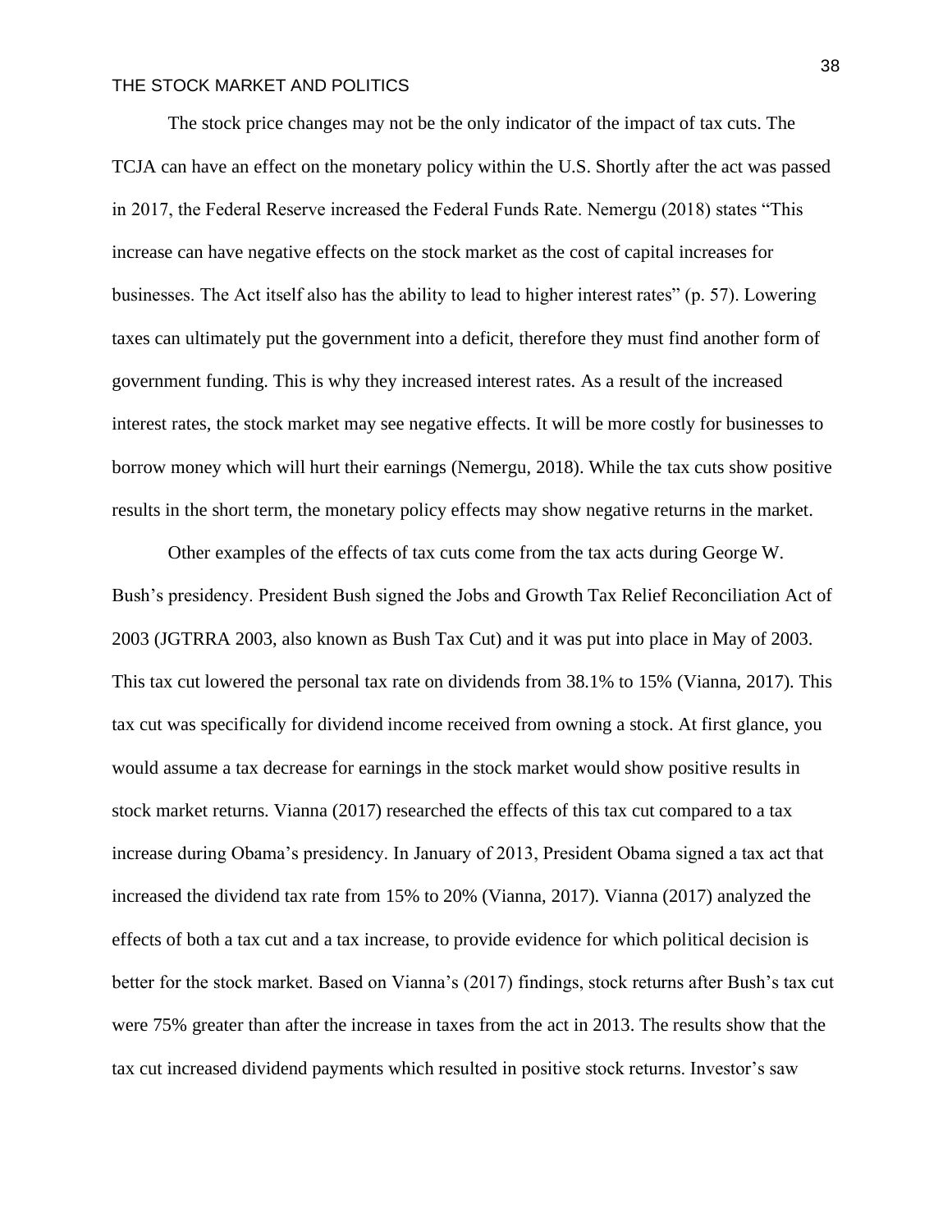The stock price changes may not be the only indicator of the impact of tax cuts. The TCJA can have an effect on the monetary policy within the U.S. Shortly after the act was passed in 2017, the Federal Reserve increased the Federal Funds Rate. Nemergu (2018) states "This increase can have negative effects on the stock market as the cost of capital increases for businesses. The Act itself also has the ability to lead to higher interest rates" (p. 57). Lowering taxes can ultimately put the government into a deficit, therefore they must find another form of government funding. This is why they increased interest rates. As a result of the increased interest rates, the stock market may see negative effects. It will be more costly for businesses to borrow money which will hurt their earnings (Nemergu, 2018). While the tax cuts show positive results in the short term, the monetary policy effects may show negative returns in the market.

Other examples of the effects of tax cuts come from the tax acts during George W. Bush's presidency. President Bush signed the Jobs and Growth Tax Relief Reconciliation Act of 2003 (JGTRRA 2003, also known as Bush Tax Cut) and it was put into place in May of 2003. This tax cut lowered the personal tax rate on dividends from 38.1% to 15% (Vianna, 2017). This tax cut was specifically for dividend income received from owning a stock. At first glance, you would assume a tax decrease for earnings in the stock market would show positive results in stock market returns. Vianna (2017) researched the effects of this tax cut compared to a tax increase during Obama's presidency. In January of 2013, President Obama signed a tax act that increased the dividend tax rate from 15% to 20% (Vianna, 2017). Vianna (2017) analyzed the effects of both a tax cut and a tax increase, to provide evidence for which political decision is better for the stock market. Based on Vianna's (2017) findings, stock returns after Bush's tax cut were 75% greater than after the increase in taxes from the act in 2013. The results show that the tax cut increased dividend payments which resulted in positive stock returns. Investor's saw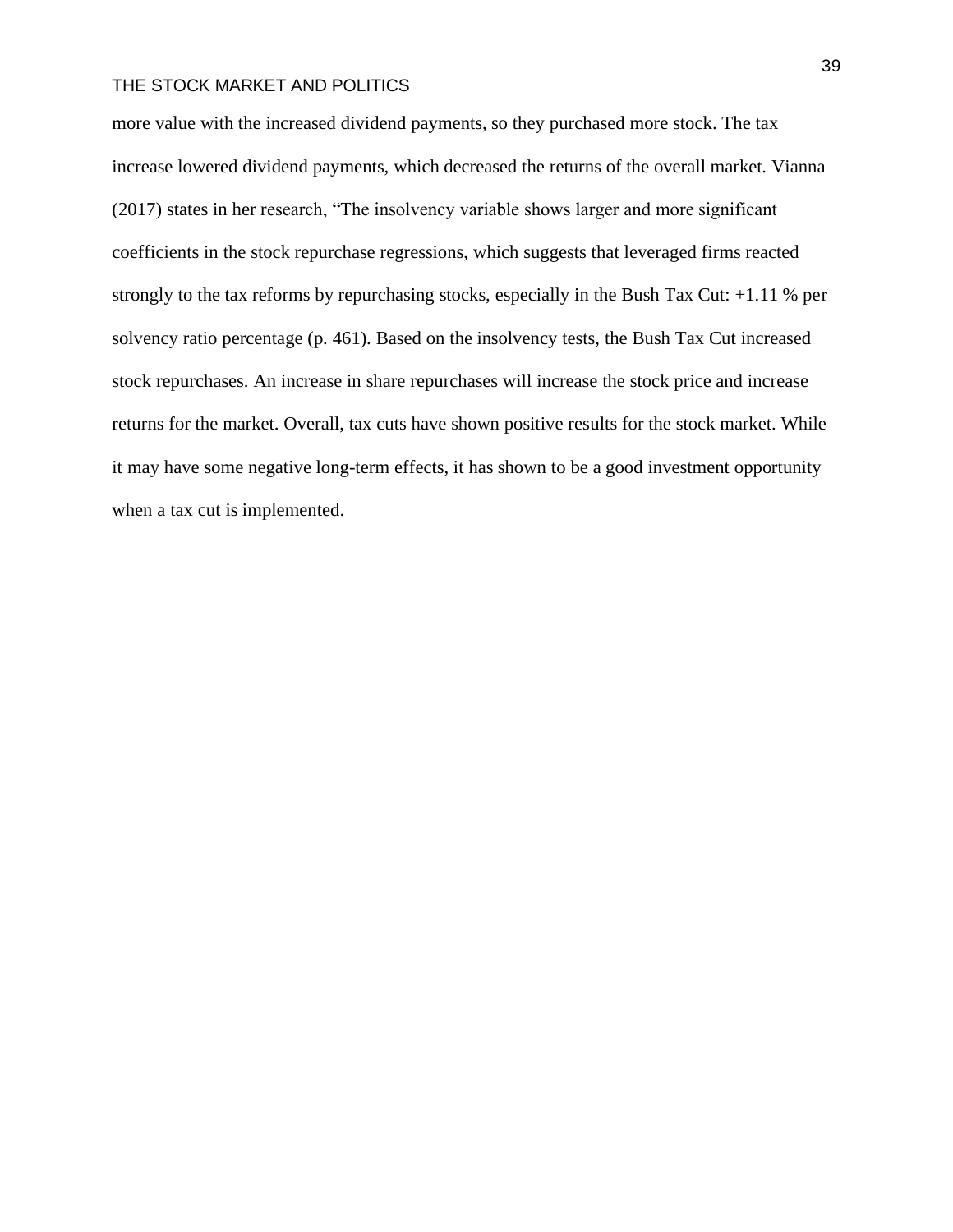more value with the increased dividend payments, so they purchased more stock. The tax increase lowered dividend payments, which decreased the returns of the overall market. Vianna (2017) states in her research, "The insolvency variable shows larger and more significant coefficients in the stock repurchase regressions, which suggests that leveraged firms reacted strongly to the tax reforms by repurchasing stocks, especially in the Bush Tax Cut: +1.11 % per solvency ratio percentage (p. 461). Based on the insolvency tests, the Bush Tax Cut increased stock repurchases. An increase in share repurchases will increase the stock price and increase returns for the market. Overall, tax cuts have shown positive results for the stock market. While it may have some negative long-term effects, it has shown to be a good investment opportunity when a tax cut is implemented.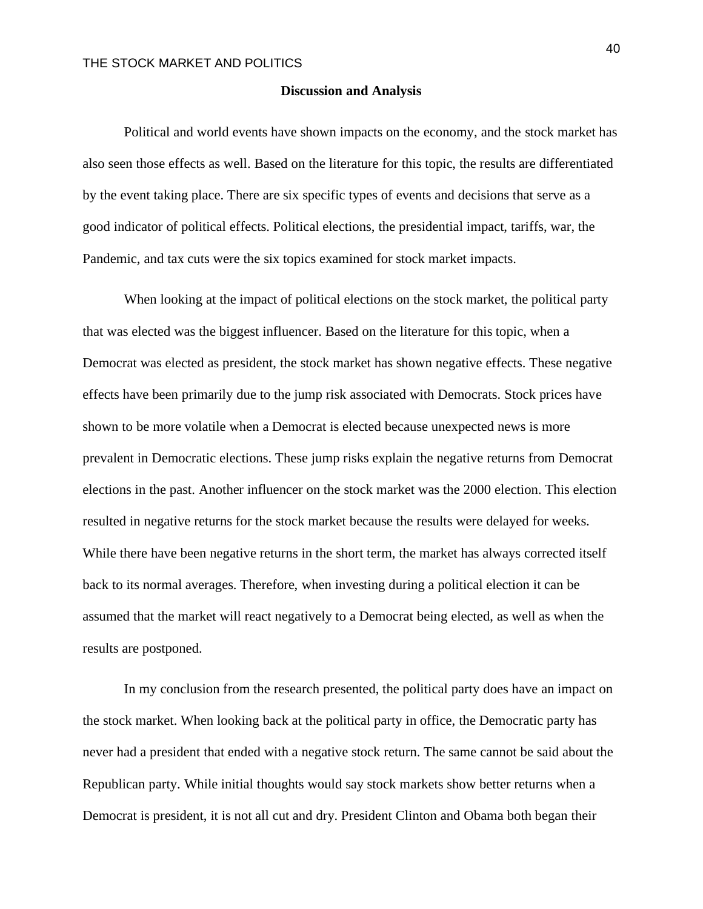## Discussion and Analysis

Political and world events have shown impacts on the economy, and the stock market has also seen those effects as well. Based on the literature for this topic, the results are differentiated by the event taking place. There are six specific types of events and decisions that serve as a good indicator of political effects. Political elections, the presidential impact, tariffs, war, the Pandemic, and tax cuts were the six topics examined for stock market impacts.

When looking at the impact of political elections on the stock market, the political party that was elected was the biggest influencer. Based on the literature for this topic, when a Democrat was elected as president, the stock market has shown negative effects. These negative effects have been primarily due to the jump risk associated with Democrats. Stock prices have shown to be more volatile when a Democrat is elected because unexpected news is more prevalent in Democratic elections. These jump risks explain the negative returns from Democrat elections in the past. Another influencer on the stock market was the 2000 election. This election resulted in negative returns for the stock market because the results were delayed for weeks. While there have been negative returns in the short term, the market has always corrected itself back to its normal averages. Therefore, when investing during a political election it can be assumed that the market will react negatively to a Democrat being elected, as well as when the results are postponed.

In my conclusion from the research presented, the political party does have an impact on the stock market. When looking back at the political party in office, the Democratic party has never had a president that ended with a negative stock return. The same cannot be said about the Republican party. While initial thoughts would say stock markets show better returns when a Democrat is president, it is not all cut and dry. President Clinton and Obama both began their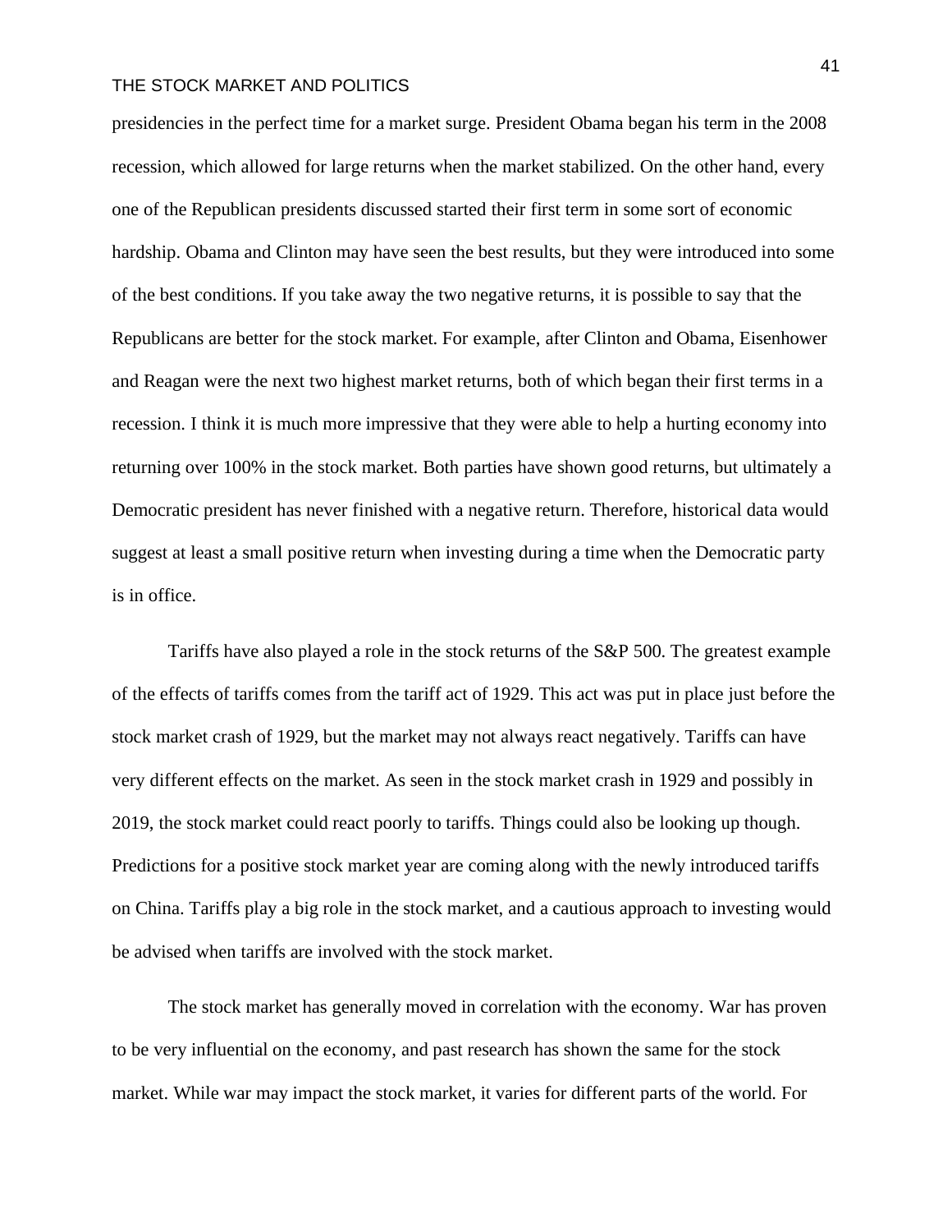presidencies in the perfect time for a market surge. President Obama began his term in the 2008 recession, which allowed for large returns when the market stabilized. On the other hand, every one of the Republican presidents discussed started their first term in some sort of economic hardship. Obama and Clinton may have seen the best results, but they were introduced into some of the best conditions. If you take away the two negative returns, it is possible to say that the Republicans are better for the stock market. For example, after Clinton and Obama, Eisenhower and Reagan were the next two highest market returns, both of which began their first terms in a recession. I think it is much more impressive that they were able to help a hurting economy into returning over 100% in the stock market. Both parties have shown good returns, but ultimately a Democratic president has never finished with a negative return. Therefore, historical data would suggest at least a small positive return when investing during a time when the Democratic party is in office.

Tariffs have also played a role in the stock returns of the S&P 500. The greatest example of the effects of tariffs comes from the tariff act of 1929. This act was put in place just before the stock market crash of 1929, but the market may not always react negatively. Tariffs can have very different effects on the market. As seen in the stock market crash in 1929 and possibly in 2019, the stock market could react poorly to tariffs. Things could also be looking up though. Predictions for a positive stock market year are coming along with the newly introduced tariffs on China. Tariffs play a big role in the stock market, and a cautious approach to investing would be advised when tariffs are involved with the stock market.

The stock market has generally moved in correlation with the economy. War has proven to be very influential on the economy, and past research has shown the same for the stock market. While war may impact the stock market, it varies for different parts of the world. For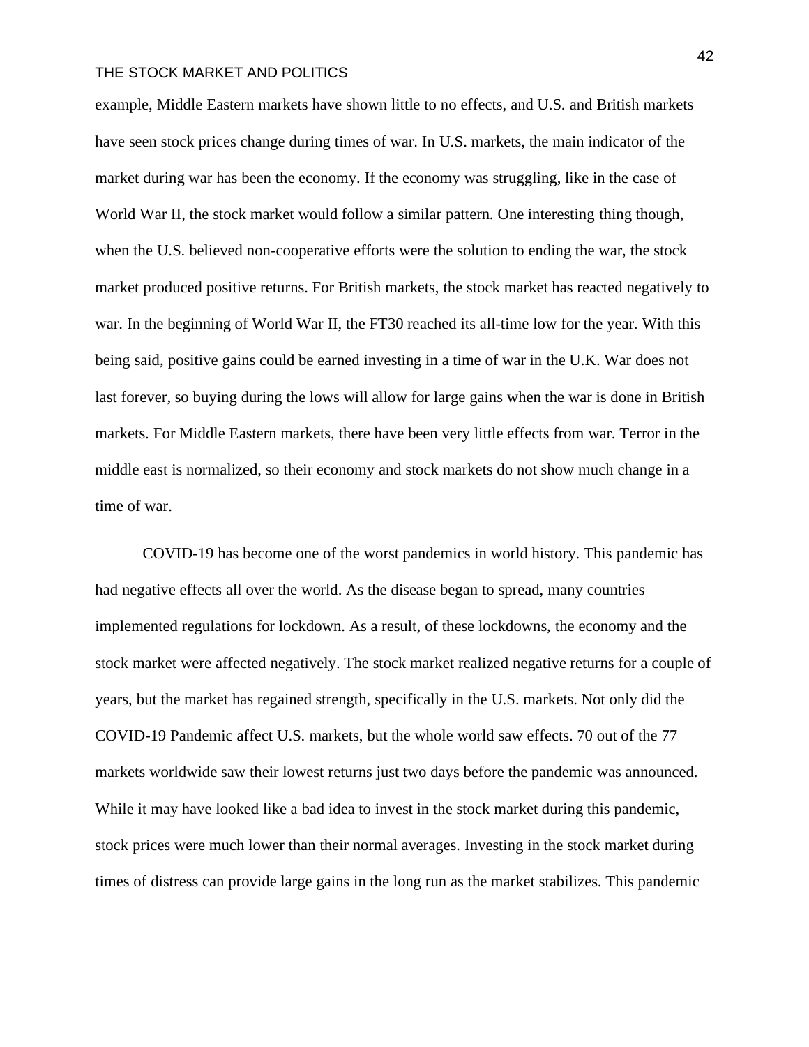example, Middle Eastern markets have shown little to no effects, and U.S. and British markets have seen stock prices change during times of war. In U.S. markets, the main indicator of the market during war has been the economy. If the economy was struggling, like in the case of World War II, the stock market would follow a similar pattern. One interesting thing though, when the U.S. believed non-cooperative efforts were the solution to ending the war, the stock market produced positive returns. For British markets, the stock market has reacted negatively to war. In the beginning of World War II, the FT30 reached its all-time low for the year. With this being said, positive gains could be earned investing in a time of war in the U.K. War does not last forever, so buying during the lows will allow for large gains when the war is done in British markets. For Middle Eastern markets, there have been very little effects from war. Terror in the middle east is normalized, so their economy and stock markets do not show much change in a time of war.

COVID-19 has become one of the worst pandemics in world history. This pandemic has had negative effects all over the world. As the disease began to spread, many countries implemented regulations for lockdown. As a result, of these lockdowns, the economy and the stock market were affected negatively. The stock market realized negative returns for a couple of years, but the market has regained strength, specifically in the U.S. markets. Not only did the COVID-19 Pandemic affect U.S. markets, but the whole world saw effects. 70 out of the 77 markets worldwide saw their lowest returns just two days before the pandemic was announced. While it may have looked like a bad idea to invest in the stock market during this pandemic, stock prices were much lower than their normal averages. Investing in the stock market during times of distress can provide large gains in the long run as the market stabilizes. This pandemic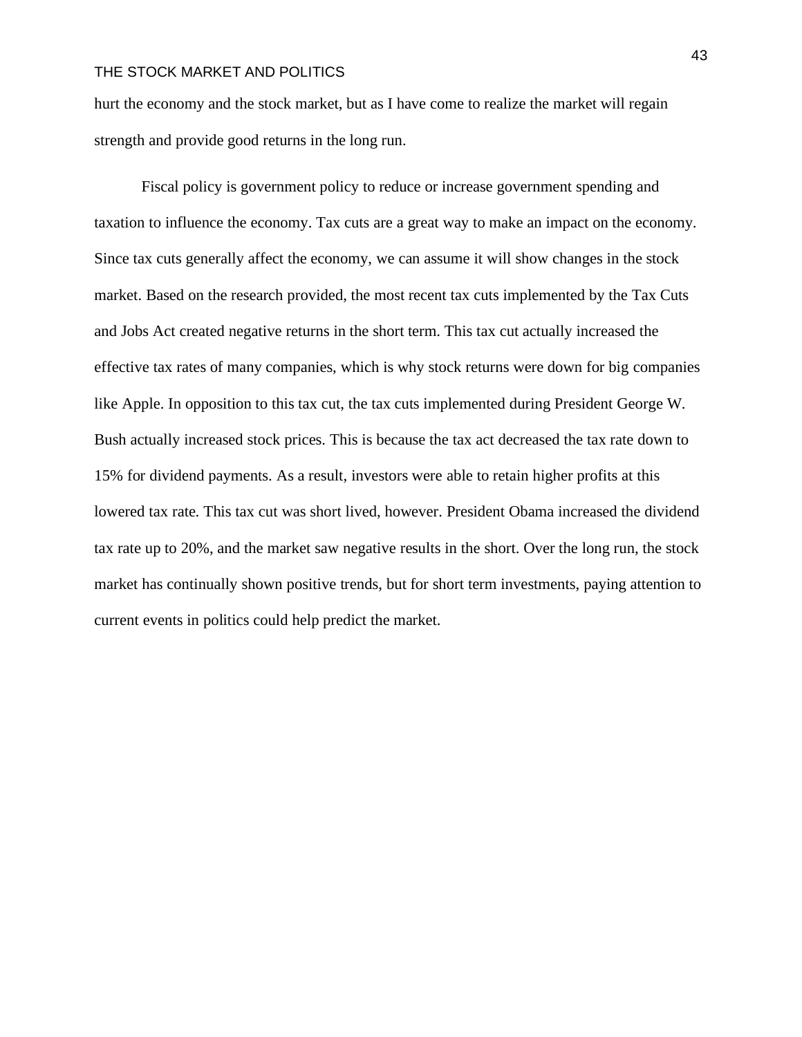hurt the economy and the stock market, but as I have come to realize the market will regain strength and provide good returns in the long run.

Fiscal policy is government policy to reduce or increase government spending and taxation to influence the economy. Tax cuts are a great way to make an impact on the economy. Since tax cuts generally affect the economy, we can assume it will show changes in the stock market. Based on the research provided, the most recent tax cuts implemented by the Tax Cuts and Jobs Act created negative returns in the short term. This tax cut actually increased the effective tax rates of many companies, which is why stock returns were down for big companies like Apple. In opposition to this tax cut, the tax cuts implemented during President George W. Bush actually increased stock prices. This is because the tax act decreased the tax rate down to 15% for dividend payments. As a result, investors were able to retain higher profits at this lowered tax rate. This tax cut was short lived, however. President Obama increased the dividend tax rate up to 20%, and the market saw negative results in the short. Over the long run, the stock market has continually shown positive trends, but for short term investments, paying attention to current events in politics could help predict the market.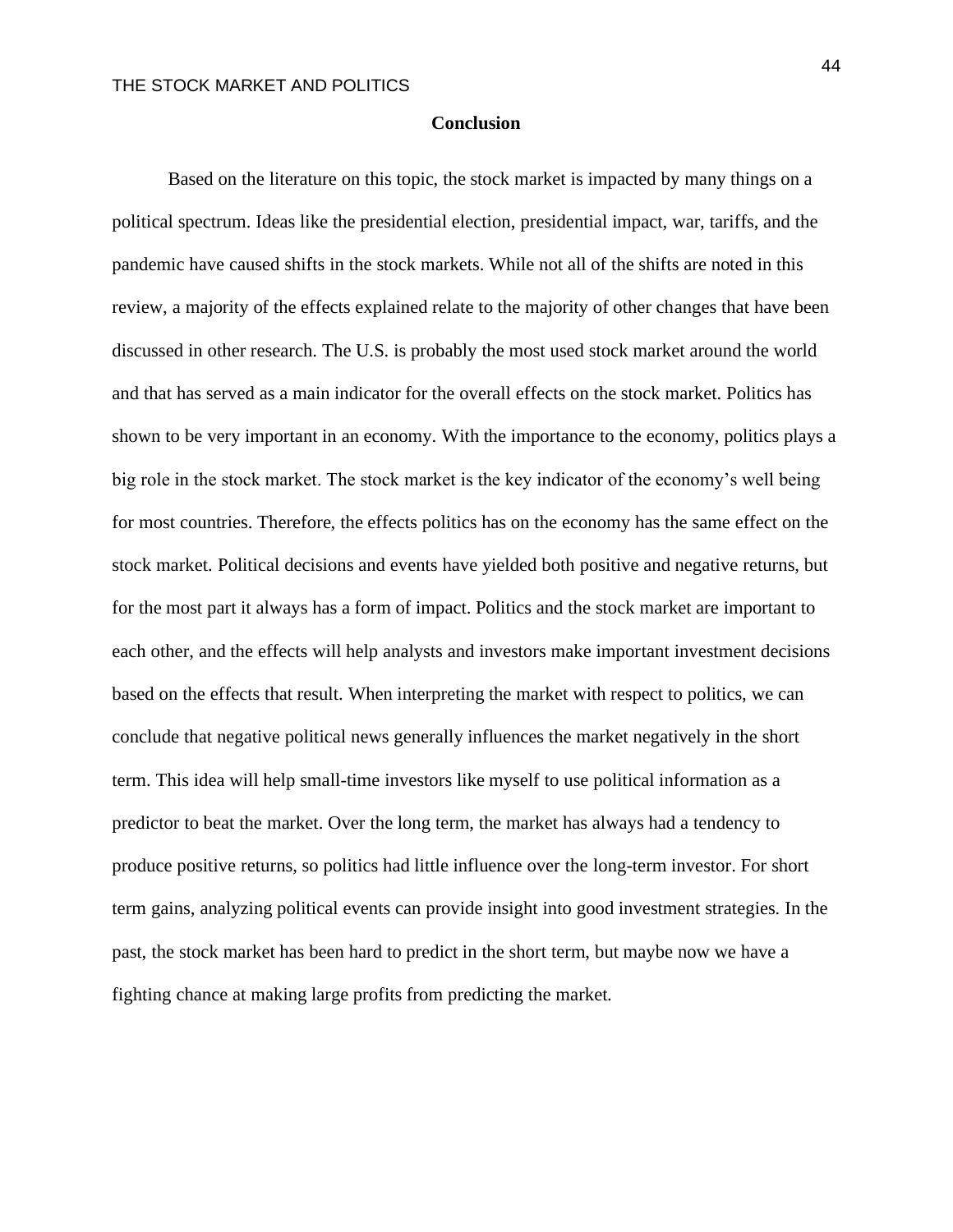## Conclusion

Based on the literature on this topic, the stock market is impacted by many things on a political spectrum. Ideas like the presidential election, presidential impact, war, tariffs, and the pandemic have caused shifts in the stock markets. While not all of the shifts are noted in this review, a majority of the effects explained relate to the majority of other changes that have been discussed in other research. The U.S. is probably the most used stock market around the world and that has served as a main indicator for the overall effects on the stock market. Politics has shown to be very important in an economy. With the importance to the economy, politics plays a big role in the stock market. The stock market is the key indicator of the economy's well being for most countries. Therefore, the effects politics has on the economy has the same effect on the stock market. Political decisions and events have yielded both positive and negative returns, but for the most part it always has a form of impact. Politics and the stock market are important to each other, and the effects will help analysts and investors make important investment decisions based on the effects that result. When interpreting the market with respect to politics, we can conclude that negative political news generally influences the market negatively in the short term. This idea will help small-time investors like myself to use political information as a predictor to beat the market. Over the long term, the market has always had a tendency to produce positive returns, so politics had little influence over the long-term investor. For short term gains, analyzing political events can provide insight into good investment strategies. In the past, the stock market has been hard to predict in the short term, but maybe now we have a fighting chance at making large profits from predicting the market.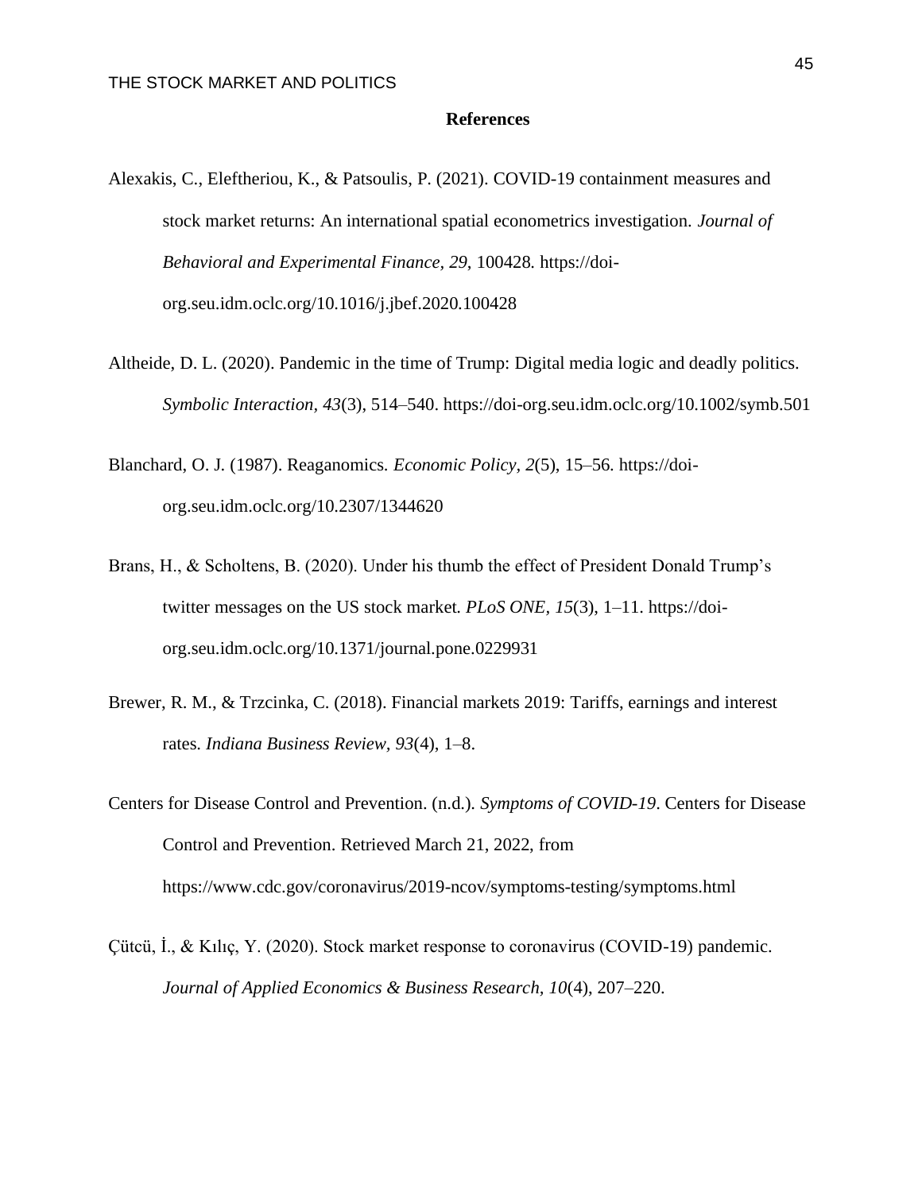## References

Alexakis, C., Eleftheriou, K., & Patsoulis, P. (2021). COVID-19 containment measures and stock market returns: An international spatial econometrics investigation. *Journal of Behavioral and Experimental Finance, 29*, 100428. https://doi-org.seu.idm.oclc.org/10.1016/j.jbef.2020.100428

Altheide, D. L. (2020). Pandemic in the time of Trump: Digital media logic and deadly politics. *Symbolic Interaction*, *43*(3), 514–540. https://doi-org.seu.idm.oclc.org/10.1002/symb.501

Blanchard, O. J. (1987). Reaganomics. *Economic Policy, 2*(5), 15–56. https://doi-org.seu.idm.oclc.org/10.2307/1344620

Brans, H., & Scholtens, B. (2020). Under his thumb the effect of President Donald Trump's twitter messages on the US stock market. *PLoS ONE, 15*(3), 1–11. https://doi-org.seu.idm.oclc.org/10.1371/journal.pone.0229931

Brewer, R. M., & Trzcinka, C. (2018). Financial markets 2019: Tariffs, earnings and interest rates. *Indiana Business Review, 93*(4), 1–8.

Centers for Disease Control and Prevention. (n.d.). *Symptoms of COVID-19*. Centers for Disease Control and Prevention. Retrieved March 21, 2022, from https://www.cdc.gov/coronavirus/2019-ncov/symptoms-testing/symptoms.html

Çütcü, İ., & Kılıç, Y. (2020). Stock market response to coronavirus (COVID-19) pandemic. *Journal of Applied Economics & Business Research, 10*(4), 207–220.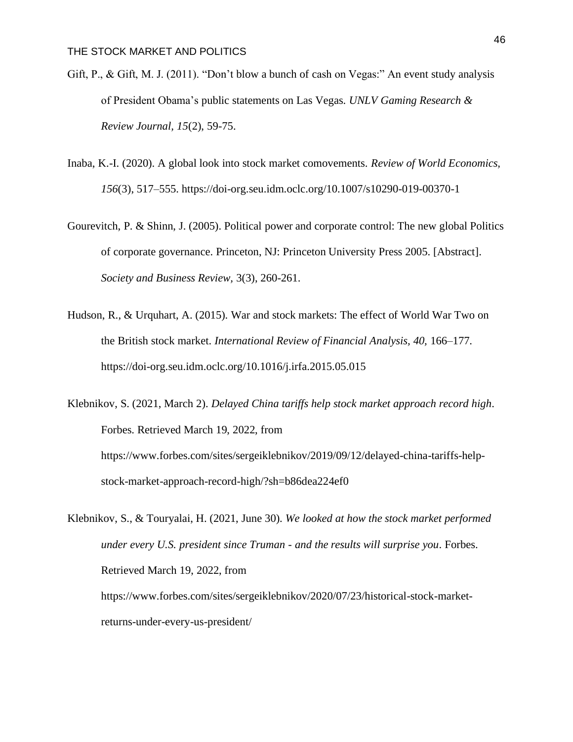Gift, P., & Gift, M. J. (2011). "Don't blow a bunch of cash on Vegas:" An event study analysis of President Obama's public statements on Las Vegas. *UNLV Gaming Research & Review Journal*, *15*(2), 59-75.

Inaba, K.-I. (2020). A global look into stock market comovements. *Review of World Economics, 156*(3), 517–555. https://doi-org.seu.idm.oclc.org/10.1007/s10290-019-00370-1

Gourevitch, P. & Shinn, J. (2005). Political power and corporate control: The new global Politics of corporate governance. Princeton, NJ: Princeton University Press 2005. [Abstract]. *Society and Business Review,* 3(3), 260-261.

Hudson, R., & Urquhart, A. (2015). War and stock markets: The effect of World War Two on the British stock market. *International Review of Financial Analysis, 40,* 166–177. https://doi-org.seu.idm.oclc.org/10.1016/j.irfa.2015.05.015

Klebnikov, S. (2021, March 2). *Delayed China tariffs help stock market approach record high*. Forbes. Retrieved March 19, 2022, from https://www.forbes.com/sites/sergeiklebnikov/2019/09/12/delayed-china-tariffs-help-stock-market-approach-record-high/?sh=b86dea224ef0

Klebnikov, S., & Touryalai, H. (2021, June 30). *We looked at how the stock market performed under every U.S. president since Truman - and the results will surprise you*. Forbes. Retrieved March 19, 2022, from https://www.forbes.com/sites/sergeiklebnikov/2020/07/23/historical-stock-market-returns-under-every-us-president/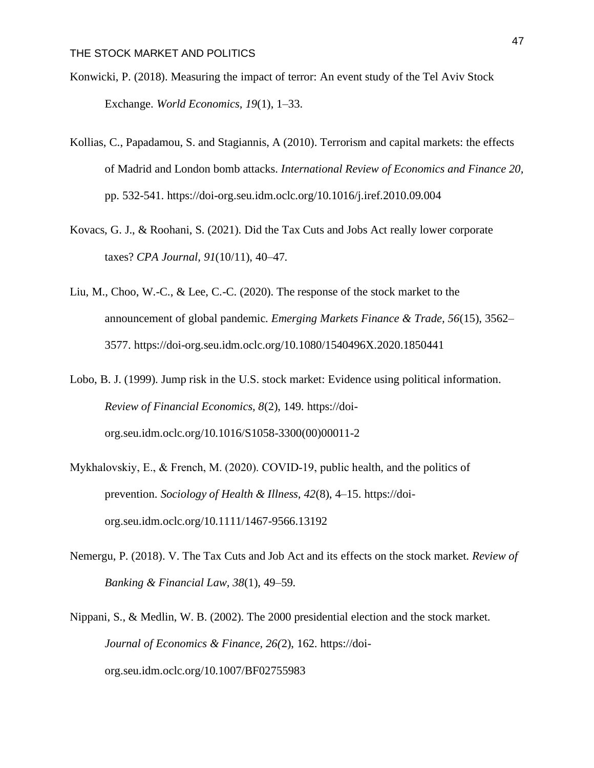Konwicki, P. (2018). Measuring the impact of terror: An event study of the Tel Aviv Stock Exchange. *World Economics, 19*(1), 1–33.

Kollias, C., Papadamou, S. and Stagiannis, A (2010). Terrorism and capital markets: the effects of Madrid and London bomb attacks. *International Review of Economics and Finance 20*, pp. 532-541. https://doi-org.seu.idm.oclc.org/10.1016/j.iref.2010.09.004

Kovacs, G. J., & Roohani, S. (2021). Did the Tax Cuts and Jobs Act really lower corporate taxes? *CPA Journal, 91*(10/11), 40–47.

Liu, M., Choo, W.-C., & Lee, C.-C. (2020). The response of the stock market to the announcement of global pandemic. *Emerging Markets Finance & Trade, 56*(15), 3562–3577. https://doi-org.seu.idm.oclc.org/10.1080/1540496X.2020.1850441

Lobo, B. J. (1999). Jump risk in the U.S. stock market: Evidence using political information. *Review of Financial Economics, 8*(2), 149. https://doi-org.seu.idm.oclc.org/10.1016/S1058-3300(00)00011-2

Mykhalovskiy, E., & French, M. (2020). COVID-19, public health, and the politics of prevention. *Sociology of Health & Illness, 42*(8), 4–15. https://doi-org.seu.idm.oclc.org/10.1111/1467-9566.13192

Nemergu, P. (2018). V. The Tax Cuts and Job Act and its effects on the stock market. *Review of Banking & Financial Law, 38*(1), 49–59.

Nippani, S., & Medlin, W. B. (2002). The 2000 presidential election and the stock market. *Journal of Economics & Finance, 26(*2), 162. https://doi-org.seu.idm.oclc.org/10.1007/BF02755983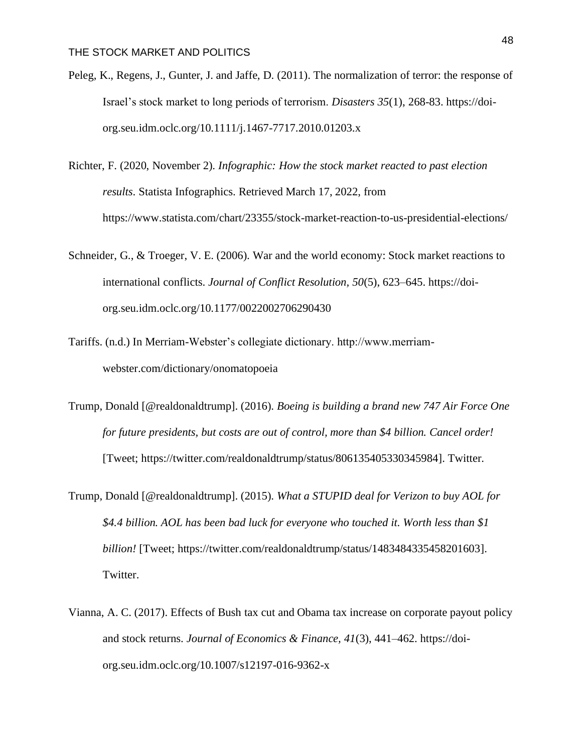Peleg, K., Regens, J., Gunter, J. and Jaffe, D. (2011). The normalization of terror: the response of Israel's stock market to long periods of terrorism. *Disasters 35*(1), 268-83. https://doi-org.seu.idm.oclc.org/10.1111/j.1467-7717.2010.01203.x

Richter, F. (2020, November 2). *Infographic: How the stock market reacted to past election results*. Statista Infographics. Retrieved March 17, 2022, from https://www.statista.com/chart/23355/stock-market-reaction-to-us-presidential-elections/

Schneider, G., & Troeger, V. E. (2006). War and the world economy: Stock market reactions to international conflicts. *Journal of Conflict Resolution*, *50*(5), 623–645. https://doi-org.seu.idm.oclc.org/10.1177/0022002706290430

Tariffs. (n.d.) In Merriam-Webster's collegiate dictionary. http://www.merriam-webster.com/dictionary/onomatopoeia

Trump, Donald [@realdonaldtrump]. (2016). *Boeing is building a brand new 747 Air Force One for future presidents, but costs are out of control, more than $4 billion. Cancel order!* [Tweet; https://twitter.com/realdonaldtrump/status/806135405330345984]. Twitter.

Trump, Donald [@realdonaldtrump]. (2015). *What a STUPID deal for Verizon to buy AOL for $4.4 billion. AOL has been bad luck for everyone who touched it. Worth less than $1 billion!* [Tweet; https://twitter.com/realdonaldtrump/status/1483484335458201603]. Twitter.

Vianna, A. C. (2017). Effects of Bush tax cut and Obama tax increase on corporate payout policy and stock returns. *Journal of Economics & Finance, 41*(3), 441–462. https://doi-org.seu.idm.oclc.org/10.1007/s12197-016-9362-x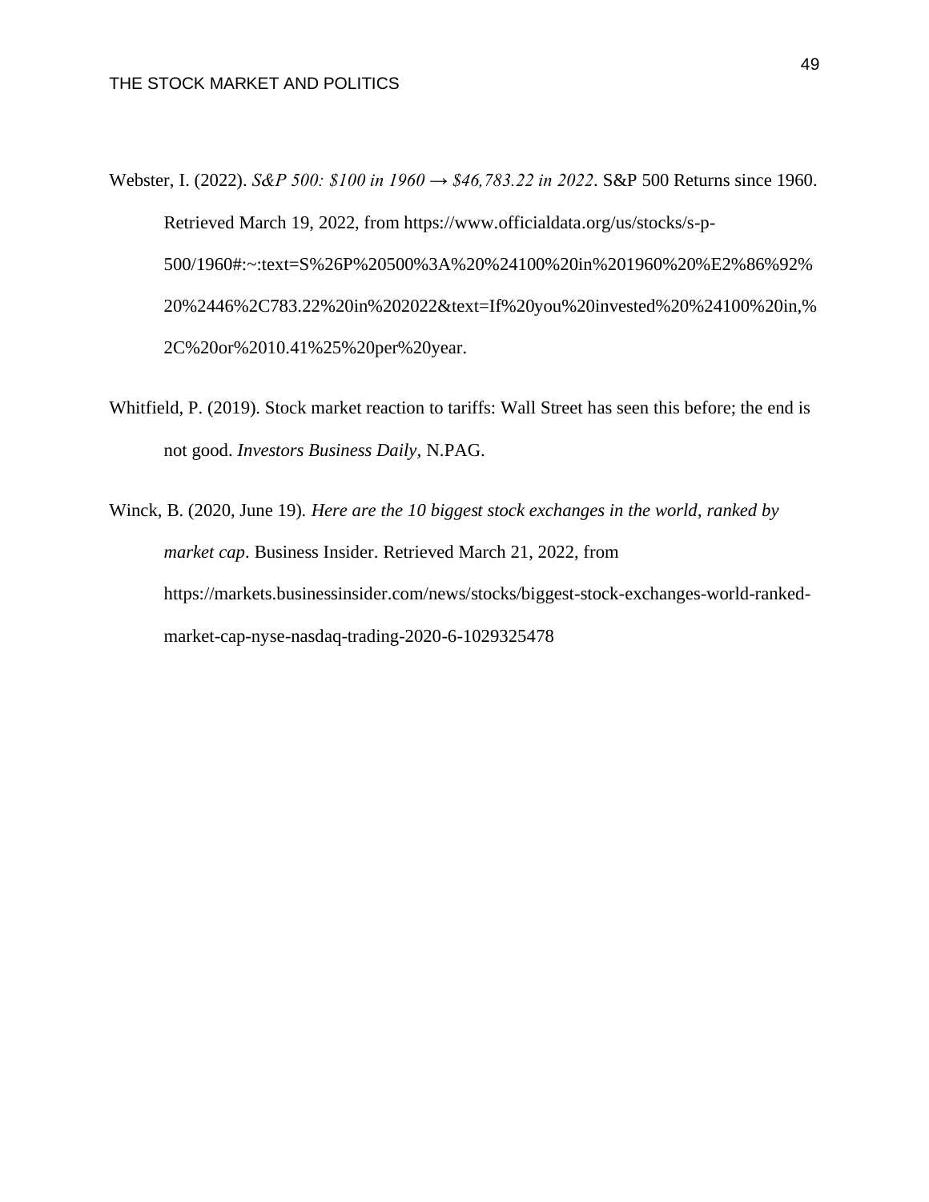Webster, I. (2022). *S&P 500: $100 in 1960 → $46,783.22 in 2022*. S&P 500 Returns since 1960. Retrieved March 19, 2022, from https://www.officialdata.org/us/stocks/s-p-500/1960#:~:text=S%26P%20500%3A%20%24100%20in%201960%20%E2%86%92%20%2446%2C783.22%20in%202022&text=If%20you%20invested%20%24100%20in,%2C%20or%2010.41%25%20per%20year.

Whitfield, P. (2019). Stock market reaction to tariffs: Wall Street has seen this before; the end is not good. *Investors Business Daily*, N.PAG.

Winck, B. (2020, June 19). *Here are the 10 biggest stock exchanges in the world, ranked by market cap*. Business Insider. Retrieved March 21, 2022, from https://markets.businessinsider.com/news/stocks/biggest-stock-exchanges-world-ranked-market-cap-nyse-nasdaq-trading-2020-6-1029325478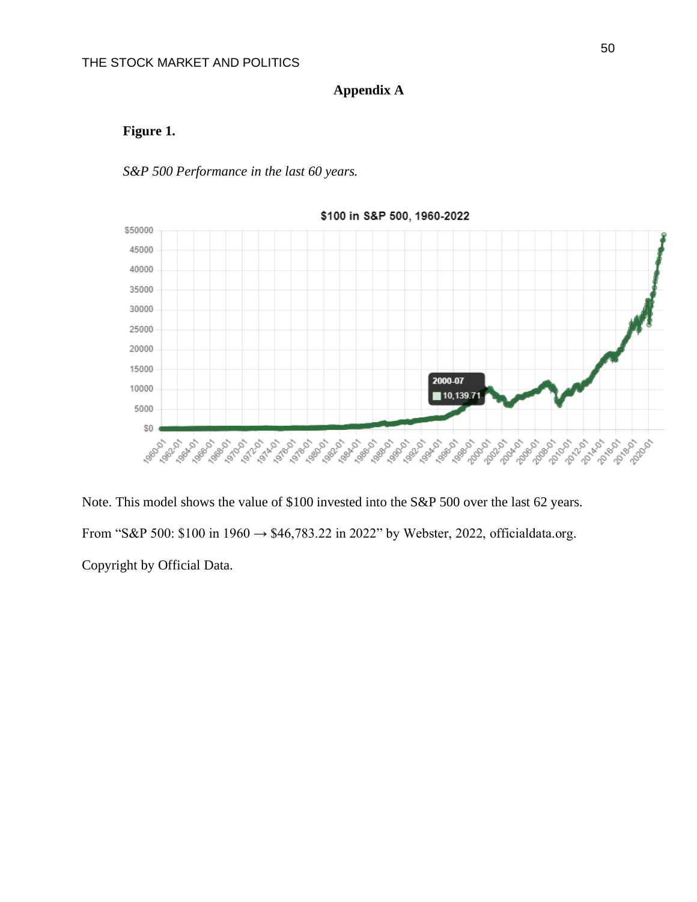## Appendix A

**Figure 1.**

*S&P 500 Performance in the last 60 years.*

Note. This model shows the value of $100 invested into the S&P 500 over the last 62 years.

From "S&P 500: $100 in 1960 → $46,783.22 in 2022" by Webster, 2022, officialdata.org.

Copyright by Official Data.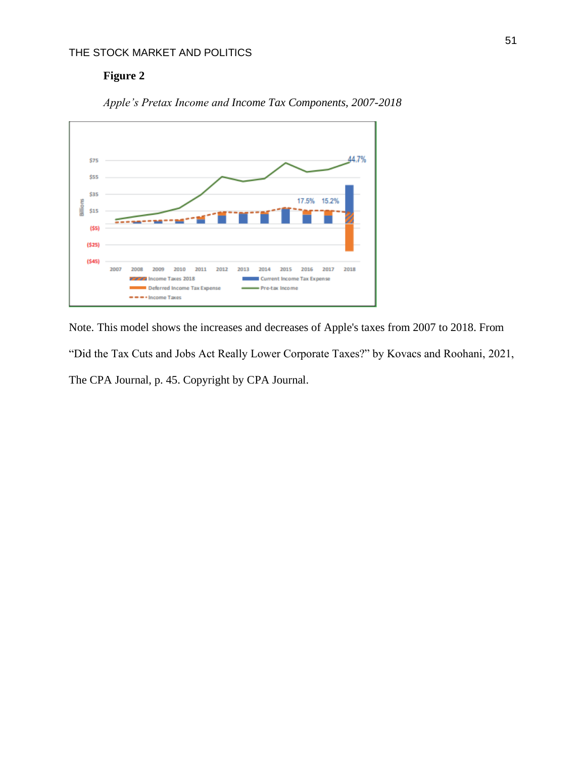**Figure 2**

*Apple's Pretax Income and Income Tax Components, 2007-2018*

44.7%

$75

$55

$35

$15

($5)

($25)

($45)

Billions

17.5%

15.2%

2007 2008 2009 2010 2011 2012 2013 2014 2015 2016 2017 2018

Income Taxes 2018

Current Income Tax Expense

Deferred Income Tax Expense

Pre-tax Income

Income Taxes

Note. This model shows the increases and decreases of Apple's taxes from 2007 to 2018. From "Did the Tax Cuts and Jobs Act Really Lower Corporate Taxes?" by Kovacs and Roohani, 2021, The CPA Journal, p. 45. Copyright by CPA Journal.